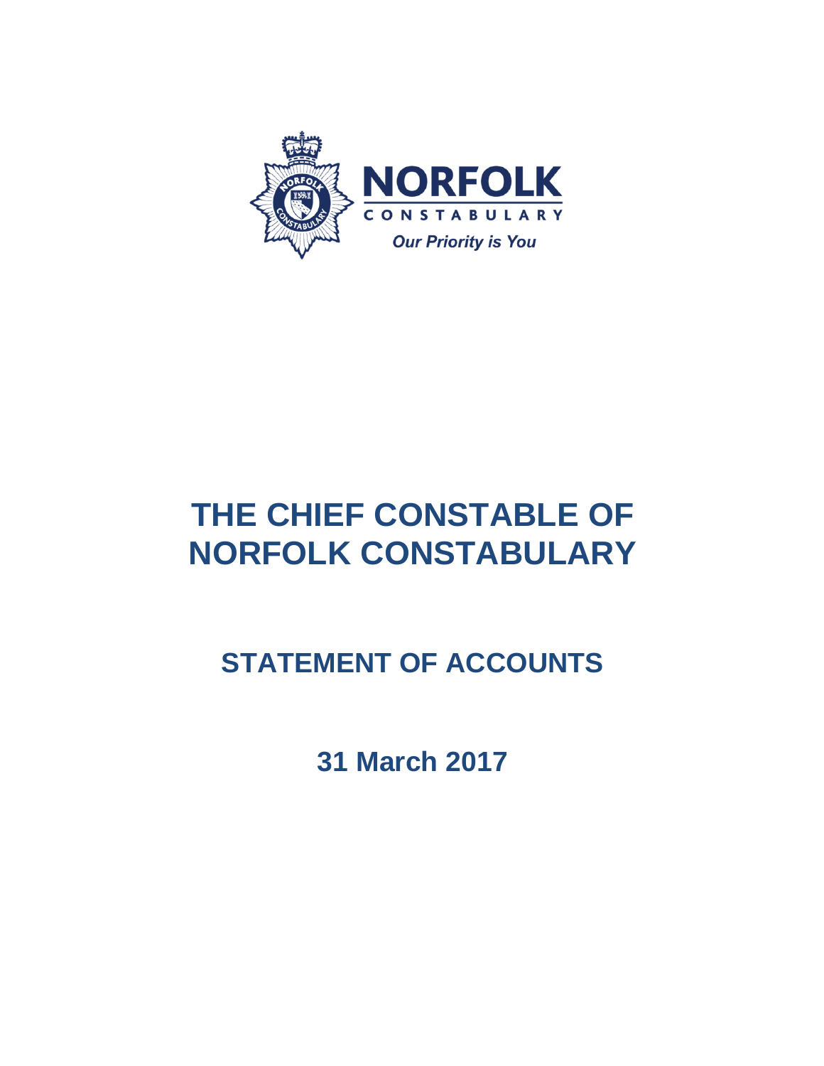NORFOLK

CONSTABULARY

*Our Priority is You*

# THE CHIEF CONSTABLE OF NORFOLK CONSTABULARY

## STATEMENT OF ACCOUNTS

## 31 March 2017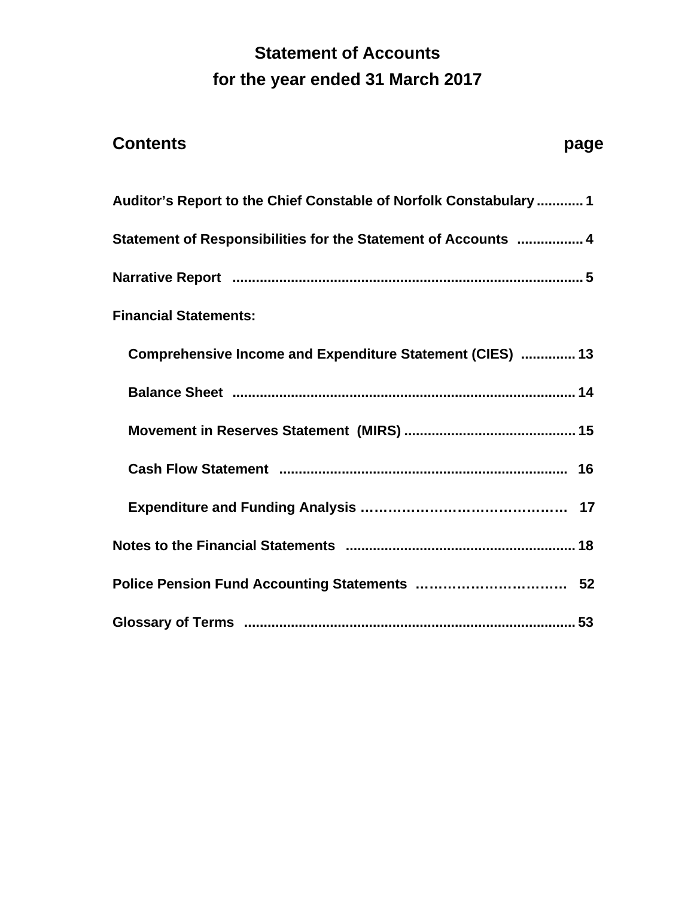# Statement of Accounts
# for the year ended 31 March 2017

| **Contents** | **page** |
|---|---|
| **Auditor's Report to the Chief Constable of Norfolk Constabulary** | **1** |
| **Statement of Responsibilities for the Statement of Accounts** | **4** |
| **Narrative Report** | **5** |
| **Financial Statements:** | |
| **Comprehensive Income and Expenditure Statement (CIES)** | **13** |
| **Balance Sheet** | **14** |
| **Movement in Reserves Statement (MIRS)** | **15** |
| **Cash Flow Statement** | **16** |
| **Expenditure and Funding Analysis** | **17** |
| **Notes to the Financial Statements** | **18** |
| **Police Pension Fund Accounting Statements** | **52** |
| **Glossary of Terms** | **53** |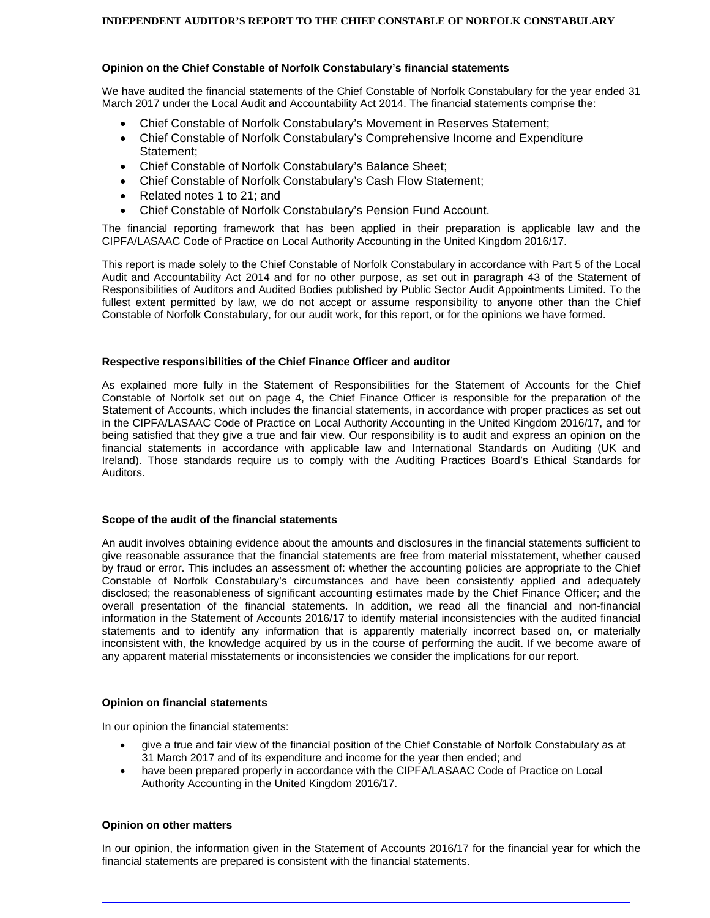# INDEPENDENT AUDITOR'S REPORT TO THE CHIEF CONSTABLE OF NORFOLK CONSTABULARY

**Opinion on the Chief Constable of Norfolk Constabulary's financial statements**

We have audited the financial statements of the Chief Constable of Norfolk Constabulary for the year ended 31 March 2017 under the Local Audit and Accountability Act 2014. The financial statements comprise the:

- Chief Constable of Norfolk Constabulary's Movement in Reserves Statement;
- Chief Constable of Norfolk Constabulary's Comprehensive Income and Expenditure Statement;
- Chief Constable of Norfolk Constabulary's Balance Sheet;
- Chief Constable of Norfolk Constabulary's Cash Flow Statement;
- Related notes 1 to 21; and
- Chief Constable of Norfolk Constabulary's Pension Fund Account.

The financial reporting framework that has been applied in their preparation is applicable law and the CIPFA/LASAAC Code of Practice on Local Authority Accounting in the United Kingdom 2016/17.

This report is made solely to the Chief Constable of Norfolk Constabulary in accordance with Part 5 of the Local Audit and Accountability Act 2014 and for no other purpose, as set out in paragraph 43 of the Statement of Responsibilities of Auditors and Audited Bodies published by Public Sector Audit Appointments Limited. To the fullest extent permitted by law, we do not accept or assume responsibility to anyone other than the Chief Constable of Norfolk Constabulary, for our audit work, for this report, or for the opinions we have formed.

**Respective responsibilities of the Chief Finance Officer and auditor**

As explained more fully in the Statement of Responsibilities for the Statement of Accounts for the Chief Constable of Norfolk set out on page 4, the Chief Finance Officer is responsible for the preparation of the Statement of Accounts, which includes the financial statements, in accordance with proper practices as set out in the CIPFA/LASAAC Code of Practice on Local Authority Accounting in the United Kingdom 2016/17, and for being satisfied that they give a true and fair view. Our responsibility is to audit and express an opinion on the financial statements in accordance with applicable law and International Standards on Auditing (UK and Ireland). Those standards require us to comply with the Auditing Practices Board's Ethical Standards for Auditors.

**Scope of the audit of the financial statements**

An audit involves obtaining evidence about the amounts and disclosures in the financial statements sufficient to give reasonable assurance that the financial statements are free from material misstatement, whether caused by fraud or error. This includes an assessment of: whether the accounting policies are appropriate to the Chief Constable of Norfolk Constabulary's circumstances and have been consistently applied and adequately disclosed; the reasonableness of significant accounting estimates made by the Chief Finance Officer; and the overall presentation of the financial statements. In addition, we read all the financial and non-financial information in the Statement of Accounts 2016/17 to identify material inconsistencies with the audited financial statements and to identify any information that is apparently materially incorrect based on, or materially inconsistent with, the knowledge acquired by us in the course of performing the audit. If we become aware of any apparent material misstatements or inconsistencies we consider the implications for our report.

**Opinion on financial statements**

In our opinion the financial statements:

- give a true and fair view of the financial position of the Chief Constable of Norfolk Constabulary as at 31 March 2017 and of its expenditure and income for the year then ended; and
- have been prepared properly in accordance with the CIPFA/LASAAC Code of Practice on Local Authority Accounting in the United Kingdom 2016/17.

**Opinion on other matters**

In our opinion, the information given in the Statement of Accounts 2016/17 for the financial year for which the financial statements are prepared is consistent with the financial statements.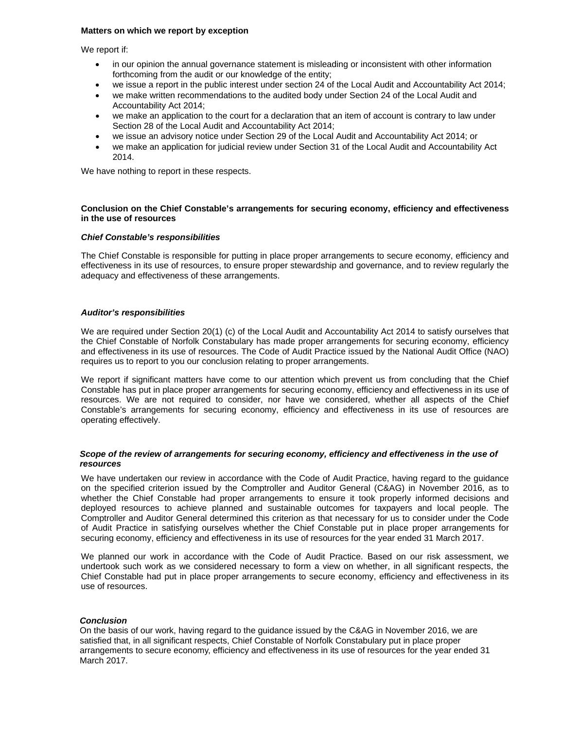**Matters on which we report by exception**

We report if:

- in our opinion the annual governance statement is misleading or inconsistent with other information forthcoming from the audit or our knowledge of the entity;
- we issue a report in the public interest under section 24 of the Local Audit and Accountability Act 2014;
- we make written recommendations to the audited body under Section 24 of the Local Audit and Accountability Act 2014;
- we make an application to the court for a declaration that an item of account is contrary to law under Section 28 of the Local Audit and Accountability Act 2014;
- we issue an advisory notice under Section 29 of the Local Audit and Accountability Act 2014; or
- we make an application for judicial review under Section 31 of the Local Audit and Accountability Act 2014.

We have nothing to report in these respects.

**Conclusion on the Chief Constable's arrangements for securing economy, efficiency and effectiveness in the use of resources**

***Chief Constable's responsibilities***

The Chief Constable is responsible for putting in place proper arrangements to secure economy, efficiency and effectiveness in its use of resources, to ensure proper stewardship and governance, and to review regularly the adequacy and effectiveness of these arrangements.

***Auditor's responsibilities***

We are required under Section 20(1) (c) of the Local Audit and Accountability Act 2014 to satisfy ourselves that the Chief Constable of Norfolk Constabulary has made proper arrangements for securing economy, efficiency and effectiveness in its use of resources. The Code of Audit Practice issued by the National Audit Office (NAO) requires us to report to you our conclusion relating to proper arrangements.

We report if significant matters have come to our attention which prevent us from concluding that the Chief Constable has put in place proper arrangements for securing economy, efficiency and effectiveness in its use of resources. We are not required to consider, nor have we considered, whether all aspects of the Chief Constable's arrangements for securing economy, efficiency and effectiveness in its use of resources are operating effectively.

***Scope of the review of arrangements for securing economy, efficiency and effectiveness in the use of resources***

We have undertaken our review in accordance with the Code of Audit Practice, having regard to the guidance on the specified criterion issued by the Comptroller and Auditor General (C&AG) in November 2016, as to whether the Chief Constable had proper arrangements to ensure it took properly informed decisions and deployed resources to achieve planned and sustainable outcomes for taxpayers and local people. The Comptroller and Auditor General determined this criterion as that necessary for us to consider under the Code of Audit Practice in satisfying ourselves whether the Chief Constable put in place proper arrangements for securing economy, efficiency and effectiveness in its use of resources for the year ended 31 March 2017.

We planned our work in accordance with the Code of Audit Practice. Based on our risk assessment, we undertook such work as we considered necessary to form a view on whether, in all significant respects, the Chief Constable had put in place proper arrangements to secure economy, efficiency and effectiveness in its use of resources.

***Conclusion***

On the basis of our work, having regard to the guidance issued by the C&AG in November 2016, we are satisfied that, in all significant respects, Chief Constable of Norfolk Constabulary put in place proper arrangements to secure economy, efficiency and effectiveness in its use of resources for the year ended 31 March 2017.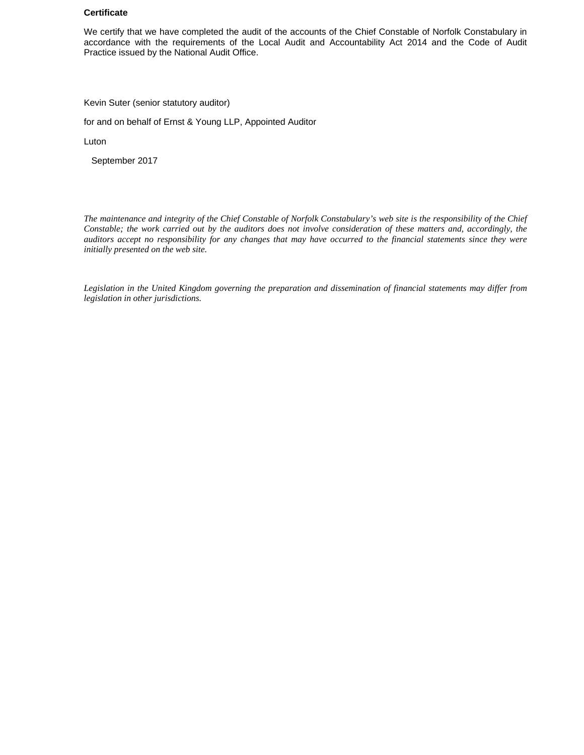**Certificate**

We certify that we have completed the audit of the accounts of the Chief Constable of Norfolk Constabulary in accordance with the requirements of the Local Audit and Accountability Act 2014 and the Code of Audit Practice issued by the National Audit Office.

Kevin Suter (senior statutory auditor)

for and on behalf of Ernst & Young LLP, Appointed Auditor

Luton

September 2017

*The maintenance and integrity of the Chief Constable of Norfolk Constabulary's web site is the responsibility of the Chief Constable; the work carried out by the auditors does not involve consideration of these matters and, accordingly, the auditors accept no responsibility for any changes that may have occurred to the financial statements since they were initially presented on the web site.*

*Legislation in the United Kingdom governing the preparation and dissemination of financial statements may differ from legislation in other jurisdictions.*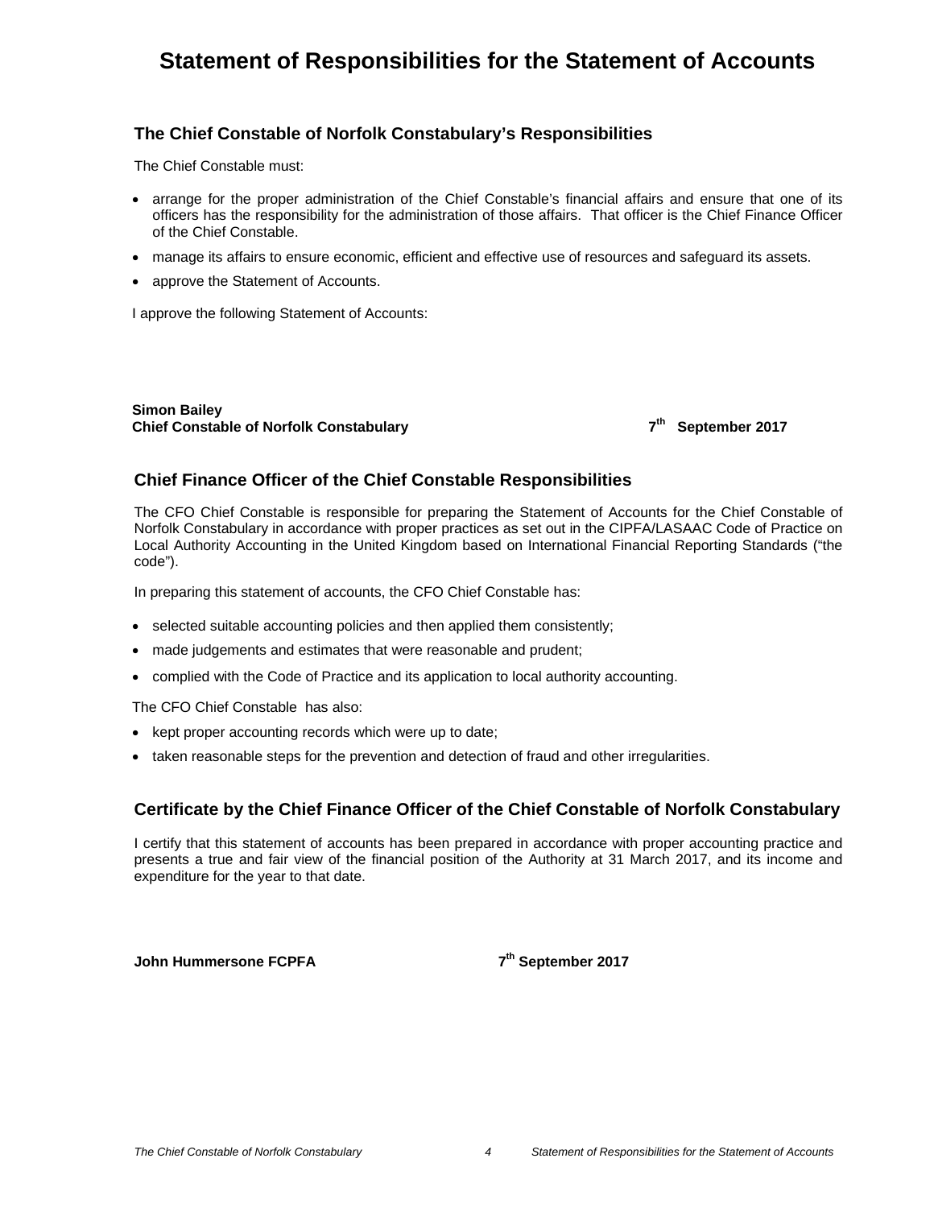# Statement of Responsibilities for the Statement of Accounts

## The Chief Constable of Norfolk Constabulary's Responsibilities

The Chief Constable must:

- arrange for the proper administration of the Chief Constable's financial affairs and ensure that one of its officers has the responsibility for the administration of those affairs. That officer is the Chief Finance Officer of the Chief Constable.
- manage its affairs to ensure economic, efficient and effective use of resources and safeguard its assets.
- approve the Statement of Accounts.

I approve the following Statement of Accounts:

**Simon Bailey**
**Chief Constable of Norfolk Constabulary** **7th September 2017**

## Chief Finance Officer of the Chief Constable Responsibilities

The CFO Chief Constable is responsible for preparing the Statement of Accounts for the Chief Constable of Norfolk Constabulary in accordance with proper practices as set out in the CIPFA/LASAAC Code of Practice on Local Authority Accounting in the United Kingdom based on International Financial Reporting Standards ("the code").

In preparing this statement of accounts, the CFO Chief Constable has:

- selected suitable accounting policies and then applied them consistently;
- made judgements and estimates that were reasonable and prudent;
- complied with the Code of Practice and its application to local authority accounting.

The CFO Chief Constable has also:

- kept proper accounting records which were up to date;
- taken reasonable steps for the prevention and detection of fraud and other irregularities.

## Certificate by the Chief Finance Officer of the Chief Constable of Norfolk Constabulary

I certify that this statement of accounts has been prepared in accordance with proper accounting practice and presents a true and fair view of the financial position of the Authority at 31 March 2017, and its income and expenditure for the year to that date.

**John Hummersone FCPFA** **7th September 2017**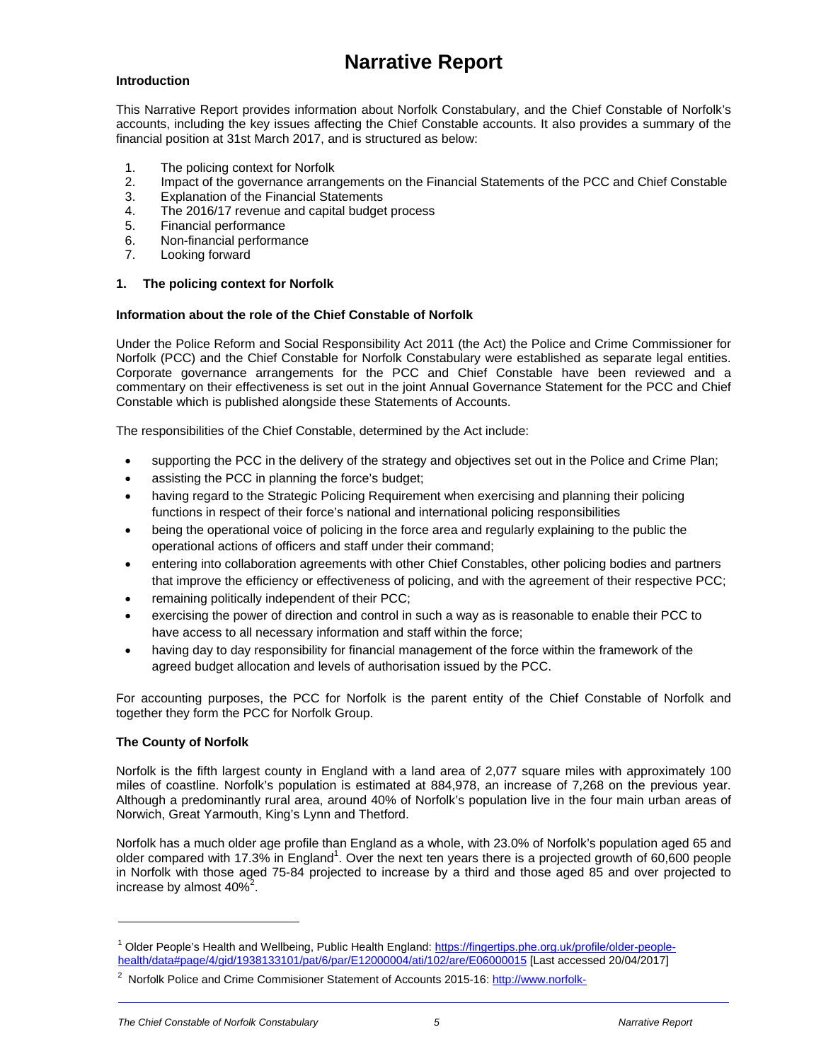# Narrative Report

**Introduction**

This Narrative Report provides information about Norfolk Constabulary, and the Chief Constable of Norfolk's accounts, including the key issues affecting the Chief Constable accounts. It also provides a summary of the financial position at 31st March 2017, and is structured as below:

1. The policing context for Norfolk
2. Impact of the governance arrangements on the Financial Statements of the PCC and Chief Constable
3. Explanation of the Financial Statements
4. The 2016/17 revenue and capital budget process
5. Financial performance
6. Non-financial performance
7. Looking forward

## 1. The policing context for Norfolk

**Information about the role of the Chief Constable of Norfolk**

Under the Police Reform and Social Responsibility Act 2011 (the Act) the Police and Crime Commissioner for Norfolk (PCC) and the Chief Constable for Norfolk Constabulary were established as separate legal entities. Corporate governance arrangements for the PCC and Chief Constable have been reviewed and a commentary on their effectiveness is set out in the joint Annual Governance Statement for the PCC and Chief Constable which is published alongside these Statements of Accounts.

The responsibilities of the Chief Constable, determined by the Act include:

- supporting the PCC in the delivery of the strategy and objectives set out in the Police and Crime Plan;
- assisting the PCC in planning the force's budget;
- having regard to the Strategic Policing Requirement when exercising and planning their policing functions in respect of their force's national and international policing responsibilities
- being the operational voice of policing in the force area and regularly explaining to the public the operational actions of officers and staff under their command;
- entering into collaboration agreements with other Chief Constables, other policing bodies and partners that improve the efficiency or effectiveness of policing, and with the agreement of their respective PCC;
- remaining politically independent of their PCC;
- exercising the power of direction and control in such a way as is reasonable to enable their PCC to have access to all necessary information and staff within the force;
- having day to day responsibility for financial management of the force within the framework of the agreed budget allocation and levels of authorisation issued by the PCC.

For accounting purposes, the PCC for Norfolk is the parent entity of the Chief Constable of Norfolk and together they form the PCC for Norfolk Group.

**The County of Norfolk**

Norfolk is the fifth largest county in England with a land area of 2,077 square miles with approximately 100 miles of coastline. Norfolk's population is estimated at 884,978, an increase of 7,268 on the previous year. Although a predominantly rural area, around 40% of Norfolk's population live in the four main urban areas of Norwich, Great Yarmouth, King's Lynn and Thetford.

Norfolk has a much older age profile than England as a whole, with 23.0% of Norfolk's population aged 65 and older compared with 17.3% in England[1]. Over the next ten years there is a projected growth of 60,600 people in Norfolk with those aged 75-84 projected to increase by a third and those aged 85 and over projected to increase by almost 40%[2].

---

[1] Older People's Health and Wellbeing, Public Health England: https://fingertips.phe.org.uk/profile/older-people-health/data#page/4/gid/1938133101/pat/6/par/E12000004/ati/102/are/E06000015 [Last accessed 20/04/2017]

[2] Norfolk Police and Crime Commisioner Statement of Accounts 2015-16: http://www.norfolk-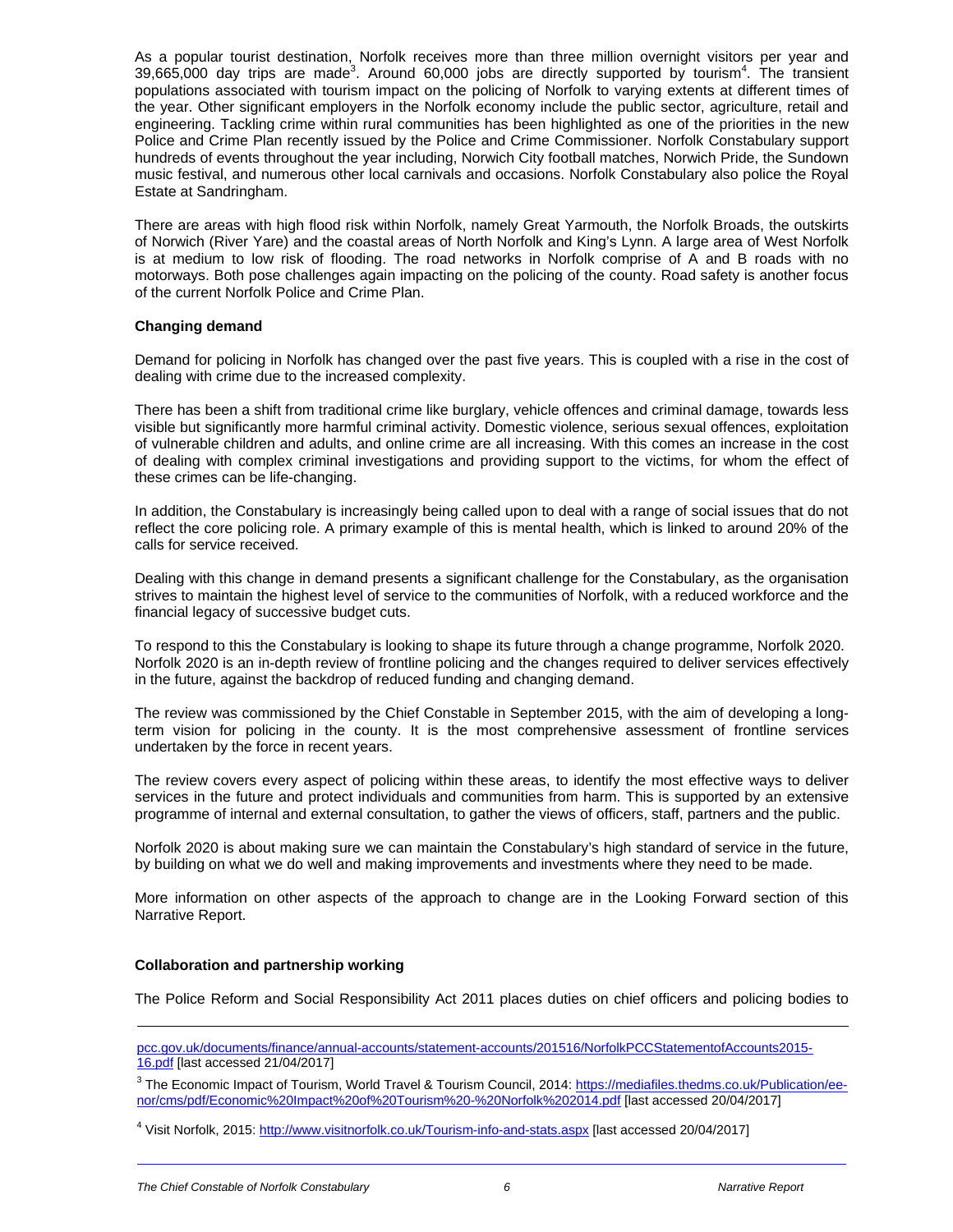As a popular tourist destination, Norfolk receives more than three million overnight visitors per year and 39,665,000 day trips are made[3]. Around 60,000 jobs are directly supported by tourism[4]. The transient populations associated with tourism impact on the policing of Norfolk to varying extents at different times of the year. Other significant employers in the Norfolk economy include the public sector, agriculture, retail and engineering. Tackling crime within rural communities has been highlighted as one of the priorities in the new Police and Crime Plan recently issued by the Police and Crime Commissioner. Norfolk Constabulary support hundreds of events throughout the year including, Norwich City football matches, Norwich Pride, the Sundown music festival, and numerous other local carnivals and occasions. Norfolk Constabulary also police the Royal Estate at Sandringham.

There are areas with high flood risk within Norfolk, namely Great Yarmouth, the Norfolk Broads, the outskirts of Norwich (River Yare) and the coastal areas of North Norfolk and King's Lynn. A large area of West Norfolk is at medium to low risk of flooding. The road networks in Norfolk comprise of A and B roads with no motorways. Both pose challenges again impacting on the policing of the county. Road safety is another focus of the current Norfolk Police and Crime Plan.

**Changing demand**

Demand for policing in Norfolk has changed over the past five years. This is coupled with a rise in the cost of dealing with crime due to the increased complexity.

There has been a shift from traditional crime like burglary, vehicle offences and criminal damage, towards less visible but significantly more harmful criminal activity. Domestic violence, serious sexual offences, exploitation of vulnerable children and adults, and online crime are all increasing. With this comes an increase in the cost of dealing with complex criminal investigations and providing support to the victims, for whom the effect of these crimes can be life-changing.

In addition, the Constabulary is increasingly being called upon to deal with a range of social issues that do not reflect the core policing role. A primary example of this is mental health, which is linked to around 20% of the calls for service received.

Dealing with this change in demand presents a significant challenge for the Constabulary, as the organisation strives to maintain the highest level of service to the communities of Norfolk, with a reduced workforce and the financial legacy of successive budget cuts.

To respond to this the Constabulary is looking to shape its future through a change programme, Norfolk 2020. Norfolk 2020 is an in-depth review of frontline policing and the changes required to deliver services effectively in the future, against the backdrop of reduced funding and changing demand.

The review was commissioned by the Chief Constable in September 2015, with the aim of developing a long-term vision for policing in the county. It is the most comprehensive assessment of frontline services undertaken by the force in recent years.

The review covers every aspect of policing within these areas, to identify the most effective ways to deliver services in the future and protect individuals and communities from harm. This is supported by an extensive programme of internal and external consultation, to gather the views of officers, staff, partners and the public.

Norfolk 2020 is about making sure we can maintain the Constabulary's high standard of service in the future, by building on what we do well and making improvements and investments where they need to be made.

More information on other aspects of the approach to change are in the Looking Forward section of this Narrative Report.

**Collaboration and partnership working**

The Police Reform and Social Responsibility Act 2011 places duties on chief officers and policing bodies to

---

pcc.gov.uk/documents/finance/annual-accounts/statement-accounts/201516/NorfolkPCCStatementofAccounts2015-16.pdf [last accessed 21/04/2017]

[3] The Economic Impact of Tourism, World Travel & Tourism Council, 2014: https://mediafiles.thedms.co.uk/Publication/ee-nor/cms/pdf/Economic%20Impact%20of%20Tourism%20-%20Norfolk%202014.pdf [last accessed 20/04/2017]

[4] Visit Norfolk, 2015: http://www.visitnorfolk.co.uk/Tourism-info-and-stats.aspx [last accessed 20/04/2017]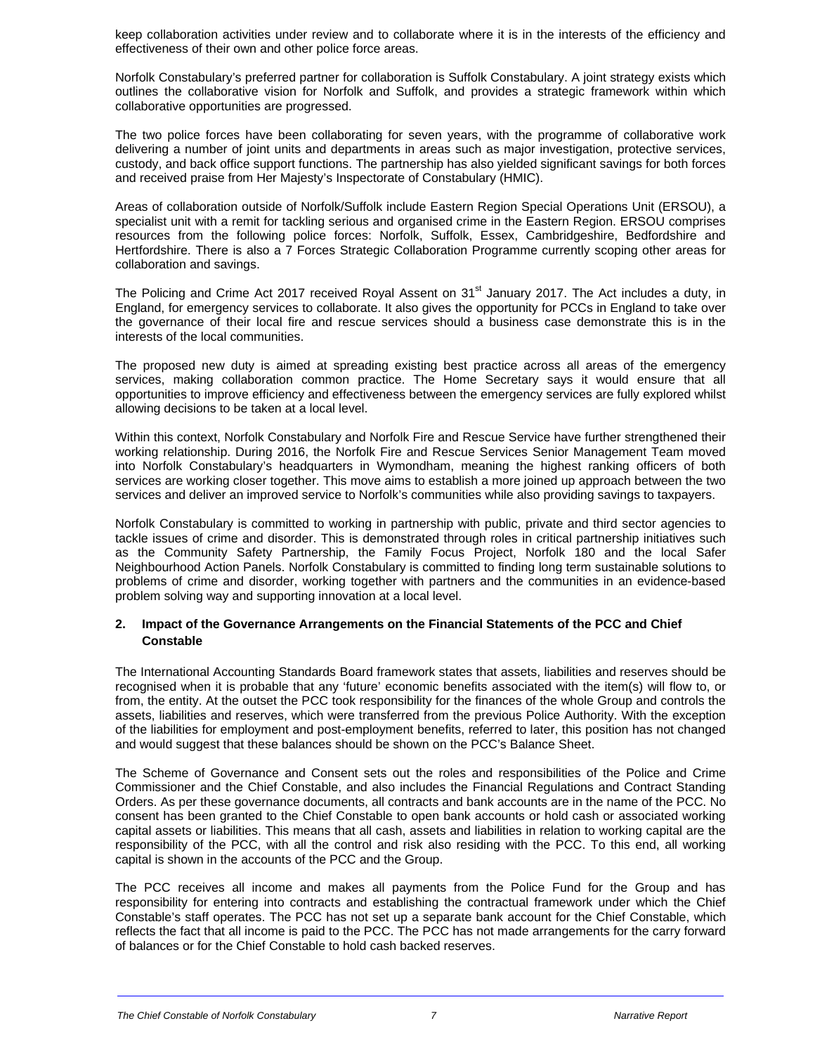keep collaboration activities under review and to collaborate where it is in the interests of the efficiency and effectiveness of their own and other police force areas.

Norfolk Constabulary's preferred partner for collaboration is Suffolk Constabulary. A joint strategy exists which outlines the collaborative vision for Norfolk and Suffolk, and provides a strategic framework within which collaborative opportunities are progressed.

The two police forces have been collaborating for seven years, with the programme of collaborative work delivering a number of joint units and departments in areas such as major investigation, protective services, custody, and back office support functions. The partnership has also yielded significant savings for both forces and received praise from Her Majesty's Inspectorate of Constabulary (HMIC).

Areas of collaboration outside of Norfolk/Suffolk include Eastern Region Special Operations Unit (ERSOU), a specialist unit with a remit for tackling serious and organised crime in the Eastern Region. ERSOU comprises resources from the following police forces: Norfolk, Suffolk, Essex, Cambridgeshire, Bedfordshire and Hertfordshire. There is also a 7 Forces Strategic Collaboration Programme currently scoping other areas for collaboration and savings.

The Policing and Crime Act 2017 received Royal Assent on 31st January 2017. The Act includes a duty, in England, for emergency services to collaborate. It also gives the opportunity for PCCs in England to take over the governance of their local fire and rescue services should a business case demonstrate this is in the interests of the local communities.

The proposed new duty is aimed at spreading existing best practice across all areas of the emergency services, making collaboration common practice. The Home Secretary says it would ensure that all opportunities to improve efficiency and effectiveness between the emergency services are fully explored whilst allowing decisions to be taken at a local level.

Within this context, Norfolk Constabulary and Norfolk Fire and Rescue Service have further strengthened their working relationship. During 2016, the Norfolk Fire and Rescue Services Senior Management Team moved into Norfolk Constabulary's headquarters in Wymondham, meaning the highest ranking officers of both services are working closer together. This move aims to establish a more joined up approach between the two services and deliver an improved service to Norfolk's communities while also providing savings to taxpayers.

Norfolk Constabulary is committed to working in partnership with public, private and third sector agencies to tackle issues of crime and disorder. This is demonstrated through roles in critical partnership initiatives such as the Community Safety Partnership, the Family Focus Project, Norfolk 180 and the local Safer Neighbourhood Action Panels. Norfolk Constabulary is committed to finding long term sustainable solutions to problems of crime and disorder, working together with partners and the communities in an evidence-based problem solving way and supporting innovation at a local level.

## 2. Impact of the Governance Arrangements on the Financial Statements of the PCC and Chief Constable

The International Accounting Standards Board framework states that assets, liabilities and reserves should be recognised when it is probable that any 'future' economic benefits associated with the item(s) will flow to, or from, the entity. At the outset the PCC took responsibility for the finances of the whole Group and controls the assets, liabilities and reserves, which were transferred from the previous Police Authority. With the exception of the liabilities for employment and post-employment benefits, referred to later, this position has not changed and would suggest that these balances should be shown on the PCC's Balance Sheet.

The Scheme of Governance and Consent sets out the roles and responsibilities of the Police and Crime Commissioner and the Chief Constable, and also includes the Financial Regulations and Contract Standing Orders. As per these governance documents, all contracts and bank accounts are in the name of the PCC. No consent has been granted to the Chief Constable to open bank accounts or hold cash or associated working capital assets or liabilities. This means that all cash, assets and liabilities in relation to working capital are the responsibility of the PCC, with all the control and risk also residing with the PCC. To this end, all working capital is shown in the accounts of the PCC and the Group.

The PCC receives all income and makes all payments from the Police Fund for the Group and has responsibility for entering into contracts and establishing the contractual framework under which the Chief Constable's staff operates. The PCC has not set up a separate bank account for the Chief Constable, which reflects the fact that all income is paid to the PCC. The PCC has not made arrangements for the carry forward of balances or for the Chief Constable to hold cash backed reserves.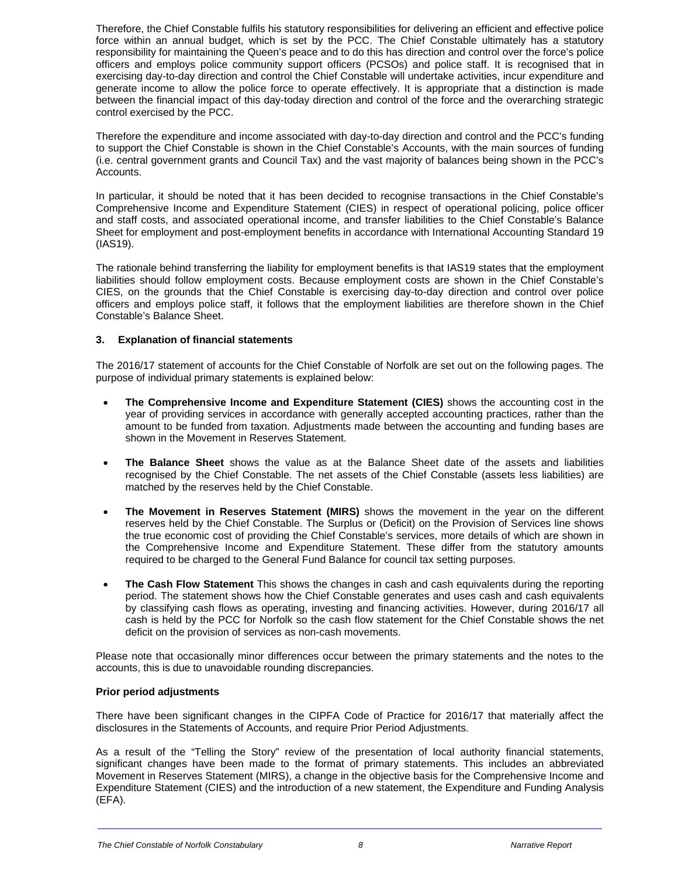Therefore, the Chief Constable fulfils his statutory responsibilities for delivering an efficient and effective police force within an annual budget, which is set by the PCC. The Chief Constable ultimately has a statutory responsibility for maintaining the Queen's peace and to do this has direction and control over the force's police officers and employs police community support officers (PCSOs) and police staff. It is recognised that in exercising day-to-day direction and control the Chief Constable will undertake activities, incur expenditure and generate income to allow the police force to operate effectively. It is appropriate that a distinction is made between the financial impact of this day-today direction and control of the force and the overarching strategic control exercised by the PCC.

Therefore the expenditure and income associated with day-to-day direction and control and the PCC's funding to support the Chief Constable is shown in the Chief Constable's Accounts, with the main sources of funding (i.e. central government grants and Council Tax) and the vast majority of balances being shown in the PCC's Accounts.

In particular, it should be noted that it has been decided to recognise transactions in the Chief Constable's Comprehensive Income and Expenditure Statement (CIES) in respect of operational policing, police officer and staff costs, and associated operational income, and transfer liabilities to the Chief Constable's Balance Sheet for employment and post-employment benefits in accordance with International Accounting Standard 19 (IAS19).

The rationale behind transferring the liability for employment benefits is that IAS19 states that the employment liabilities should follow employment costs. Because employment costs are shown in the Chief Constable's CIES, on the grounds that the Chief Constable is exercising day-to-day direction and control over police officers and employs police staff, it follows that the employment liabilities are therefore shown in the Chief Constable's Balance Sheet.

### 3. Explanation of financial statements

The 2016/17 statement of accounts for the Chief Constable of Norfolk are set out on the following pages. The purpose of individual primary statements is explained below:

- **The Comprehensive Income and Expenditure Statement (CIES)** shows the accounting cost in the year of providing services in accordance with generally accepted accounting practices, rather than the amount to be funded from taxation. Adjustments made between the accounting and funding bases are shown in the Movement in Reserves Statement.

- **The Balance Sheet** shows the value as at the Balance Sheet date of the assets and liabilities recognised by the Chief Constable. The net assets of the Chief Constable (assets less liabilities) are matched by the reserves held by the Chief Constable.

- **The Movement in Reserves Statement (MIRS)** shows the movement in the year on the different reserves held by the Chief Constable. The Surplus or (Deficit) on the Provision of Services line shows the true economic cost of providing the Chief Constable's services, more details of which are shown in the Comprehensive Income and Expenditure Statement. These differ from the statutory amounts required to be charged to the General Fund Balance for council tax setting purposes.

- **The Cash Flow Statement** This shows the changes in cash and cash equivalents during the reporting period. The statement shows how the Chief Constable generates and uses cash and cash equivalents by classifying cash flows as operating, investing and financing activities. However, during 2016/17 all cash is held by the PCC for Norfolk so the cash flow statement for the Chief Constable shows the net deficit on the provision of services as non-cash movements.

Please note that occasionally minor differences occur between the primary statements and the notes to the accounts, this is due to unavoidable rounding discrepancies.

**Prior period adjustments**

There have been significant changes in the CIPFA Code of Practice for 2016/17 that materially affect the disclosures in the Statements of Accounts, and require Prior Period Adjustments.

As a result of the "Telling the Story" review of the presentation of local authority financial statements, significant changes have been made to the format of primary statements. This includes an abbreviated Movement in Reserves Statement (MIRS), a change in the objective basis for the Comprehensive Income and Expenditure Statement (CIES) and the introduction of a new statement, the Expenditure and Funding Analysis (EFA).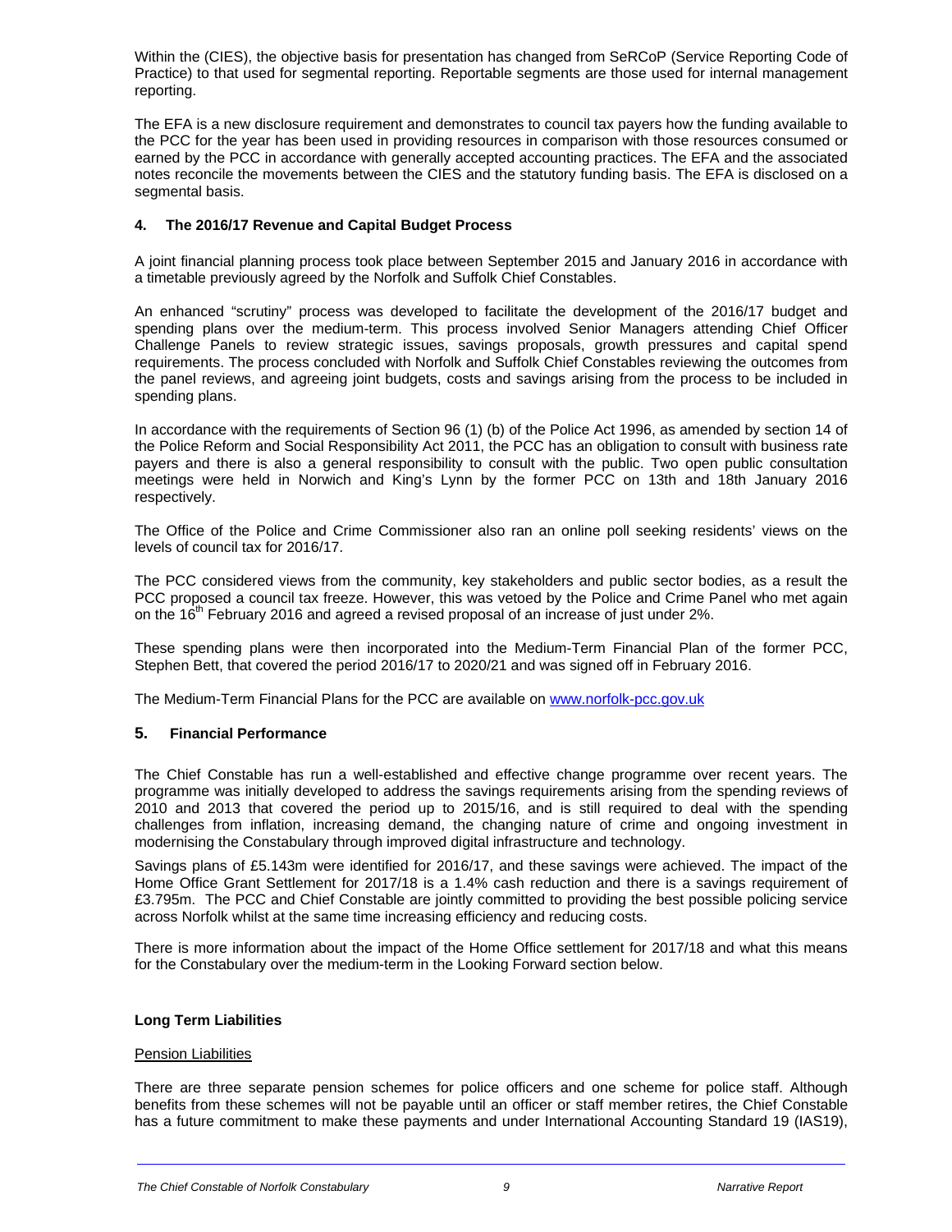Within the (CIES), the objective basis for presentation has changed from SeRCoP (Service Reporting Code of Practice) to that used for segmental reporting. Reportable segments are those used for internal management reporting.

The EFA is a new disclosure requirement and demonstrates to council tax payers how the funding available to the PCC for the year has been used in providing resources in comparison with those resources consumed or earned by the PCC in accordance with generally accepted accounting practices. The EFA and the associated notes reconcile the movements between the CIES and the statutory funding basis. The EFA is disclosed on a segmental basis.

## 4. The 2016/17 Revenue and Capital Budget Process

A joint financial planning process took place between September 2015 and January 2016 in accordance with a timetable previously agreed by the Norfolk and Suffolk Chief Constables.

An enhanced "scrutiny" process was developed to facilitate the development of the 2016/17 budget and spending plans over the medium-term. This process involved Senior Managers attending Chief Officer Challenge Panels to review strategic issues, savings proposals, growth pressures and capital spend requirements. The process concluded with Norfolk and Suffolk Chief Constables reviewing the outcomes from the panel reviews, and agreeing joint budgets, costs and savings arising from the process to be included in spending plans.

In accordance with the requirements of Section 96 (1) (b) of the Police Act 1996, as amended by section 14 of the Police Reform and Social Responsibility Act 2011, the PCC has an obligation to consult with business rate payers and there is also a general responsibility to consult with the public. Two open public consultation meetings were held in Norwich and King's Lynn by the former PCC on 13th and 18th January 2016 respectively.

The Office of the Police and Crime Commissioner also ran an online poll seeking residents' views on the levels of council tax for 2016/17.

The PCC considered views from the community, key stakeholders and public sector bodies, as a result the PCC proposed a council tax freeze. However, this was vetoed by the Police and Crime Panel who met again on the 16th February 2016 and agreed a revised proposal of an increase of just under 2%.

These spending plans were then incorporated into the Medium-Term Financial Plan of the former PCC, Stephen Bett, that covered the period 2016/17 to 2020/21 and was signed off in February 2016.

The Medium-Term Financial Plans for the PCC are available on www.norfolk-pcc.gov.uk

## 5. Financial Performance

The Chief Constable has run a well-established and effective change programme over recent years. The programme was initially developed to address the savings requirements arising from the spending reviews of 2010 and 2013 that covered the period up to 2015/16, and is still required to deal with the spending challenges from inflation, increasing demand, the changing nature of crime and ongoing investment in modernising the Constabulary through improved digital infrastructure and technology.

Savings plans of £5.143m were identified for 2016/17, and these savings were achieved. The impact of the Home Office Grant Settlement for 2017/18 is a 1.4% cash reduction and there is a savings requirement of £3.795m. The PCC and Chief Constable are jointly committed to providing the best possible policing service across Norfolk whilst at the same time increasing efficiency and reducing costs.

There is more information about the impact of the Home Office settlement for 2017/18 and what this means for the Constabulary over the medium-term in the Looking Forward section below.

### Long Term Liabilities

Pension Liabilities

There are three separate pension schemes for police officers and one scheme for police staff. Although benefits from these schemes will not be payable until an officer or staff member retires, the Chief Constable has a future commitment to make these payments and under International Accounting Standard 19 (IAS19),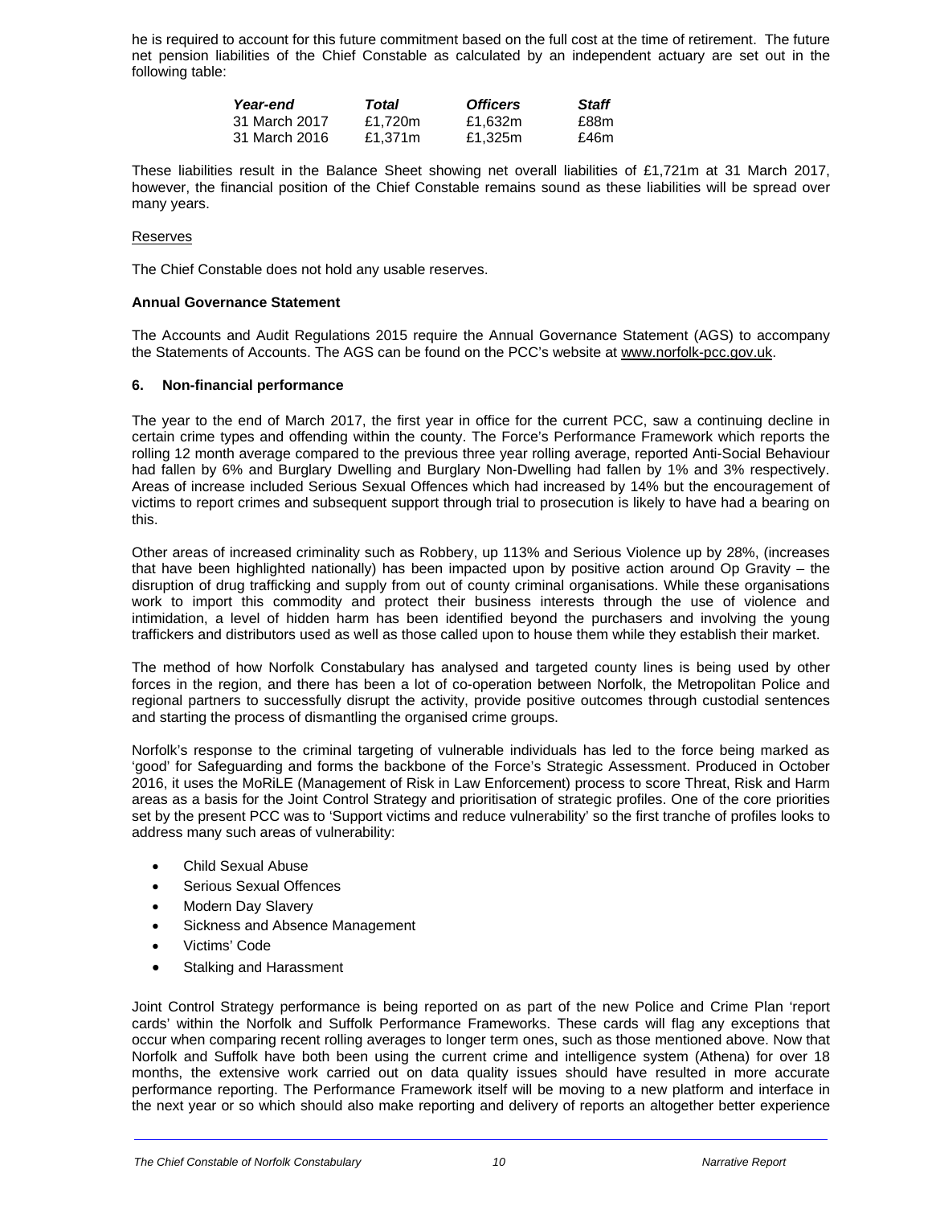he is required to account for this future commitment based on the full cost at the time of retirement. The future net pension liabilities of the Chief Constable as calculated by an independent actuary are set out in the following table:

| *Year-end* | *Total* | *Officers* | *Staff* |
|---|---|---|---|
| 31 March 2017 | £1,720m | £1,632m | £88m |
| 31 March 2016 | £1,371m | £1,325m | £46m |

These liabilities result in the Balance Sheet showing net overall liabilities of £1,721m at 31 March 2017, however, the financial position of the Chief Constable remains sound as these liabilities will be spread over many years.

Reserves

The Chief Constable does not hold any usable reserves.

**Annual Governance Statement**

The Accounts and Audit Regulations 2015 require the Annual Governance Statement (AGS) to accompany the Statements of Accounts. The AGS can be found on the PCC's website at www.norfolk-pcc.gov.uk.

## 6. Non-financial performance

The year to the end of March 2017, the first year in office for the current PCC, saw a continuing decline in certain crime types and offending within the county. The Force's Performance Framework which reports the rolling 12 month average compared to the previous three year rolling average, reported Anti-Social Behaviour had fallen by 6% and Burglary Dwelling and Burglary Non-Dwelling had fallen by 1% and 3% respectively. Areas of increase included Serious Sexual Offences which had increased by 14% but the encouragement of victims to report crimes and subsequent support through trial to prosecution is likely to have had a bearing on this.

Other areas of increased criminality such as Robbery, up 113% and Serious Violence up by 28%, (increases that have been highlighted nationally) has been impacted upon by positive action around Op Gravity – the disruption of drug trafficking and supply from out of county criminal organisations. While these organisations work to import this commodity and protect their business interests through the use of violence and intimidation, a level of hidden harm has been identified beyond the purchasers and involving the young traffickers and distributors used as well as those called upon to house them while they establish their market.

The method of how Norfolk Constabulary has analysed and targeted county lines is being used by other forces in the region, and there has been a lot of co-operation between Norfolk, the Metropolitan Police and regional partners to successfully disrupt the activity, provide positive outcomes through custodial sentences and starting the process of dismantling the organised crime groups.

Norfolk's response to the criminal targeting of vulnerable individuals has led to the force being marked as 'good' for Safeguarding and forms the backbone of the Force's Strategic Assessment. Produced in October 2016, it uses the MoRiLE (Management of Risk in Law Enforcement) process to score Threat, Risk and Harm areas as a basis for the Joint Control Strategy and prioritisation of strategic profiles. One of the core priorities set by the present PCC was to 'Support victims and reduce vulnerability' so the first tranche of profiles looks to address many such areas of vulnerability:

- Child Sexual Abuse
- Serious Sexual Offences
- Modern Day Slavery
- Sickness and Absence Management
- Victims' Code
- Stalking and Harassment

Joint Control Strategy performance is being reported on as part of the new Police and Crime Plan 'report cards' within the Norfolk and Suffolk Performance Frameworks. These cards will flag any exceptions that occur when comparing recent rolling averages to longer term ones, such as those mentioned above. Now that Norfolk and Suffolk have both been using the current crime and intelligence system (Athena) for over 18 months, the extensive work carried out on data quality issues should have resulted in more accurate performance reporting. The Performance Framework itself will be moving to a new platform and interface in the next year or so which should also make reporting and delivery of reports an altogether better experience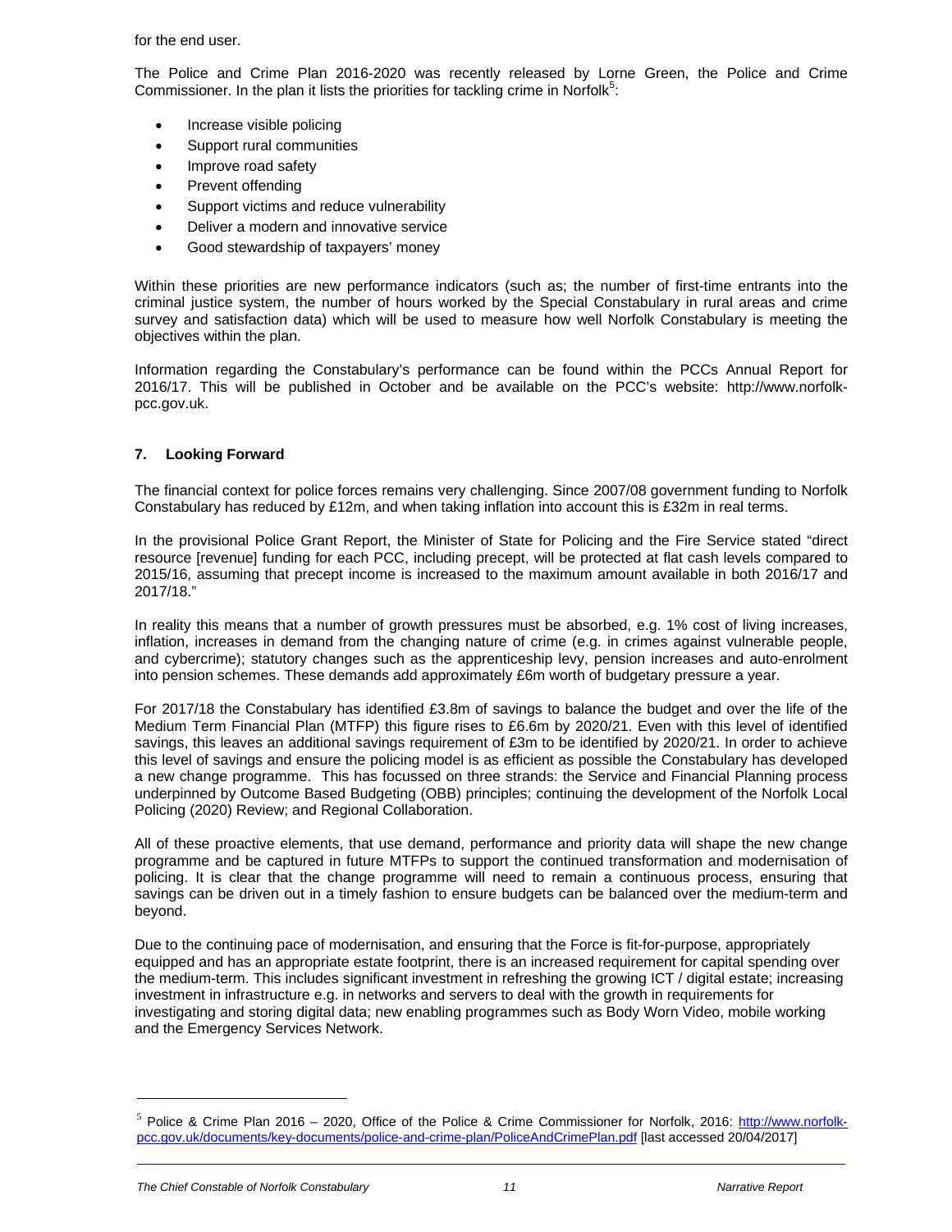for the end user.

The Police and Crime Plan 2016-2020 was recently released by Lorne Green, the Police and Crime Commissioner. In the plan it lists the priorities for tackling crime in Norfolk[5]:

- Increase visible policing
- Support rural communities
- Improve road safety
- Prevent offending
- Support victims and reduce vulnerability
- Deliver a modern and innovative service
- Good stewardship of taxpayers' money

Within these priorities are new performance indicators (such as; the number of first-time entrants into the criminal justice system, the number of hours worked by the Special Constabulary in rural areas and crime survey and satisfaction data) which will be used to measure how well Norfolk Constabulary is meeting the objectives within the plan.

Information regarding the Constabulary's performance can be found within the PCCs Annual Report for 2016/17. This will be published in October and be available on the PCC's website: http://www.norfolk-pcc.gov.uk.

## 7. Looking Forward

The financial context for police forces remains very challenging. Since 2007/08 government funding to Norfolk Constabulary has reduced by £12m, and when taking inflation into account this is £32m in real terms.

In the provisional Police Grant Report, the Minister of State for Policing and the Fire Service stated "direct resource [revenue] funding for each PCC, including precept, will be protected at flat cash levels compared to 2015/16, assuming that precept income is increased to the maximum amount available in both 2016/17 and 2017/18."

In reality this means that a number of growth pressures must be absorbed, e.g. 1% cost of living increases, inflation, increases in demand from the changing nature of crime (e.g. in crimes against vulnerable people, and cybercrime); statutory changes such as the apprenticeship levy, pension increases and auto-enrolment into pension schemes. These demands add approximately £6m worth of budgetary pressure a year.

For 2017/18 the Constabulary has identified £3.8m of savings to balance the budget and over the life of the Medium Term Financial Plan (MTFP) this figure rises to £6.6m by 2020/21. Even with this level of identified savings, this leaves an additional savings requirement of £3m to be identified by 2020/21. In order to achieve this level of savings and ensure the policing model is as efficient as possible the Constabulary has developed a new change programme. This has focussed on three strands: the Service and Financial Planning process underpinned by Outcome Based Budgeting (OBB) principles; continuing the development of the Norfolk Local Policing (2020) Review; and Regional Collaboration.

All of these proactive elements, that use demand, performance and priority data will shape the new change programme and be captured in future MTFPs to support the continued transformation and modernisation of policing. It is clear that the change programme will need to remain a continuous process, ensuring that savings can be driven out in a timely fashion to ensure budgets can be balanced over the medium-term and beyond.

Due to the continuing pace of modernisation, and ensuring that the Force is fit-for-purpose, appropriately equipped and has an appropriate estate footprint, there is an increased requirement for capital spending over the medium-term. This includes significant investment in refreshing the growing ICT / digital estate; increasing investment in infrastructure e.g. in networks and servers to deal with the growth in requirements for investigating and storing digital data; new enabling programmes such as Body Worn Video, mobile working and the Emergency Services Network.

---

[5] Police & Crime Plan 2016 – 2020, Office of the Police & Crime Commissioner for Norfolk, 2016: http://www.norfolk-pcc.gov.uk/documents/key-documents/police-and-crime-plan/PoliceAndCrimePlan.pdf [last accessed 20/04/2017]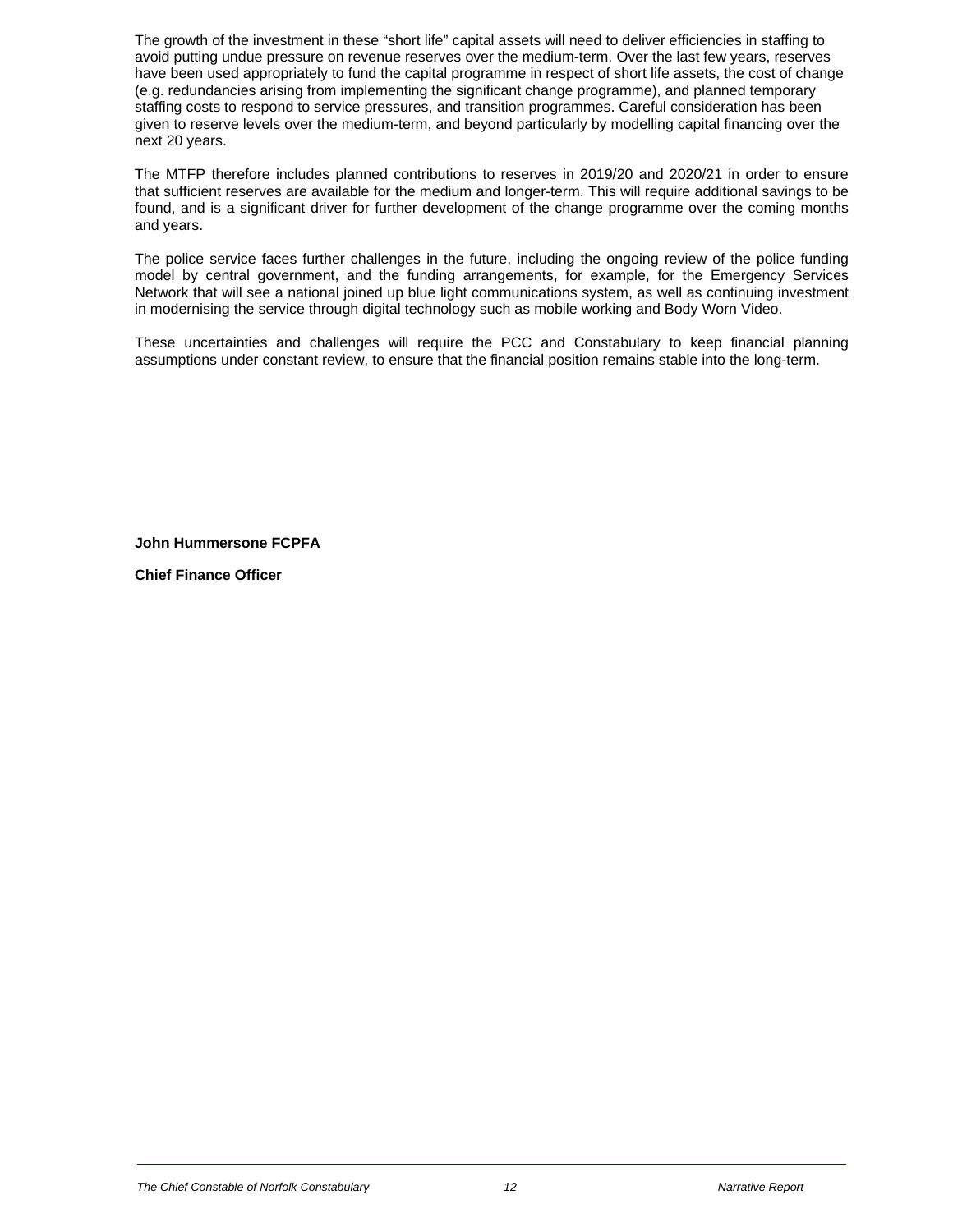The growth of the investment in these “short life” capital assets will need to deliver efficiencies in staffing to avoid putting undue pressure on revenue reserves over the medium-term. Over the last few years, reserves have been used appropriately to fund the capital programme in respect of short life assets, the cost of change (e.g. redundancies arising from implementing the significant change programme), and planned temporary staffing costs to respond to service pressures, and transition programmes. Careful consideration has been given to reserve levels over the medium-term, and beyond particularly by modelling capital financing over the next 20 years.

The MTFP therefore includes planned contributions to reserves in 2019/20 and 2020/21 in order to ensure that sufficient reserves are available for the medium and longer-term. This will require additional savings to be found, and is a significant driver for further development of the change programme over the coming months and years.

The police service faces further challenges in the future, including the ongoing review of the police funding model by central government, and the funding arrangements, for example, for the Emergency Services Network that will see a national joined up blue light communications system, as well as continuing investment in modernising the service through digital technology such as mobile working and Body Worn Video.

These uncertainties and challenges will require the PCC and Constabulary to keep financial planning assumptions under constant review, to ensure that the financial position remains stable into the long-term.

**John Hummersone FCPFA**

**Chief Finance Officer**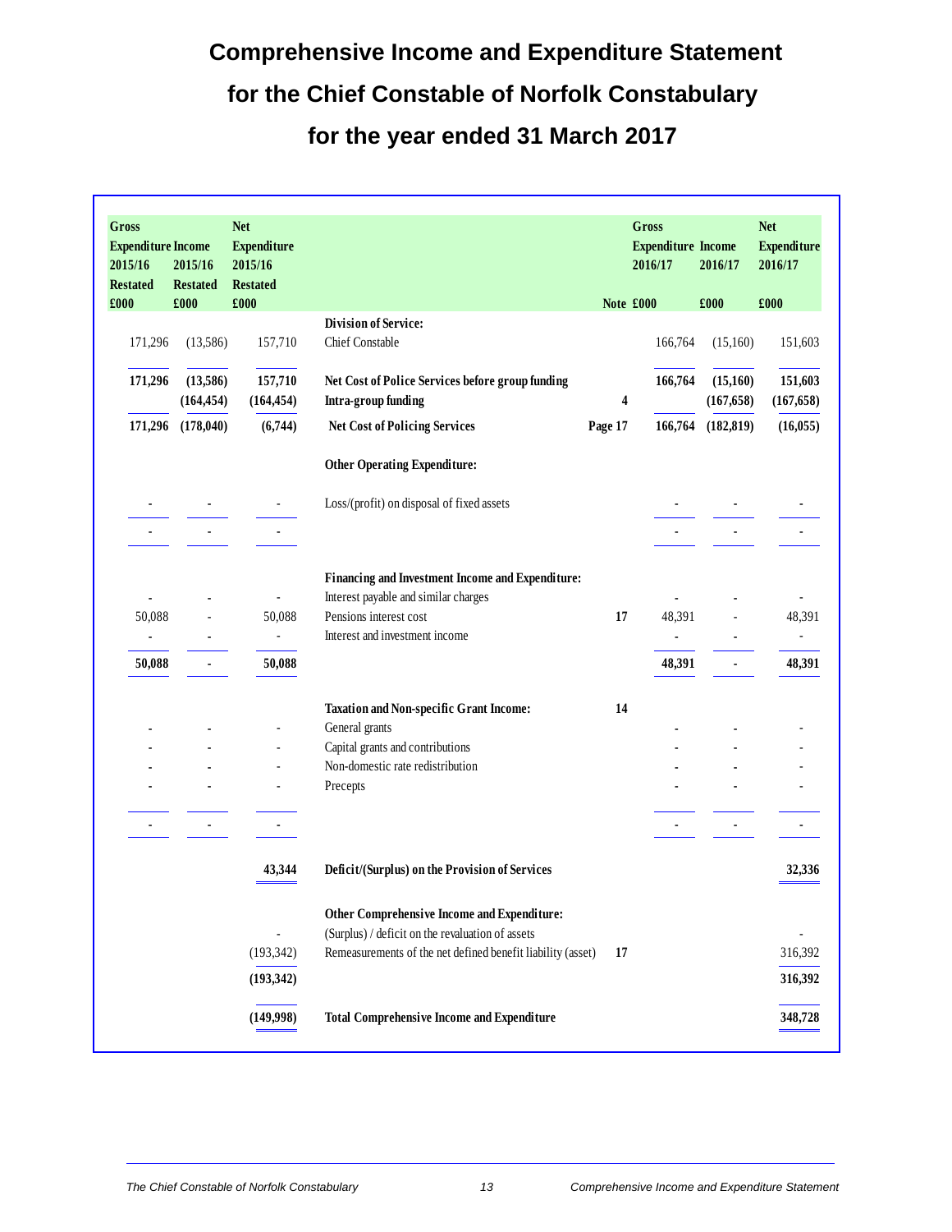# Comprehensive Income and Expenditure Statement

# for the Chief Constable of Norfolk Constabulary

# for the year ended 31 March 2017

| Gross Expenditure 2015/16 Restated £000 | Income 2015/16 Restated £000 | Net Expenditure 2015/16 Restated £000 | | Note | Gross Expenditure 2016/17 £000 | Income 2016/17 £000 | Net Expenditure 2016/17 £000 |
|---|---|---|---|---|---|---|---|
| | | | **Division of Service:** | | | | |
| 171,296 | (13,586) | 157,710 | Chief Constable | | 166,764 | (15,160) | 151,603 |
| **171,296** | **(13,586)** | **157,710** | **Net Cost of Police Services before group funding** | | **166,764** | **(15,160)** | **151,603** |
| | **(164,454)** | **(164,454)** | **Intra-group funding** | **4** | | **(167,658)** | **(167,658)** |
| **171,296** | **(178,040)** | **(6,744)** | **Net Cost of Policing Services** | **Page 17** | **166,764** | **(182,819)** | **(16,055)** |
| | | | **Other Operating Expenditure:** | | | | |
| - | - | - | Loss/(profit) on disposal of fixed assets | | - | - | - |
| - | - | - | | | - | - | - |
| | | | **Financing and Investment Income and Expenditure:** | | | | |
| - | - | - | Interest payable and similar charges | | - | - | - |
| 50,088 | - | 50,088 | Pensions interest cost | **17** | 48,391 | - | 48,391 |
| - | - | - | Interest and investment income | | - | - | - |
| **50,088** | **-** | **50,088** | | | **48,391** | **-** | **48,391** |
| | | | **Taxation and Non-specific Grant Income:** | **14** | | | |
| - | - | - | General grants | | - | - | - |
| - | - | - | Capital grants and contributions | | - | - | - |
| - | - | - | Non-domestic rate redistribution | | - | - | - |
| - | - | - | Precepts | | - | - | - |
| - | - | - | | | - | - | - |
| | | **43,344** | **Deficit/(Surplus) on the Provision of Services** | | | | **32,336** |
| | | | **Other Comprehensive Income and Expenditure:** | | | | |
| | | - | (Surplus) / deficit on the revaluation of assets | | | | - |
| | | (193,342) | Remeasurements of the net defined benefit liability (asset) | **17** | | | 316,392 |
| | | **(193,342)** | | | | | **316,392** |
| | | **(149,998)** | **Total Comprehensive Income and Expenditure** | | | | **348,728** |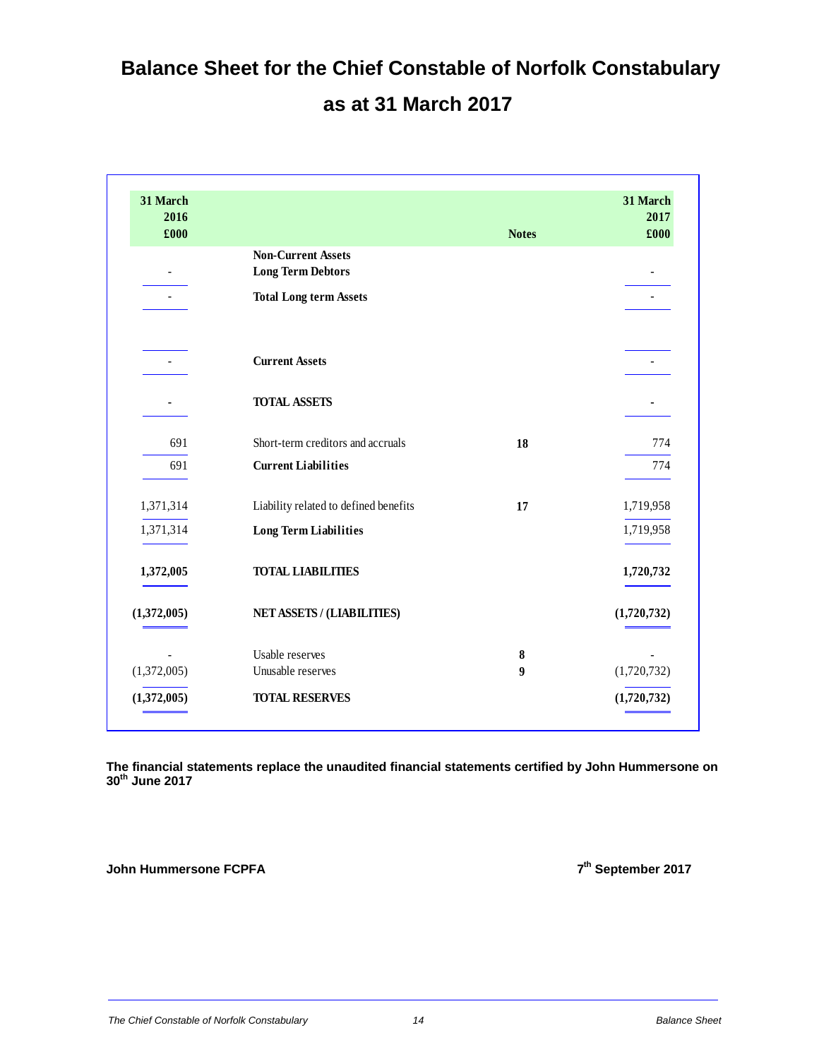# Balance Sheet for the Chief Constable of Norfolk Constabulary

## as at 31 March 2017

| 31 March 2016 £000 | | Notes | 31 March 2017 £000 |
|---|---|---|---|
| | **Non-Current Assets** | | |
| - | **Long Term Debtors** | | - |
| - | **Total Long term Assets** | | - |
| - | **Current Assets** | | - |
| - | **TOTAL ASSETS** | | - |
| 691 | Short-term creditors and accruals | 18 | 774 |
| 691 | **Current Liabilities** | | 774 |
| 1,371,314 | Liability related to defined benefits | 17 | 1,719,958 |
| 1,371,314 | **Long Term Liabilities** | | 1,719,958 |
| **1,372,005** | **TOTAL LIABILITIES** | | **1,720,732** |
| **(1,372,005)** | **NET ASSETS / (LIABILITIES)** | | **(1,720,732)** |
| - | Usable reserves | 8 | - |
| (1,372,005) | Unusable reserves | 9 | (1,720,732) |
| **(1,372,005)** | **TOTAL RESERVES** | | **(1,720,732)** |

**The financial statements replace the unaudited financial statements certified by John Hummersone on 30th June 2017**

**John Hummersone FCPFA**

**7th September 2017**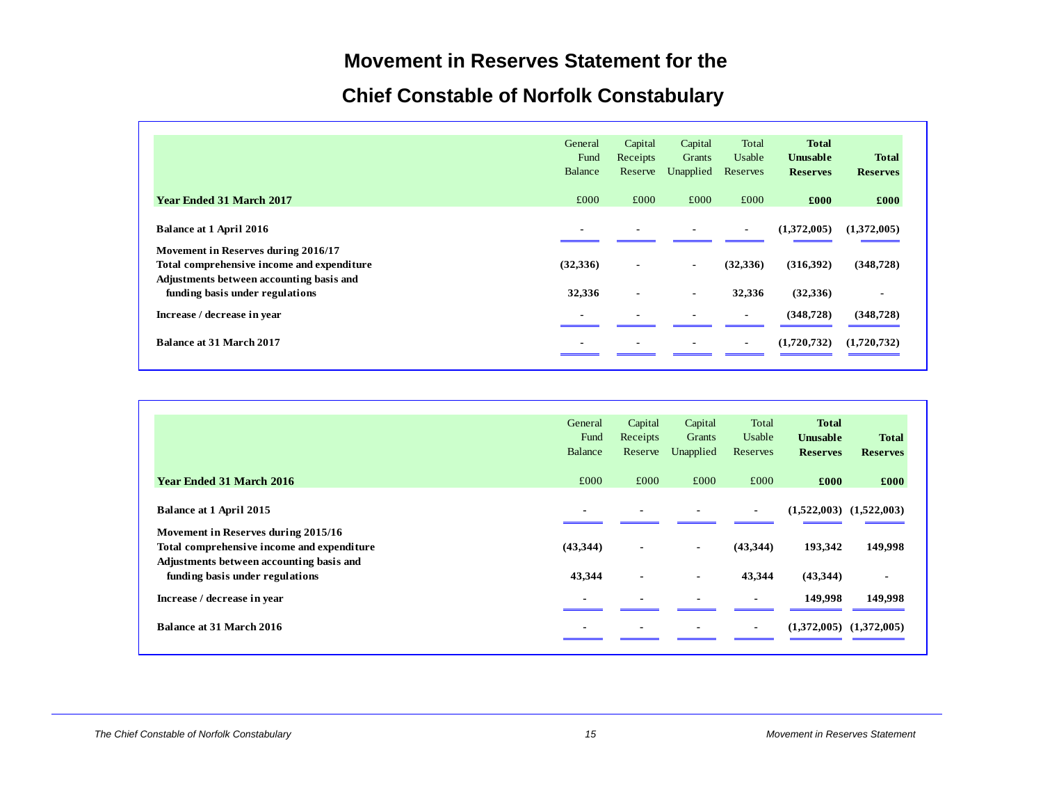# Movement in Reserves Statement for the

# Chief Constable of Norfolk Constabulary

| | General Fund Balance | Capital Receipts Reserve | Capital Grants Unapplied | Total Usable Reserves | **Total Unusable Reserves** | **Total Reserves** |
|---|---|---|---|---|---|---|
| **Year Ended 31 March 2017** | £000 | £000 | £000 | £000 | **£000** | **£000** |
| **Balance at 1 April 2016** | - | - | - | - | **(1,372,005)** | **(1,372,005)** |
| **Movement in Reserves during 2016/17** | | | | | | |
| **Total comprehensive income and expenditure** | **(32,336)** | - | - | **(32,336)** | **(316,392)** | **(348,728)** |
| **Adjustments between accounting basis and funding basis under regulations** | **32,336** | - | - | **32,336** | **(32,336)** | - |
| **Increase / decrease in year** | - | - | - | - | **(348,728)** | **(348,728)** |
| **Balance at 31 March 2017** | - | - | - | - | **(1,720,732)** | **(1,720,732)** |

| | General Fund Balance | Capital Receipts Reserve | Capital Grants Unapplied | Total Usable Reserves | **Total Unusable Reserves** | **Total Reserves** |
|---|---|---|---|---|---|---|
| **Year Ended 31 March 2016** | £000 | £000 | £000 | £000 | **£000** | **£000** |
| **Balance at 1 April 2015** | - | - | - | - | **(1,522,003)** | **(1,522,003)** |
| **Movement in Reserves during 2015/16** | | | | | | |
| **Total comprehensive income and expenditure** | **(43,344)** | - | - | **(43,344)** | **193,342** | **149,998** |
| **Adjustments between accounting basis and funding basis under regulations** | **43,344** | - | - | **43,344** | **(43,344)** | - |
| **Increase / decrease in year** | - | - | - | - | **149,998** | **149,998** |
| **Balance at 31 March 2016** | - | - | - | - | **(1,372,005)** | **(1,372,005)** |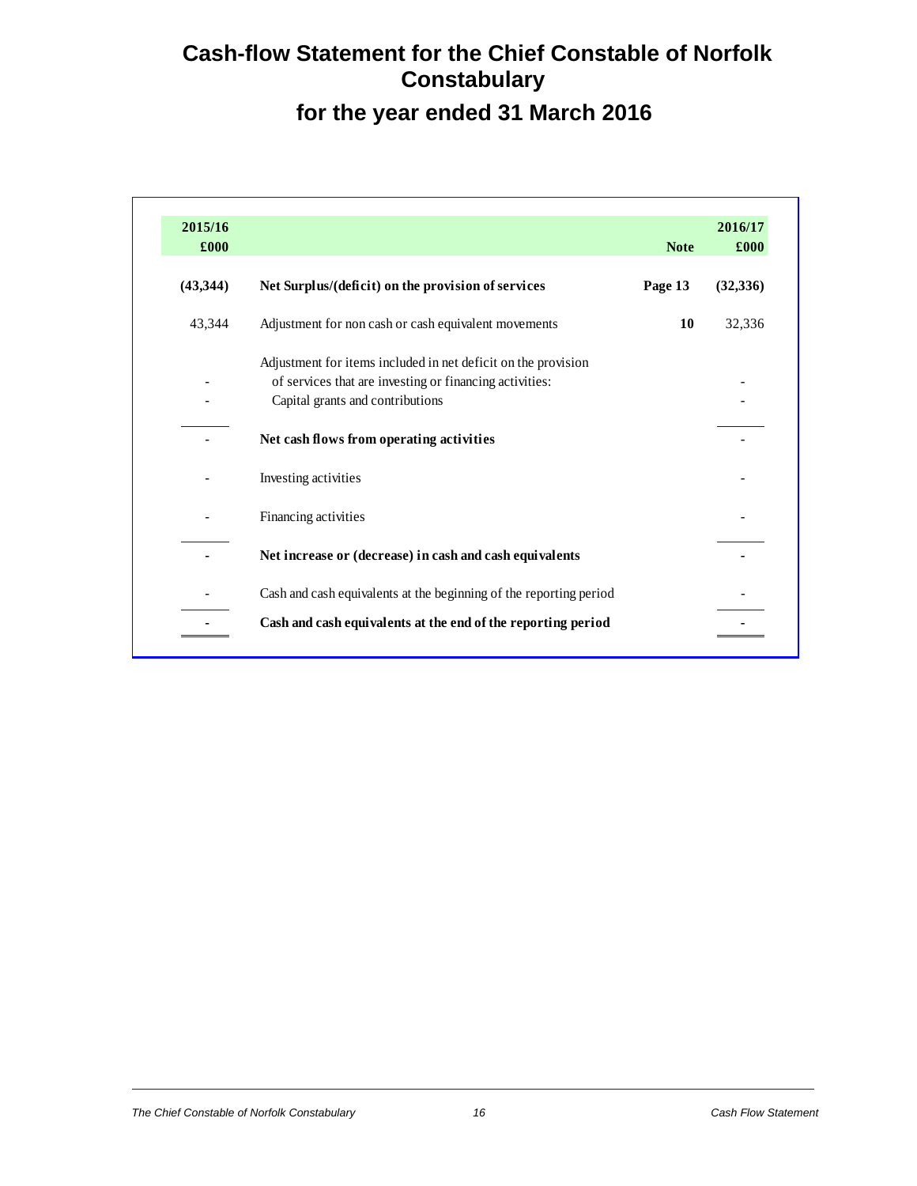# Cash-flow Statement for the Chief Constable of Norfolk Constabulary

## for the year ended 31 March 2016

| 2015/16 £000 | | Note | 2016/17 £000 |
|---|---|---|---|
| **(43,344)** | **Net Surplus/(deficit) on the provision of services** | **Page 13** | **(32,336)** |
| 43,344 | Adjustment for non cash or cash equivalent movements | **10** | 32,336 |
| | Adjustment for items included in net deficit on the provision | | |
| - | of services that are investing or financing activities: | | - |
| - | Capital grants and contributions | | - |
| - | **Net cash flows from operating activities** | | - |
| - | Investing activities | | - |
| - | Financing activities | | - |
| **-** | **Net increase or (decrease) in cash and cash equivalents** | | **-** |
| - | Cash and cash equivalents at the beginning of the reporting period | | - |
| **-** | **Cash and cash equivalents at the end of the reporting period** | | **-** |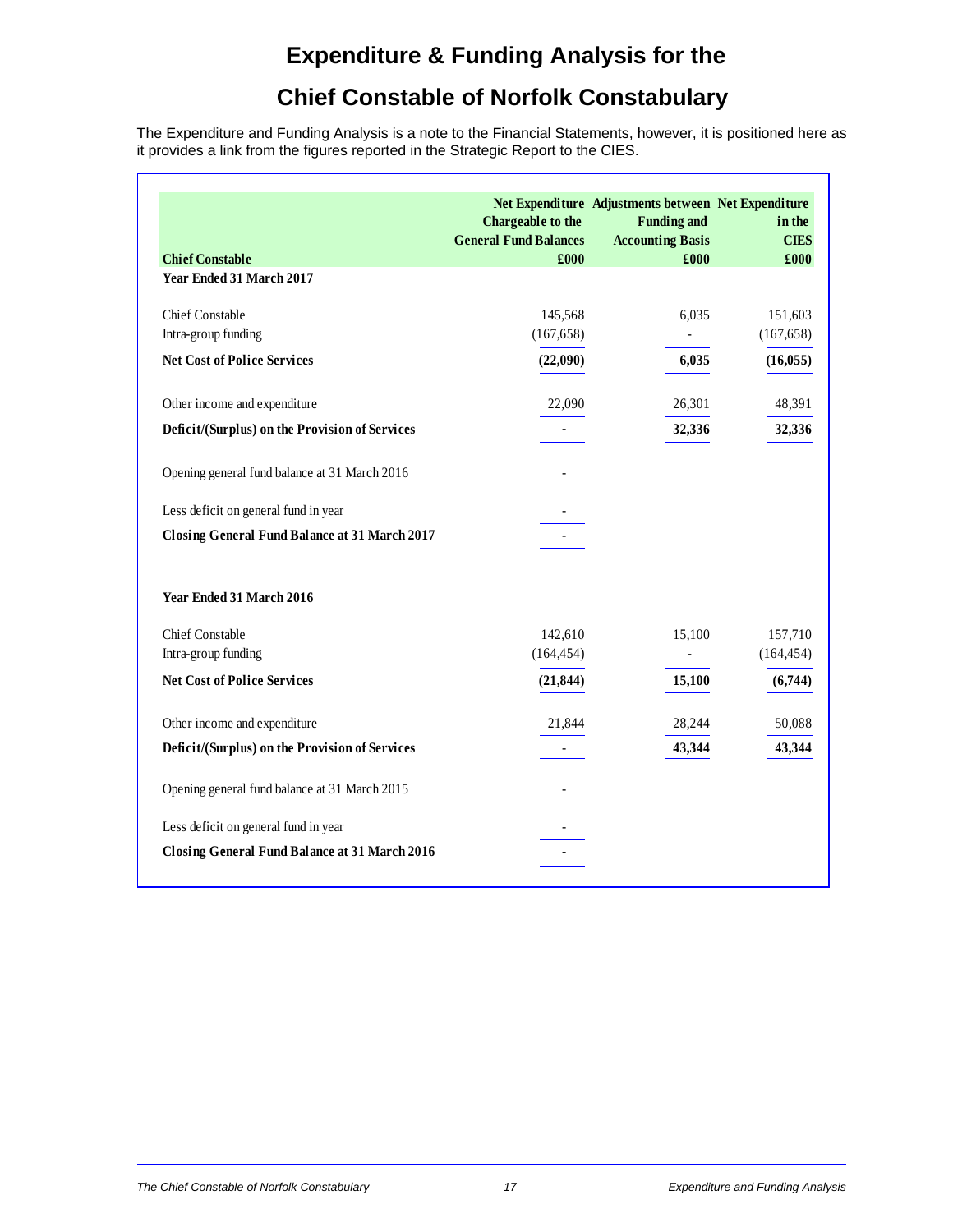# Expenditure & Funding Analysis for the

# Chief Constable of Norfolk Constabulary

The Expenditure and Funding Analysis is a note to the Financial Statements, however, it is positioned here as it provides a link from the figures reported in the Strategic Report to the CIES.

| Chief Constable | Net Expenditure Chargeable to the General Fund Balances £000 | Adjustments between Funding and Accounting Basis £000 | Net Expenditure in the CIES £000 |
|---|---|---|---|
| **Year Ended 31 March 2017** | | | |
| Chief Constable | 145,568 | 6,035 | 151,603 |
| Intra-group funding | (167,658) | - | (167,658) |
| **Net Cost of Police Services** | **(22,090)** | **6,035** | **(16,055)** |
| Other income and expenditure | 22,090 | 26,301 | 48,391 |
| **Deficit/(Surplus) on the Provision of Services** | - | **32,336** | **32,336** |
| Opening general fund balance at 31 March 2016 | - | | |
| Less deficit on general fund in year | - | | |
| **Closing General Fund Balance at 31 March 2017** | **-** | | |
| **Year Ended 31 March 2016** | | | |
| Chief Constable | 142,610 | 15,100 | 157,710 |
| Intra-group funding | (164,454) | - | (164,454) |
| **Net Cost of Police Services** | **(21,844)** | **15,100** | **(6,744)** |
| Other income and expenditure | 21,844 | 28,244 | 50,088 |
| **Deficit/(Surplus) on the Provision of Services** | - | **43,344** | **43,344** |
| Opening general fund balance at 31 March 2015 | - | | |
| Less deficit on general fund in year | - | | |
| **Closing General Fund Balance at 31 March 2016** | **-** | | |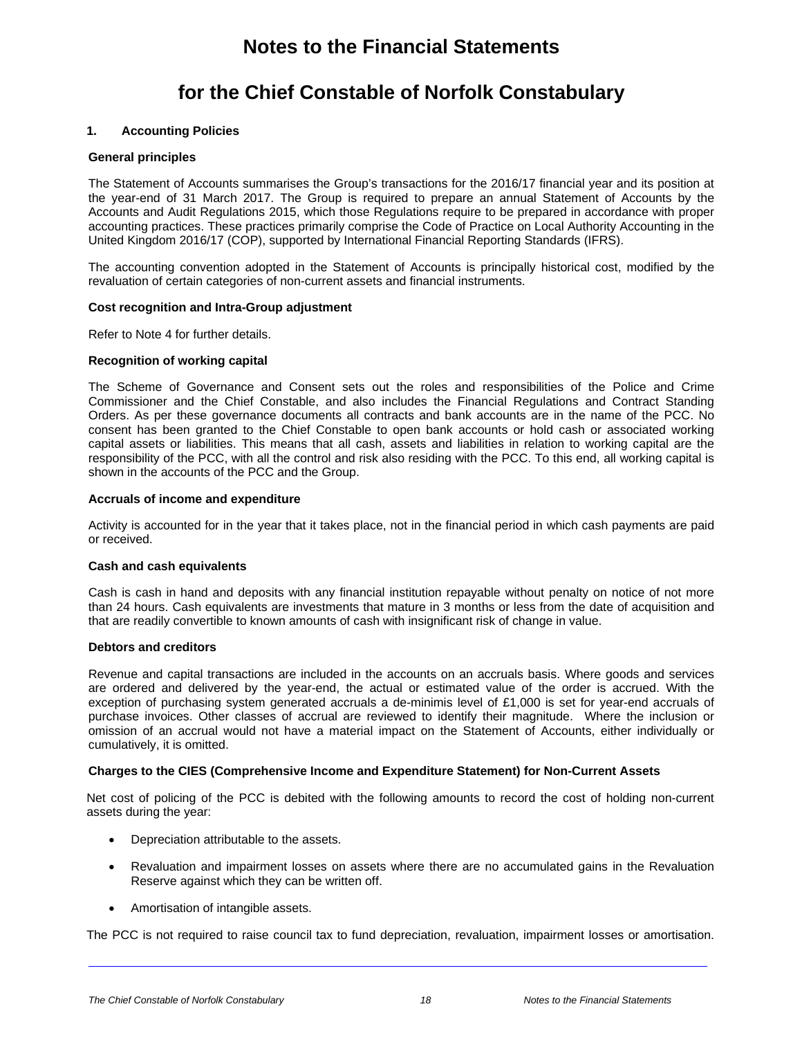# Notes to the Financial Statements

# for the Chief Constable of Norfolk Constabulary

## 1. Accounting Policies

### General principles

The Statement of Accounts summarises the Group's transactions for the 2016/17 financial year and its position at the year-end of 31 March 2017. The Group is required to prepare an annual Statement of Accounts by the Accounts and Audit Regulations 2015, which those Regulations require to be prepared in accordance with proper accounting practices. These practices primarily comprise the Code of Practice on Local Authority Accounting in the United Kingdom 2016/17 (COP), supported by International Financial Reporting Standards (IFRS).

The accounting convention adopted in the Statement of Accounts is principally historical cost, modified by the revaluation of certain categories of non-current assets and financial instruments.

### Cost recognition and Intra-Group adjustment

Refer to Note 4 for further details.

### Recognition of working capital

The Scheme of Governance and Consent sets out the roles and responsibilities of the Police and Crime Commissioner and the Chief Constable, and also includes the Financial Regulations and Contract Standing Orders. As per these governance documents all contracts and bank accounts are in the name of the PCC. No consent has been granted to the Chief Constable to open bank accounts or hold cash or associated working capital assets or liabilities. This means that all cash, assets and liabilities in relation to working capital are the responsibility of the PCC, with all the control and risk also residing with the PCC. To this end, all working capital is shown in the accounts of the PCC and the Group.

### Accruals of income and expenditure

Activity is accounted for in the year that it takes place, not in the financial period in which cash payments are paid or received.

### Cash and cash equivalents

Cash is cash in hand and deposits with any financial institution repayable without penalty on notice of not more than 24 hours. Cash equivalents are investments that mature in 3 months or less from the date of acquisition and that are readily convertible to known amounts of cash with insignificant risk of change in value.

### Debtors and creditors

Revenue and capital transactions are included in the accounts on an accruals basis. Where goods and services are ordered and delivered by the year-end, the actual or estimated value of the order is accrued. With the exception of purchasing system generated accruals a de-minimis level of £1,000 is set for year-end accruals of purchase invoices. Other classes of accrual are reviewed to identify their magnitude. Where the inclusion or omission of an accrual would not have a material impact on the Statement of Accounts, either individually or cumulatively, it is omitted.

### Charges to the CIES (Comprehensive Income and Expenditure Statement) for Non-Current Assets

Net cost of policing of the PCC is debited with the following amounts to record the cost of holding non-current assets during the year:

- Depreciation attributable to the assets.
- Revaluation and impairment losses on assets where there are no accumulated gains in the Revaluation Reserve against which they can be written off.
- Amortisation of intangible assets.

The PCC is not required to raise council tax to fund depreciation, revaluation, impairment losses or amortisation.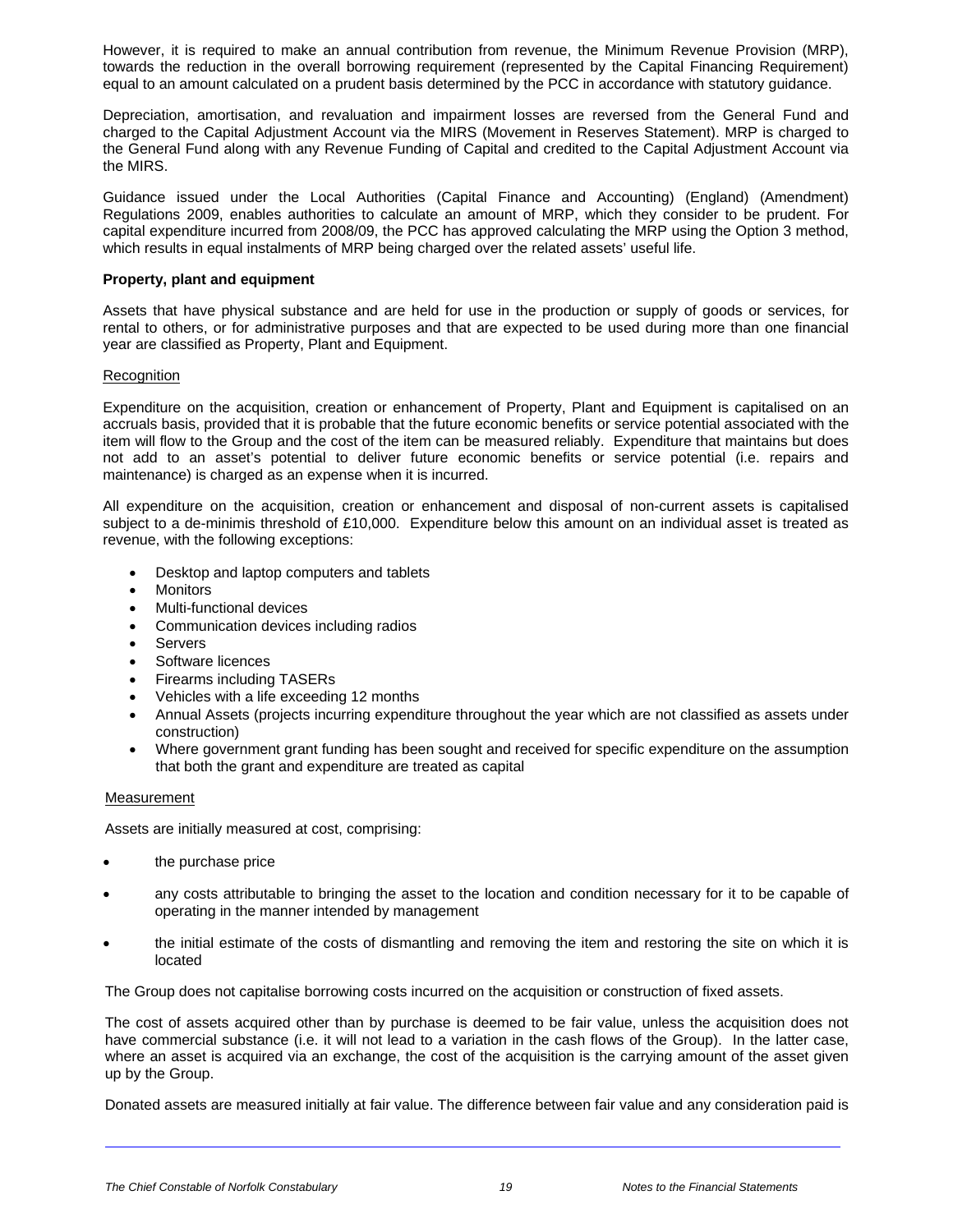However, it is required to make an annual contribution from revenue, the Minimum Revenue Provision (MRP), towards the reduction in the overall borrowing requirement (represented by the Capital Financing Requirement) equal to an amount calculated on a prudent basis determined by the PCC in accordance with statutory guidance.

Depreciation, amortisation, and revaluation and impairment losses are reversed from the General Fund and charged to the Capital Adjustment Account via the MIRS (Movement in Reserves Statement). MRP is charged to the General Fund along with any Revenue Funding of Capital and credited to the Capital Adjustment Account via the MIRS.

Guidance issued under the Local Authorities (Capital Finance and Accounting) (England) (Amendment) Regulations 2009, enables authorities to calculate an amount of MRP, which they consider to be prudent. For capital expenditure incurred from 2008/09, the PCC has approved calculating the MRP using the Option 3 method, which results in equal instalments of MRP being charged over the related assets' useful life.

**Property, plant and equipment**

Assets that have physical substance and are held for use in the production or supply of goods or services, for rental to others, or for administrative purposes and that are expected to be used during more than one financial year are classified as Property, Plant and Equipment.

Recognition

Expenditure on the acquisition, creation or enhancement of Property, Plant and Equipment is capitalised on an accruals basis, provided that it is probable that the future economic benefits or service potential associated with the item will flow to the Group and the cost of the item can be measured reliably. Expenditure that maintains but does not add to an asset's potential to deliver future economic benefits or service potential (i.e. repairs and maintenance) is charged as an expense when it is incurred.

All expenditure on the acquisition, creation or enhancement and disposal of non-current assets is capitalised subject to a de-minimis threshold of £10,000. Expenditure below this amount on an individual asset is treated as revenue, with the following exceptions:

- Desktop and laptop computers and tablets
- Monitors
- Multi-functional devices
- Communication devices including radios
- Servers
- Software licences
- Firearms including TASERs
- Vehicles with a life exceeding 12 months
- Annual Assets (projects incurring expenditure throughout the year which are not classified as assets under construction)
- Where government grant funding has been sought and received for specific expenditure on the assumption that both the grant and expenditure are treated as capital

Measurement

Assets are initially measured at cost, comprising:

- the purchase price
- any costs attributable to bringing the asset to the location and condition necessary for it to be capable of operating in the manner intended by management
- the initial estimate of the costs of dismantling and removing the item and restoring the site on which it is located

The Group does not capitalise borrowing costs incurred on the acquisition or construction of fixed assets.

The cost of assets acquired other than by purchase is deemed to be fair value, unless the acquisition does not have commercial substance (i.e. it will not lead to a variation in the cash flows of the Group). In the latter case, where an asset is acquired via an exchange, the cost of the acquisition is the carrying amount of the asset given up by the Group.

Donated assets are measured initially at fair value. The difference between fair value and any consideration paid is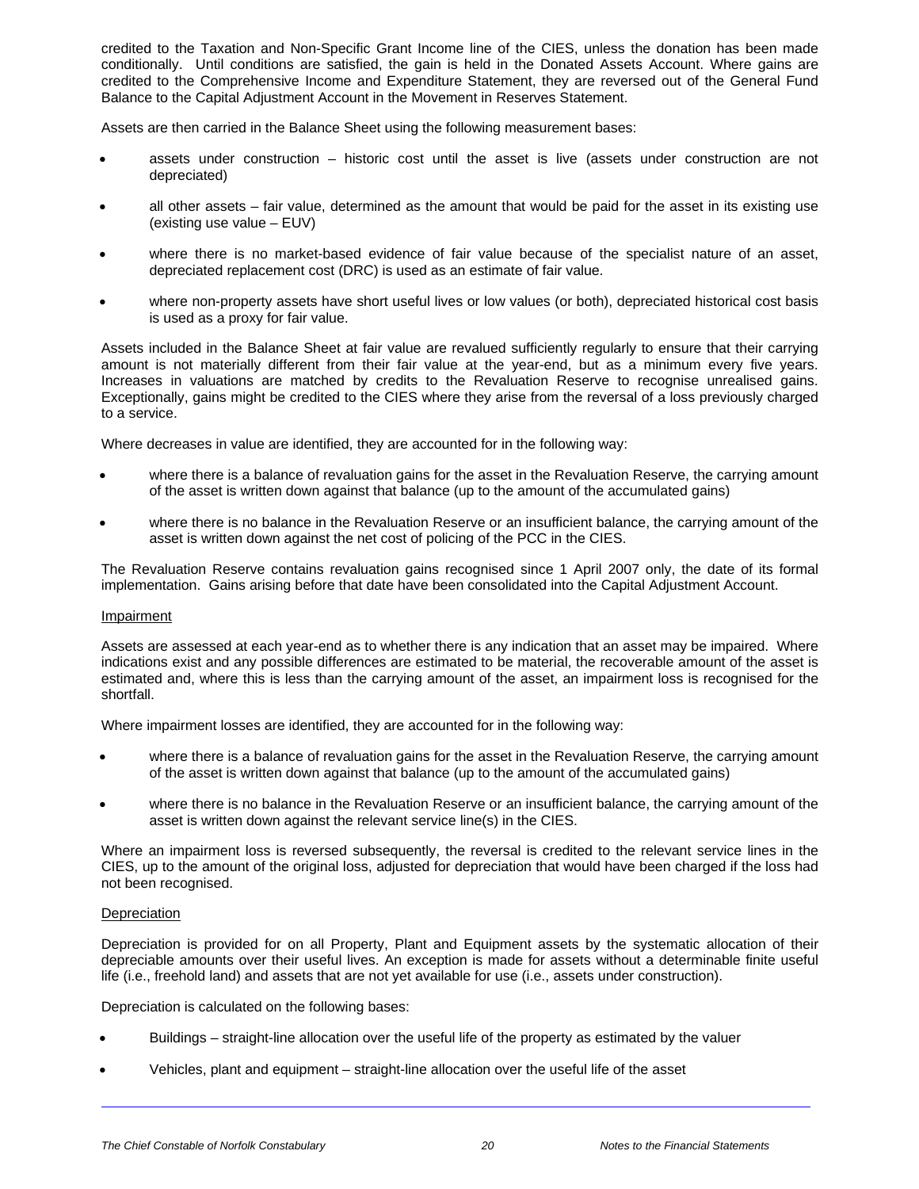credited to the Taxation and Non-Specific Grant Income line of the CIES, unless the donation has been made conditionally. Until conditions are satisfied, the gain is held in the Donated Assets Account. Where gains are credited to the Comprehensive Income and Expenditure Statement, they are reversed out of the General Fund Balance to the Capital Adjustment Account in the Movement in Reserves Statement.

Assets are then carried in the Balance Sheet using the following measurement bases:

- assets under construction – historic cost until the asset is live (assets under construction are not depreciated)
- all other assets – fair value, determined as the amount that would be paid for the asset in its existing use (existing use value – EUV)
- where there is no market-based evidence of fair value because of the specialist nature of an asset, depreciated replacement cost (DRC) is used as an estimate of fair value.
- where non-property assets have short useful lives or low values (or both), depreciated historical cost basis is used as a proxy for fair value.

Assets included in the Balance Sheet at fair value are revalued sufficiently regularly to ensure that their carrying amount is not materially different from their fair value at the year-end, but as a minimum every five years. Increases in valuations are matched by credits to the Revaluation Reserve to recognise unrealised gains. Exceptionally, gains might be credited to the CIES where they arise from the reversal of a loss previously charged to a service.

Where decreases in value are identified, they are accounted for in the following way:

- where there is a balance of revaluation gains for the asset in the Revaluation Reserve, the carrying amount of the asset is written down against that balance (up to the amount of the accumulated gains)
- where there is no balance in the Revaluation Reserve or an insufficient balance, the carrying amount of the asset is written down against the net cost of policing of the PCC in the CIES.

The Revaluation Reserve contains revaluation gains recognised since 1 April 2007 only, the date of its formal implementation. Gains arising before that date have been consolidated into the Capital Adjustment Account.

Impairment

Assets are assessed at each year-end as to whether there is any indication that an asset may be impaired. Where indications exist and any possible differences are estimated to be material, the recoverable amount of the asset is estimated and, where this is less than the carrying amount of the asset, an impairment loss is recognised for the shortfall.

Where impairment losses are identified, they are accounted for in the following way:

- where there is a balance of revaluation gains for the asset in the Revaluation Reserve, the carrying amount of the asset is written down against that balance (up to the amount of the accumulated gains)
- where there is no balance in the Revaluation Reserve or an insufficient balance, the carrying amount of the asset is written down against the relevant service line(s) in the CIES.

Where an impairment loss is reversed subsequently, the reversal is credited to the relevant service lines in the CIES, up to the amount of the original loss, adjusted for depreciation that would have been charged if the loss had not been recognised.

Depreciation

Depreciation is provided for on all Property, Plant and Equipment assets by the systematic allocation of their depreciable amounts over their useful lives. An exception is made for assets without a determinable finite useful life (i.e., freehold land) and assets that are not yet available for use (i.e., assets under construction).

Depreciation is calculated on the following bases:

- Buildings – straight-line allocation over the useful life of the property as estimated by the valuer
- Vehicles, plant and equipment – straight-line allocation over the useful life of the asset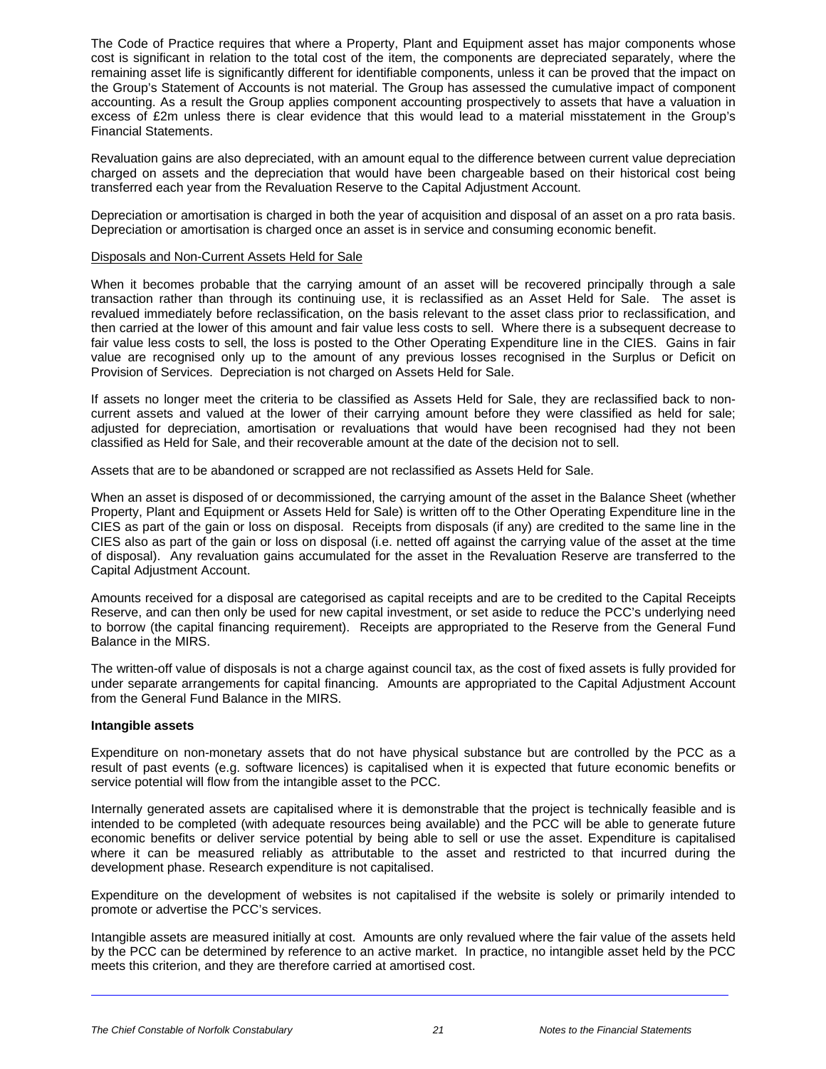The Code of Practice requires that where a Property, Plant and Equipment asset has major components whose cost is significant in relation to the total cost of the item, the components are depreciated separately, where the remaining asset life is significantly different for identifiable components, unless it can be proved that the impact on the Group's Statement of Accounts is not material. The Group has assessed the cumulative impact of component accounting. As a result the Group applies component accounting prospectively to assets that have a valuation in excess of £2m unless there is clear evidence that this would lead to a material misstatement in the Group's Financial Statements.

Revaluation gains are also depreciated, with an amount equal to the difference between current value depreciation charged on assets and the depreciation that would have been chargeable based on their historical cost being transferred each year from the Revaluation Reserve to the Capital Adjustment Account.

Depreciation or amortisation is charged in both the year of acquisition and disposal of an asset on a pro rata basis. Depreciation or amortisation is charged once an asset is in service and consuming economic benefit.

Disposals and Non-Current Assets Held for Sale

When it becomes probable that the carrying amount of an asset will be recovered principally through a sale transaction rather than through its continuing use, it is reclassified as an Asset Held for Sale. The asset is revalued immediately before reclassification, on the basis relevant to the asset class prior to reclassification, and then carried at the lower of this amount and fair value less costs to sell. Where there is a subsequent decrease to fair value less costs to sell, the loss is posted to the Other Operating Expenditure line in the CIES. Gains in fair value are recognised only up to the amount of any previous losses recognised in the Surplus or Deficit on Provision of Services. Depreciation is not charged on Assets Held for Sale.

If assets no longer meet the criteria to be classified as Assets Held for Sale, they are reclassified back to non-current assets and valued at the lower of their carrying amount before they were classified as held for sale; adjusted for depreciation, amortisation or revaluations that would have been recognised had they not been classified as Held for Sale, and their recoverable amount at the date of the decision not to sell.

Assets that are to be abandoned or scrapped are not reclassified as Assets Held for Sale.

When an asset is disposed of or decommissioned, the carrying amount of the asset in the Balance Sheet (whether Property, Plant and Equipment or Assets Held for Sale) is written off to the Other Operating Expenditure line in the CIES as part of the gain or loss on disposal. Receipts from disposals (if any) are credited to the same line in the CIES also as part of the gain or loss on disposal (i.e. netted off against the carrying value of the asset at the time of disposal). Any revaluation gains accumulated for the asset in the Revaluation Reserve are transferred to the Capital Adjustment Account.

Amounts received for a disposal are categorised as capital receipts and are to be credited to the Capital Receipts Reserve, and can then only be used for new capital investment, or set aside to reduce the PCC's underlying need to borrow (the capital financing requirement). Receipts are appropriated to the Reserve from the General Fund Balance in the MIRS.

The written-off value of disposals is not a charge against council tax, as the cost of fixed assets is fully provided for under separate arrangements for capital financing. Amounts are appropriated to the Capital Adjustment Account from the General Fund Balance in the MIRS.

**Intangible assets**

Expenditure on non-monetary assets that do not have physical substance but are controlled by the PCC as a result of past events (e.g. software licences) is capitalised when it is expected that future economic benefits or service potential will flow from the intangible asset to the PCC.

Internally generated assets are capitalised where it is demonstrable that the project is technically feasible and is intended to be completed (with adequate resources being available) and the PCC will be able to generate future economic benefits or deliver service potential by being able to sell or use the asset. Expenditure is capitalised where it can be measured reliably as attributable to the asset and restricted to that incurred during the development phase. Research expenditure is not capitalised.

Expenditure on the development of websites is not capitalised if the website is solely or primarily intended to promote or advertise the PCC's services.

Intangible assets are measured initially at cost. Amounts are only revalued where the fair value of the assets held by the PCC can be determined by reference to an active market. In practice, no intangible asset held by the PCC meets this criterion, and they are therefore carried at amortised cost.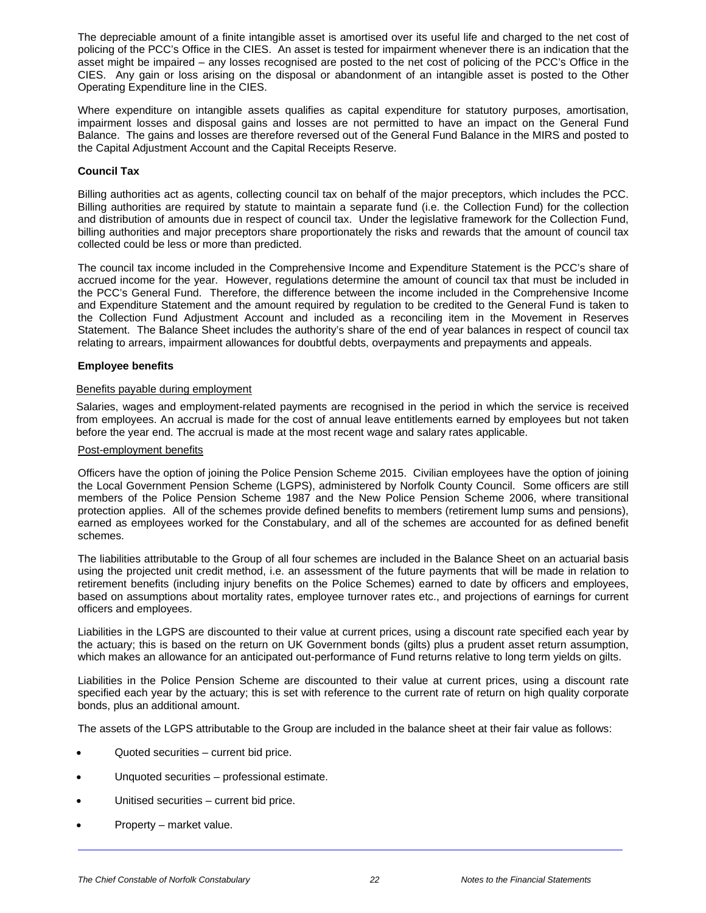The depreciable amount of a finite intangible asset is amortised over its useful life and charged to the net cost of policing of the PCC's Office in the CIES. An asset is tested for impairment whenever there is an indication that the asset might be impaired – any losses recognised are posted to the net cost of policing of the PCC's Office in the CIES. Any gain or loss arising on the disposal or abandonment of an intangible asset is posted to the Other Operating Expenditure line in the CIES.

Where expenditure on intangible assets qualifies as capital expenditure for statutory purposes, amortisation, impairment losses and disposal gains and losses are not permitted to have an impact on the General Fund Balance. The gains and losses are therefore reversed out of the General Fund Balance in the MIRS and posted to the Capital Adjustment Account and the Capital Receipts Reserve.

**Council Tax**

Billing authorities act as agents, collecting council tax on behalf of the major preceptors, which includes the PCC. Billing authorities are required by statute to maintain a separate fund (i.e. the Collection Fund) for the collection and distribution of amounts due in respect of council tax. Under the legislative framework for the Collection Fund, billing authorities and major preceptors share proportionately the risks and rewards that the amount of council tax collected could be less or more than predicted.

The council tax income included in the Comprehensive Income and Expenditure Statement is the PCC's share of accrued income for the year. However, regulations determine the amount of council tax that must be included in the PCC's General Fund. Therefore, the difference between the income included in the Comprehensive Income and Expenditure Statement and the amount required by regulation to be credited to the General Fund is taken to the Collection Fund Adjustment Account and included as a reconciling item in the Movement in Reserves Statement. The Balance Sheet includes the authority's share of the end of year balances in respect of council tax relating to arrears, impairment allowances for doubtful debts, overpayments and prepayments and appeals.

**Employee benefits**

Benefits payable during employment

Salaries, wages and employment-related payments are recognised in the period in which the service is received from employees. An accrual is made for the cost of annual leave entitlements earned by employees but not taken before the year end. The accrual is made at the most recent wage and salary rates applicable.

Post-employment benefits

Officers have the option of joining the Police Pension Scheme 2015. Civilian employees have the option of joining the Local Government Pension Scheme (LGPS), administered by Norfolk County Council. Some officers are still members of the Police Pension Scheme 1987 and the New Police Pension Scheme 2006, where transitional protection applies. All of the schemes provide defined benefits to members (retirement lump sums and pensions), earned as employees worked for the Constabulary, and all of the schemes are accounted for as defined benefit schemes.

The liabilities attributable to the Group of all four schemes are included in the Balance Sheet on an actuarial basis using the projected unit credit method, i.e. an assessment of the future payments that will be made in relation to retirement benefits (including injury benefits on the Police Schemes) earned to date by officers and employees, based on assumptions about mortality rates, employee turnover rates etc., and projections of earnings for current officers and employees.

Liabilities in the LGPS are discounted to their value at current prices, using a discount rate specified each year by the actuary; this is based on the return on UK Government bonds (gilts) plus a prudent asset return assumption, which makes an allowance for an anticipated out-performance of Fund returns relative to long term yields on gilts.

Liabilities in the Police Pension Scheme are discounted to their value at current prices, using a discount rate specified each year by the actuary; this is set with reference to the current rate of return on high quality corporate bonds, plus an additional amount.

The assets of the LGPS attributable to the Group are included in the balance sheet at their fair value as follows:

- Quoted securities – current bid price.
- Unquoted securities – professional estimate.
- Unitised securities – current bid price.
- Property – market value.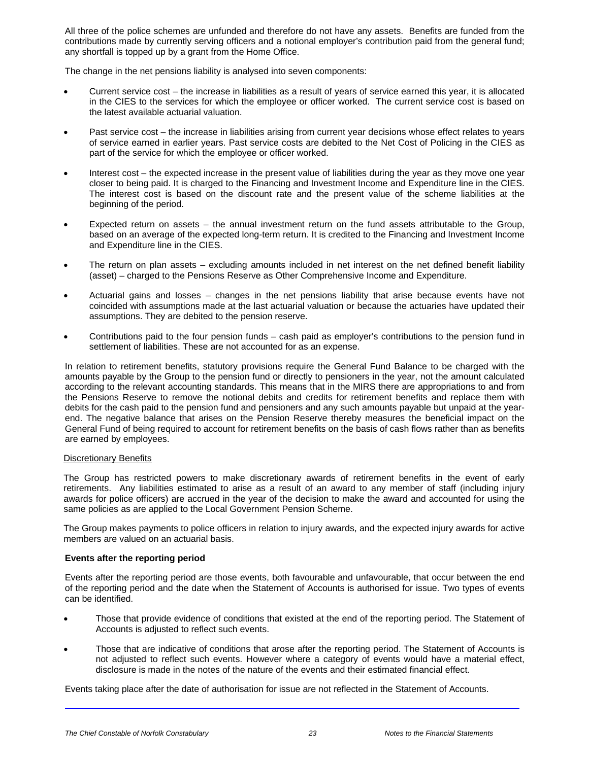All three of the police schemes are unfunded and therefore do not have any assets. Benefits are funded from the contributions made by currently serving officers and a notional employer's contribution paid from the general fund; any shortfall is topped up by a grant from the Home Office.

The change in the net pensions liability is analysed into seven components:

- Current service cost – the increase in liabilities as a result of years of service earned this year, it is allocated in the CIES to the services for which the employee or officer worked. The current service cost is based on the latest available actuarial valuation.
- Past service cost – the increase in liabilities arising from current year decisions whose effect relates to years of service earned in earlier years. Past service costs are debited to the Net Cost of Policing in the CIES as part of the service for which the employee or officer worked.
- Interest cost – the expected increase in the present value of liabilities during the year as they move one year closer to being paid. It is charged to the Financing and Investment Income and Expenditure line in the CIES. The interest cost is based on the discount rate and the present value of the scheme liabilities at the beginning of the period.
- Expected return on assets – the annual investment return on the fund assets attributable to the Group, based on an average of the expected long-term return. It is credited to the Financing and Investment Income and Expenditure line in the CIES.
- The return on plan assets – excluding amounts included in net interest on the net defined benefit liability (asset) – charged to the Pensions Reserve as Other Comprehensive Income and Expenditure.
- Actuarial gains and losses – changes in the net pensions liability that arise because events have not coincided with assumptions made at the last actuarial valuation or because the actuaries have updated their assumptions. They are debited to the pension reserve.
- Contributions paid to the four pension funds – cash paid as employer's contributions to the pension fund in settlement of liabilities. These are not accounted for as an expense.

In relation to retirement benefits, statutory provisions require the General Fund Balance to be charged with the amounts payable by the Group to the pension fund or directly to pensioners in the year, not the amount calculated according to the relevant accounting standards. This means that in the MIRS there are appropriations to and from the Pensions Reserve to remove the notional debits and credits for retirement benefits and replace them with debits for the cash paid to the pension fund and pensioners and any such amounts payable but unpaid at the year-end. The negative balance that arises on the Pension Reserve thereby measures the beneficial impact on the General Fund of being required to account for retirement benefits on the basis of cash flows rather than as benefits are earned by employees.

Discretionary Benefits

The Group has restricted powers to make discretionary awards of retirement benefits in the event of early retirements. Any liabilities estimated to arise as a result of an award to any member of staff (including injury awards for police officers) are accrued in the year of the decision to make the award and accounted for using the same policies as are applied to the Local Government Pension Scheme.

The Group makes payments to police officers in relation to injury awards, and the expected injury awards for active members are valued on an actuarial basis.

**Events after the reporting period**

Events after the reporting period are those events, both favourable and unfavourable, that occur between the end of the reporting period and the date when the Statement of Accounts is authorised for issue. Two types of events can be identified.

- Those that provide evidence of conditions that existed at the end of the reporting period. The Statement of Accounts is adjusted to reflect such events.
- Those that are indicative of conditions that arose after the reporting period. The Statement of Accounts is not adjusted to reflect such events. However where a category of events would have a material effect, disclosure is made in the notes of the nature of the events and their estimated financial effect.

Events taking place after the date of authorisation for issue are not reflected in the Statement of Accounts.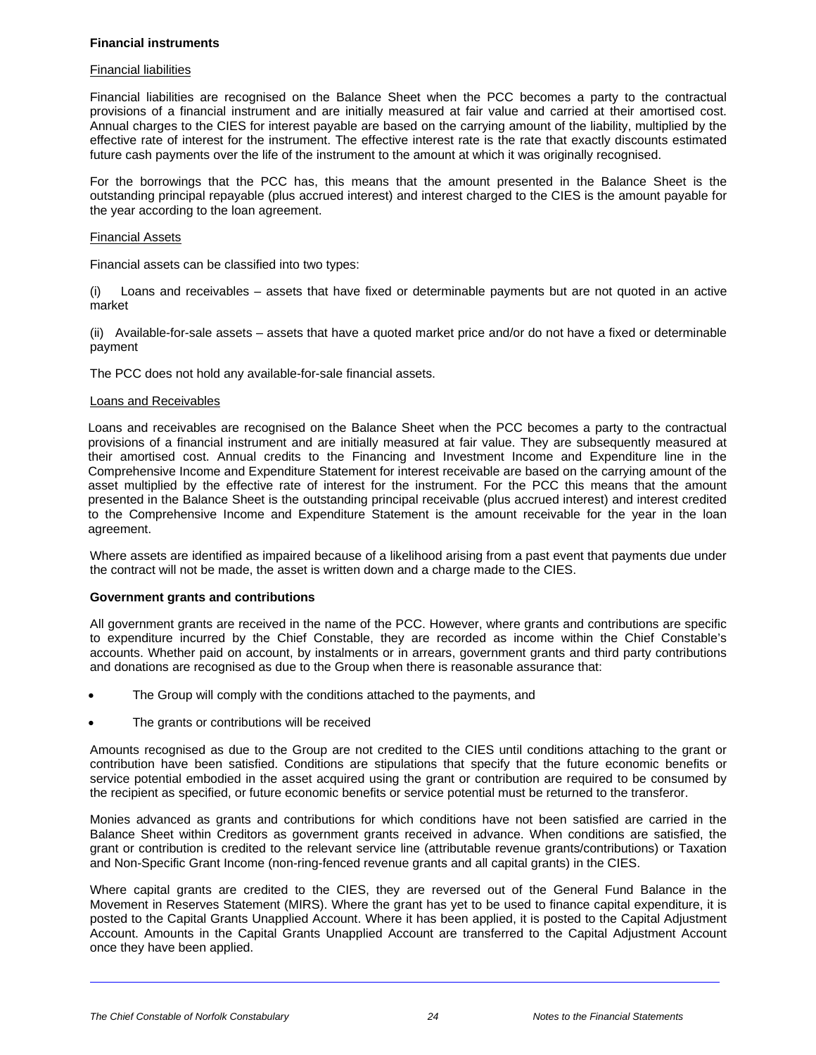**Financial instruments**

Financial liabilities

Financial liabilities are recognised on the Balance Sheet when the PCC becomes a party to the contractual provisions of a financial instrument and are initially measured at fair value and carried at their amortised cost. Annual charges to the CIES for interest payable are based on the carrying amount of the liability, multiplied by the effective rate of interest for the instrument. The effective interest rate is the rate that exactly discounts estimated future cash payments over the life of the instrument to the amount at which it was originally recognised.

For the borrowings that the PCC has, this means that the amount presented in the Balance Sheet is the outstanding principal repayable (plus accrued interest) and interest charged to the CIES is the amount payable for the year according to the loan agreement.

Financial Assets

Financial assets can be classified into two types:

(i) Loans and receivables – assets that have fixed or determinable payments but are not quoted in an active market

(ii) Available-for-sale assets – assets that have a quoted market price and/or do not have a fixed or determinable payment

The PCC does not hold any available-for-sale financial assets.

Loans and Receivables

Loans and receivables are recognised on the Balance Sheet when the PCC becomes a party to the contractual provisions of a financial instrument and are initially measured at fair value. They are subsequently measured at their amortised cost. Annual credits to the Financing and Investment Income and Expenditure line in the Comprehensive Income and Expenditure Statement for interest receivable are based on the carrying amount of the asset multiplied by the effective rate of interest for the instrument. For the PCC this means that the amount presented in the Balance Sheet is the outstanding principal receivable (plus accrued interest) and interest credited to the Comprehensive Income and Expenditure Statement is the amount receivable for the year in the loan agreement.

Where assets are identified as impaired because of a likelihood arising from a past event that payments due under the contract will not be made, the asset is written down and a charge made to the CIES.

**Government grants and contributions**

All government grants are received in the name of the PCC. However, where grants and contributions are specific to expenditure incurred by the Chief Constable, they are recorded as income within the Chief Constable's accounts. Whether paid on account, by instalments or in arrears, government grants and third party contributions and donations are recognised as due to the Group when there is reasonable assurance that:

- The Group will comply with the conditions attached to the payments, and
- The grants or contributions will be received

Amounts recognised as due to the Group are not credited to the CIES until conditions attaching to the grant or contribution have been satisfied. Conditions are stipulations that specify that the future economic benefits or service potential embodied in the asset acquired using the grant or contribution are required to be consumed by the recipient as specified, or future economic benefits or service potential must be returned to the transferor.

Monies advanced as grants and contributions for which conditions have not been satisfied are carried in the Balance Sheet within Creditors as government grants received in advance. When conditions are satisfied, the grant or contribution is credited to the relevant service line (attributable revenue grants/contributions) or Taxation and Non-Specific Grant Income (non-ring-fenced revenue grants and all capital grants) in the CIES.

Where capital grants are credited to the CIES, they are reversed out of the General Fund Balance in the Movement in Reserves Statement (MIRS). Where the grant has yet to be used to finance capital expenditure, it is posted to the Capital Grants Unapplied Account. Where it has been applied, it is posted to the Capital Adjustment Account. Amounts in the Capital Grants Unapplied Account are transferred to the Capital Adjustment Account once they have been applied.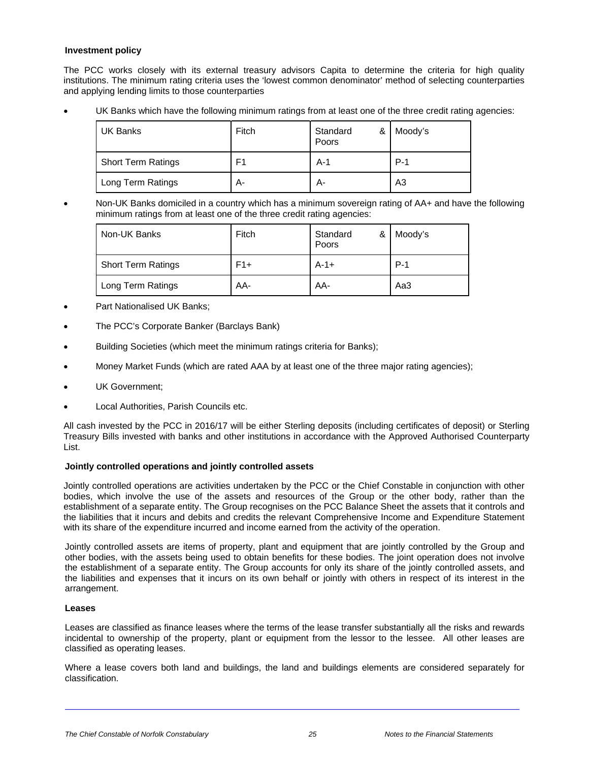**Investment policy**

The PCC works closely with its external treasury advisors Capita to determine the criteria for high quality institutions. The minimum rating criteria uses the 'lowest common denominator' method of selecting counterparties and applying lending limits to those counterparties

- UK Banks which have the following minimum ratings from at least one of the three credit rating agencies:

| UK Banks | Fitch | Standard & Poors | Moody's |
|---|---|---|---|
| Short Term Ratings | F1 | A-1 | P-1 |
| Long Term Ratings | A- | A- | A3 |

- Non-UK Banks domiciled in a country which has a minimum sovereign rating of AA+ and have the following minimum ratings from at least one of the three credit rating agencies:

| Non-UK Banks | Fitch | Standard & Poors | Moody's |
|---|---|---|---|
| Short Term Ratings | F1+ | A-1+ | P-1 |
| Long Term Ratings | AA- | AA- | Aa3 |

- Part Nationalised UK Banks;
- The PCC's Corporate Banker (Barclays Bank)
- Building Societies (which meet the minimum ratings criteria for Banks);
- Money Market Funds (which are rated AAA by at least one of the three major rating agencies);
- UK Government;
- Local Authorities, Parish Councils etc.

All cash invested by the PCC in 2016/17 will be either Sterling deposits (including certificates of deposit) or Sterling Treasury Bills invested with banks and other institutions in accordance with the Approved Authorised Counterparty List.

**Jointly controlled operations and jointly controlled assets**

Jointly controlled operations are activities undertaken by the PCC or the Chief Constable in conjunction with other bodies, which involve the use of the assets and resources of the Group or the other body, rather than the establishment of a separate entity. The Group recognises on the PCC Balance Sheet the assets that it controls and the liabilities that it incurs and debits and credits the relevant Comprehensive Income and Expenditure Statement with its share of the expenditure incurred and income earned from the activity of the operation.

Jointly controlled assets are items of property, plant and equipment that are jointly controlled by the Group and other bodies, with the assets being used to obtain benefits for these bodies. The joint operation does not involve the establishment of a separate entity. The Group accounts for only its share of the jointly controlled assets, and the liabilities and expenses that it incurs on its own behalf or jointly with others in respect of its interest in the arrangement.

**Leases**

Leases are classified as finance leases where the terms of the lease transfer substantially all the risks and rewards incidental to ownership of the property, plant or equipment from the lessor to the lessee. All other leases are classified as operating leases.

Where a lease covers both land and buildings, the land and buildings elements are considered separately for classification.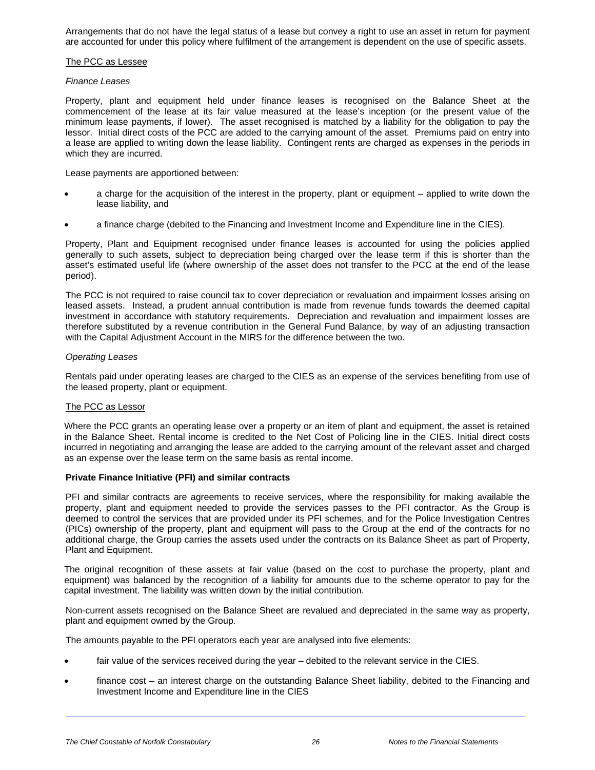Arrangements that do not have the legal status of a lease but convey a right to use an asset in return for payment are accounted for under this policy where fulfilment of the arrangement is dependent on the use of specific assets.

The PCC as Lessee

*Finance Leases*

Property, plant and equipment held under finance leases is recognised on the Balance Sheet at the commencement of the lease at its fair value measured at the lease's inception (or the present value of the minimum lease payments, if lower). The asset recognised is matched by a liability for the obligation to pay the lessor. Initial direct costs of the PCC are added to the carrying amount of the asset. Premiums paid on entry into a lease are applied to writing down the lease liability. Contingent rents are charged as expenses in the periods in which they are incurred.

Lease payments are apportioned between:

- a charge for the acquisition of the interest in the property, plant or equipment – applied to write down the lease liability, and
- a finance charge (debited to the Financing and Investment Income and Expenditure line in the CIES).

Property, Plant and Equipment recognised under finance leases is accounted for using the policies applied generally to such assets, subject to depreciation being charged over the lease term if this is shorter than the asset's estimated useful life (where ownership of the asset does not transfer to the PCC at the end of the lease period).

The PCC is not required to raise council tax to cover depreciation or revaluation and impairment losses arising on leased assets. Instead, a prudent annual contribution is made from revenue funds towards the deemed capital investment in accordance with statutory requirements. Depreciation and revaluation and impairment losses are therefore substituted by a revenue contribution in the General Fund Balance, by way of an adjusting transaction with the Capital Adjustment Account in the MIRS for the difference between the two.

*Operating Leases*

Rentals paid under operating leases are charged to the CIES as an expense of the services benefiting from use of the leased property, plant or equipment.

The PCC as Lessor

Where the PCC grants an operating lease over a property or an item of plant and equipment, the asset is retained in the Balance Sheet. Rental income is credited to the Net Cost of Policing line in the CIES. Initial direct costs incurred in negotiating and arranging the lease are added to the carrying amount of the relevant asset and charged as an expense over the lease term on the same basis as rental income.

**Private Finance Initiative (PFI) and similar contracts**

PFI and similar contracts are agreements to receive services, where the responsibility for making available the property, plant and equipment needed to provide the services passes to the PFI contractor. As the Group is deemed to control the services that are provided under its PFI schemes, and for the Police Investigation Centres (PICs) ownership of the property, plant and equipment will pass to the Group at the end of the contracts for no additional charge, the Group carries the assets used under the contracts on its Balance Sheet as part of Property, Plant and Equipment.

The original recognition of these assets at fair value (based on the cost to purchase the property, plant and equipment) was balanced by the recognition of a liability for amounts due to the scheme operator to pay for the capital investment. The liability was written down by the initial contribution.

Non-current assets recognised on the Balance Sheet are revalued and depreciated in the same way as property, plant and equipment owned by the Group.

The amounts payable to the PFI operators each year are analysed into five elements:

- fair value of the services received during the year – debited to the relevant service in the CIES.
- finance cost – an interest charge on the outstanding Balance Sheet liability, debited to the Financing and Investment Income and Expenditure line in the CIES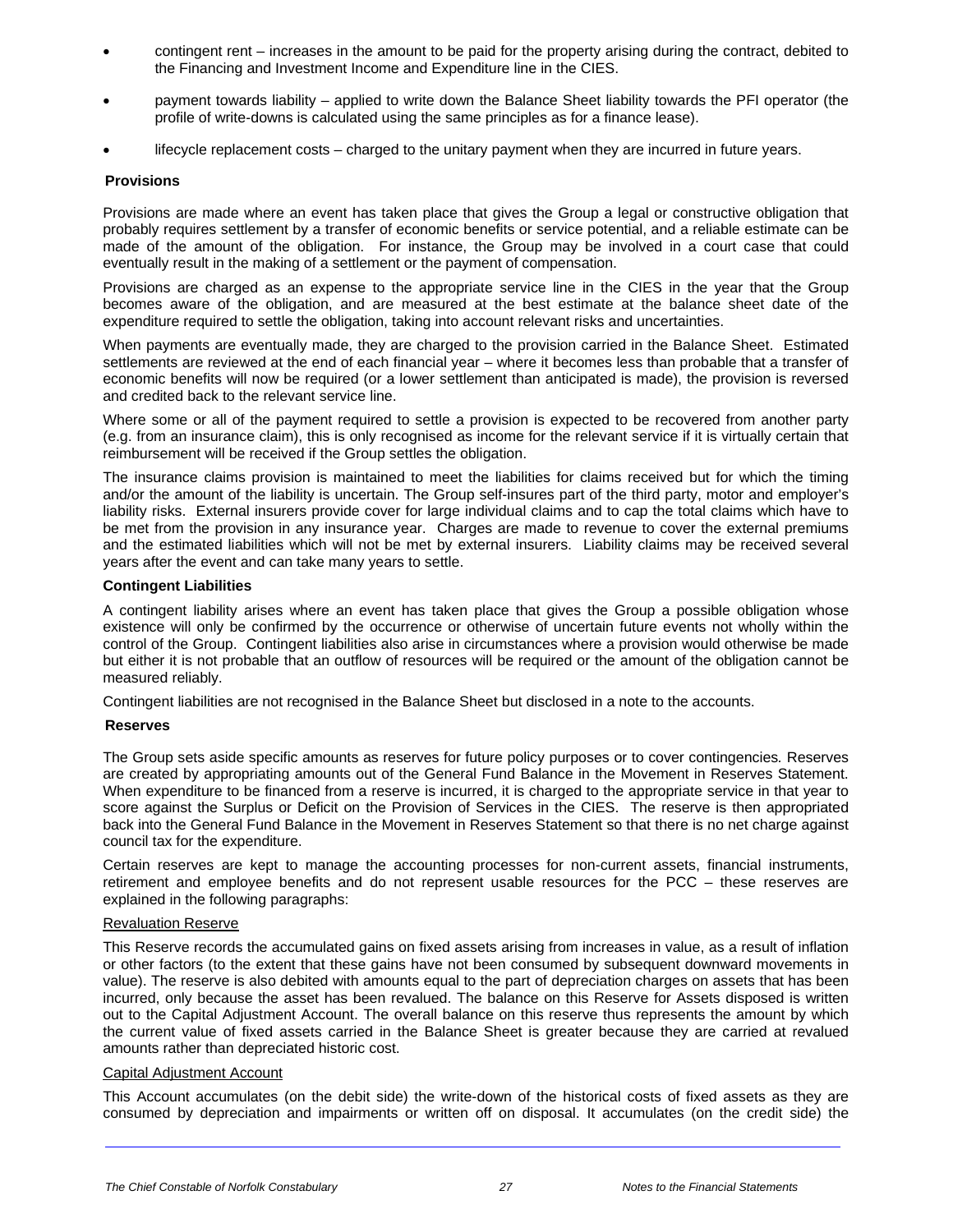- contingent rent – increases in the amount to be paid for the property arising during the contract, debited to the Financing and Investment Income and Expenditure line in the CIES.
- payment towards liability – applied to write down the Balance Sheet liability towards the PFI operator (the profile of write-downs is calculated using the same principles as for a finance lease).
- lifecycle replacement costs – charged to the unitary payment when they are incurred in future years.

**Provisions**

Provisions are made where an event has taken place that gives the Group a legal or constructive obligation that probably requires settlement by a transfer of economic benefits or service potential, and a reliable estimate can be made of the amount of the obligation. For instance, the Group may be involved in a court case that could eventually result in the making of a settlement or the payment of compensation.

Provisions are charged as an expense to the appropriate service line in the CIES in the year that the Group becomes aware of the obligation, and are measured at the best estimate at the balance sheet date of the expenditure required to settle the obligation, taking into account relevant risks and uncertainties.

When payments are eventually made, they are charged to the provision carried in the Balance Sheet. Estimated settlements are reviewed at the end of each financial year – where it becomes less than probable that a transfer of economic benefits will now be required (or a lower settlement than anticipated is made), the provision is reversed and credited back to the relevant service line.

Where some or all of the payment required to settle a provision is expected to be recovered from another party (e.g. from an insurance claim), this is only recognised as income for the relevant service if it is virtually certain that reimbursement will be received if the Group settles the obligation.

The insurance claims provision is maintained to meet the liabilities for claims received but for which the timing and/or the amount of the liability is uncertain. The Group self-insures part of the third party, motor and employer's liability risks. External insurers provide cover for large individual claims and to cap the total claims which have to be met from the provision in any insurance year. Charges are made to revenue to cover the external premiums and the estimated liabilities which will not be met by external insurers. Liability claims may be received several years after the event and can take many years to settle.

**Contingent Liabilities**

A contingent liability arises where an event has taken place that gives the Group a possible obligation whose existence will only be confirmed by the occurrence or otherwise of uncertain future events not wholly within the control of the Group. Contingent liabilities also arise in circumstances where a provision would otherwise be made but either it is not probable that an outflow of resources will be required or the amount of the obligation cannot be measured reliably.

Contingent liabilities are not recognised in the Balance Sheet but disclosed in a note to the accounts.

**Reserves**

The Group sets aside specific amounts as reserves for future policy purposes or to cover contingencies. Reserves are created by appropriating amounts out of the General Fund Balance in the Movement in Reserves Statement. When expenditure to be financed from a reserve is incurred, it is charged to the appropriate service in that year to score against the Surplus or Deficit on the Provision of Services in the CIES. The reserve is then appropriated back into the General Fund Balance in the Movement in Reserves Statement so that there is no net charge against council tax for the expenditure.

Certain reserves are kept to manage the accounting processes for non-current assets, financial instruments, retirement and employee benefits and do not represent usable resources for the PCC – these reserves are explained in the following paragraphs:

Revaluation Reserve

This Reserve records the accumulated gains on fixed assets arising from increases in value, as a result of inflation or other factors (to the extent that these gains have not been consumed by subsequent downward movements in value). The reserve is also debited with amounts equal to the part of depreciation charges on assets that has been incurred, only because the asset has been revalued. The balance on this Reserve for Assets disposed is written out to the Capital Adjustment Account. The overall balance on this reserve thus represents the amount by which the current value of fixed assets carried in the Balance Sheet is greater because they are carried at revalued amounts rather than depreciated historic cost.

Capital Adjustment Account

This Account accumulates (on the debit side) the write-down of the historical costs of fixed assets as they are consumed by depreciation and impairments or written off on disposal. It accumulates (on the credit side) the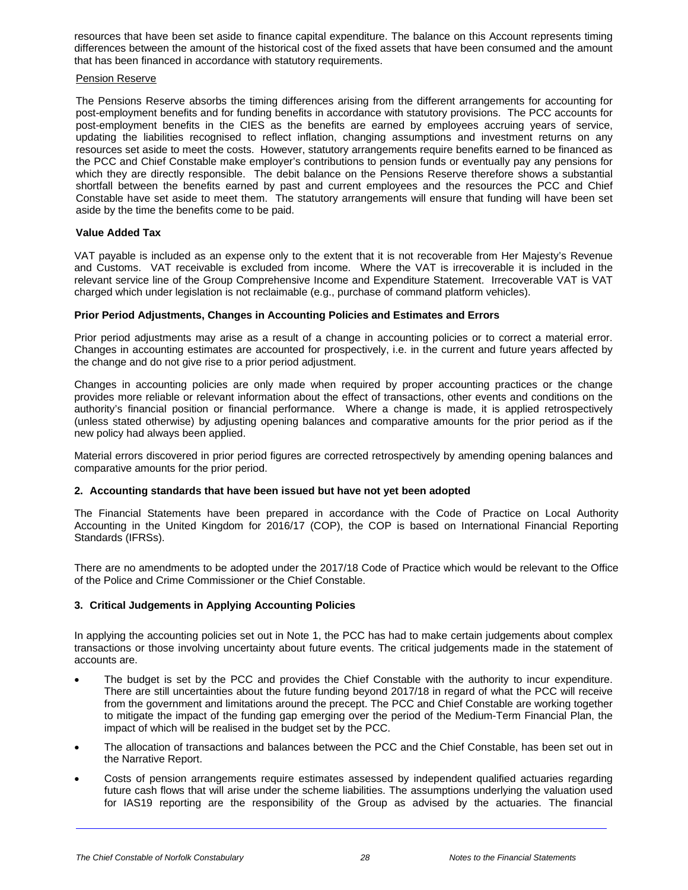resources that have been set aside to finance capital expenditure. The balance on this Account represents timing differences between the amount of the historical cost of the fixed assets that have been consumed and the amount that has been financed in accordance with statutory requirements.

Pension Reserve

The Pensions Reserve absorbs the timing differences arising from the different arrangements for accounting for post-employment benefits and for funding benefits in accordance with statutory provisions. The PCC accounts for post-employment benefits in the CIES as the benefits are earned by employees accruing years of service, updating the liabilities recognised to reflect inflation, changing assumptions and investment returns on any resources set aside to meet the costs. However, statutory arrangements require benefits earned to be financed as the PCC and Chief Constable make employer's contributions to pension funds or eventually pay any pensions for which they are directly responsible. The debit balance on the Pensions Reserve therefore shows a substantial shortfall between the benefits earned by past and current employees and the resources the PCC and Chief Constable have set aside to meet them. The statutory arrangements will ensure that funding will have been set aside by the time the benefits come to be paid.

**Value Added Tax**

VAT payable is included as an expense only to the extent that it is not recoverable from Her Majesty's Revenue and Customs. VAT receivable is excluded from income. Where the VAT is irrecoverable it is included in the relevant service line of the Group Comprehensive Income and Expenditure Statement. Irrecoverable VAT is VAT charged which under legislation is not reclaimable (e.g., purchase of command platform vehicles).

**Prior Period Adjustments, Changes in Accounting Policies and Estimates and Errors**

Prior period adjustments may arise as a result of a change in accounting policies or to correct a material error. Changes in accounting estimates are accounted for prospectively, i.e. in the current and future years affected by the change and do not give rise to a prior period adjustment.

Changes in accounting policies are only made when required by proper accounting practices or the change provides more reliable or relevant information about the effect of transactions, other events and conditions on the authority's financial position or financial performance. Where a change is made, it is applied retrospectively (unless stated otherwise) by adjusting opening balances and comparative amounts for the prior period as if the new policy had always been applied.

Material errors discovered in prior period figures are corrected retrospectively by amending opening balances and comparative amounts for the prior period.

## 2. Accounting standards that have been issued but have not yet been adopted

The Financial Statements have been prepared in accordance with the Code of Practice on Local Authority Accounting in the United Kingdom for 2016/17 (COP), the COP is based on International Financial Reporting Standards (IFRSs).

There are no amendments to be adopted under the 2017/18 Code of Practice which would be relevant to the Office of the Police and Crime Commissioner or the Chief Constable.

## 3. Critical Judgements in Applying Accounting Policies

In applying the accounting policies set out in Note 1, the PCC has had to make certain judgements about complex transactions or those involving uncertainty about future events. The critical judgements made in the statement of accounts are.

- The budget is set by the PCC and provides the Chief Constable with the authority to incur expenditure. There are still uncertainties about the future funding beyond 2017/18 in regard of what the PCC will receive from the government and limitations around the precept. The PCC and Chief Constable are working together to mitigate the impact of the funding gap emerging over the period of the Medium-Term Financial Plan, the impact of which will be realised in the budget set by the PCC.
- The allocation of transactions and balances between the PCC and the Chief Constable, has been set out in the Narrative Report.
- Costs of pension arrangements require estimates assessed by independent qualified actuaries regarding future cash flows that will arise under the scheme liabilities. The assumptions underlying the valuation used for IAS19 reporting are the responsibility of the Group as advised by the actuaries. The financial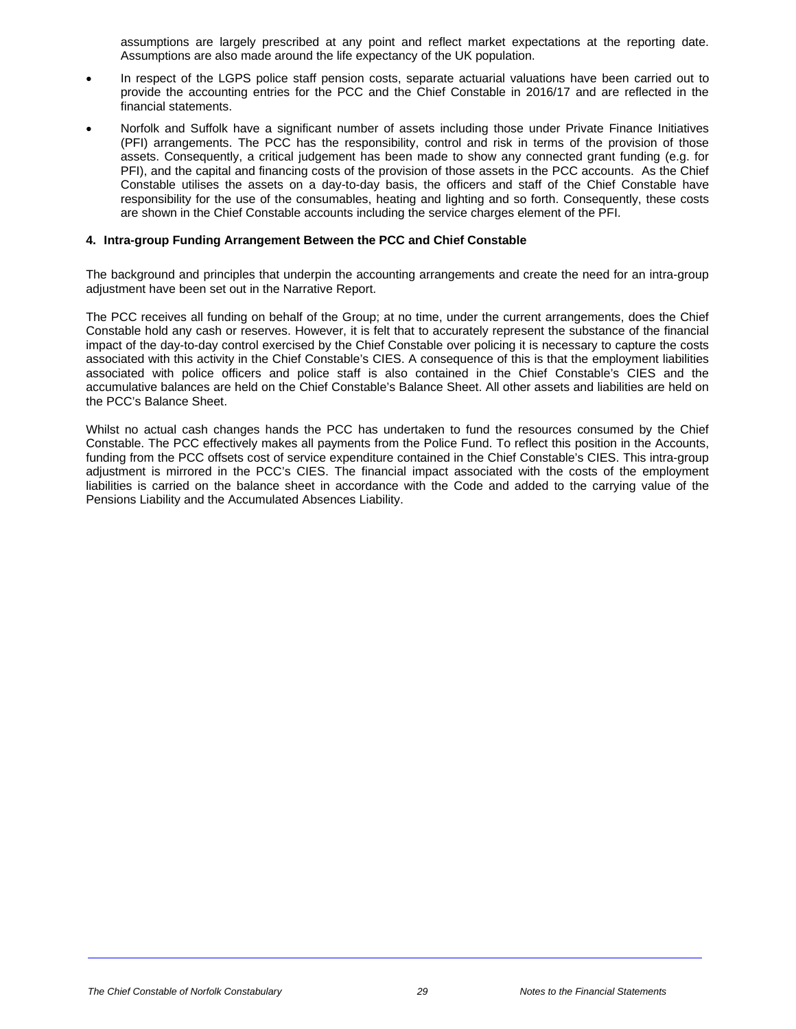assumptions are largely prescribed at any point and reflect market expectations at the reporting date. Assumptions are also made around the life expectancy of the UK population.

- In respect of the LGPS police staff pension costs, separate actuarial valuations have been carried out to provide the accounting entries for the PCC and the Chief Constable in 2016/17 and are reflected in the financial statements.
- Norfolk and Suffolk have a significant number of assets including those under Private Finance Initiatives (PFI) arrangements. The PCC has the responsibility, control and risk in terms of the provision of those assets. Consequently, a critical judgement has been made to show any connected grant funding (e.g. for PFI), and the capital and financing costs of the provision of those assets in the PCC accounts. As the Chief Constable utilises the assets on a day-to-day basis, the officers and staff of the Chief Constable have responsibility for the use of the consumables, heating and lighting and so forth. Consequently, these costs are shown in the Chief Constable accounts including the service charges element of the PFI.

**4. Intra-group Funding Arrangement Between the PCC and Chief Constable**

The background and principles that underpin the accounting arrangements and create the need for an intra-group adjustment have been set out in the Narrative Report.

The PCC receives all funding on behalf of the Group; at no time, under the current arrangements, does the Chief Constable hold any cash or reserves. However, it is felt that to accurately represent the substance of the financial impact of the day-to-day control exercised by the Chief Constable over policing it is necessary to capture the costs associated with this activity in the Chief Constable's CIES. A consequence of this is that the employment liabilities associated with police officers and police staff is also contained in the Chief Constable's CIES and the accumulative balances are held on the Chief Constable's Balance Sheet. All other assets and liabilities are held on the PCC's Balance Sheet.

Whilst no actual cash changes hands the PCC has undertaken to fund the resources consumed by the Chief Constable. The PCC effectively makes all payments from the Police Fund. To reflect this position in the Accounts, funding from the PCC offsets cost of service expenditure contained in the Chief Constable's CIES. This intra-group adjustment is mirrored in the PCC's CIES. The financial impact associated with the costs of the employment liabilities is carried on the balance sheet in accordance with the Code and added to the carrying value of the Pensions Liability and the Accumulated Absences Liability.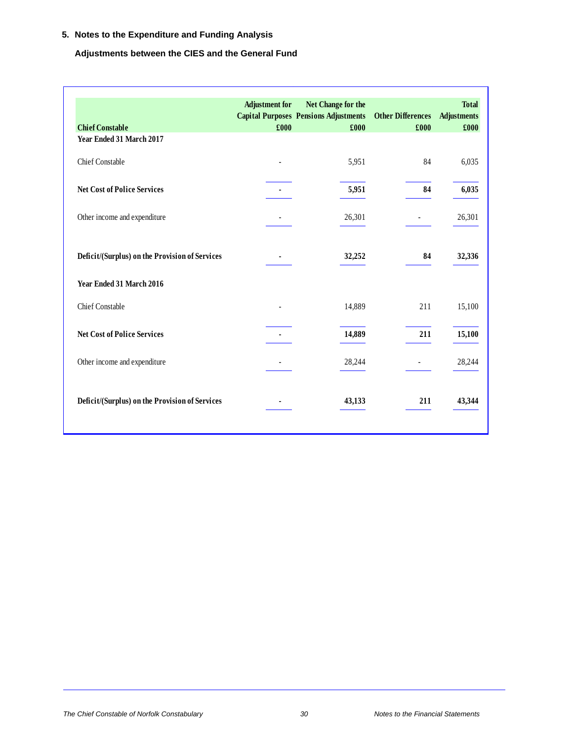## 5. Notes to the Expenditure and Funding Analysis

### Adjustments between the CIES and the General Fund

| Chief Constable | Adjustment for Capital Purposes £000 | Net Change for the Pensions Adjustments £000 | Other Differences £000 | Total Adjustments £000 |
|---|---|---|---|---|
| **Year Ended 31 March 2017** | | | | |
| Chief Constable | - | 5,951 | 84 | 6,035 |
| **Net Cost of Police Services** | **-** | **5,951** | **84** | **6,035** |
| Other income and expenditure | - | 26,301 | - | 26,301 |
| **Deficit/(Surplus) on the Provision of Services** | **-** | **32,252** | **84** | **32,336** |
| **Year Ended 31 March 2016** | | | | |
| Chief Constable | - | 14,889 | 211 | 15,100 |
| **Net Cost of Police Services** | **-** | **14,889** | **211** | **15,100** |
| Other income and expenditure | - | 28,244 | - | 28,244 |
| **Deficit/(Surplus) on the Provision of Services** | **-** | **43,133** | **211** | **43,344** |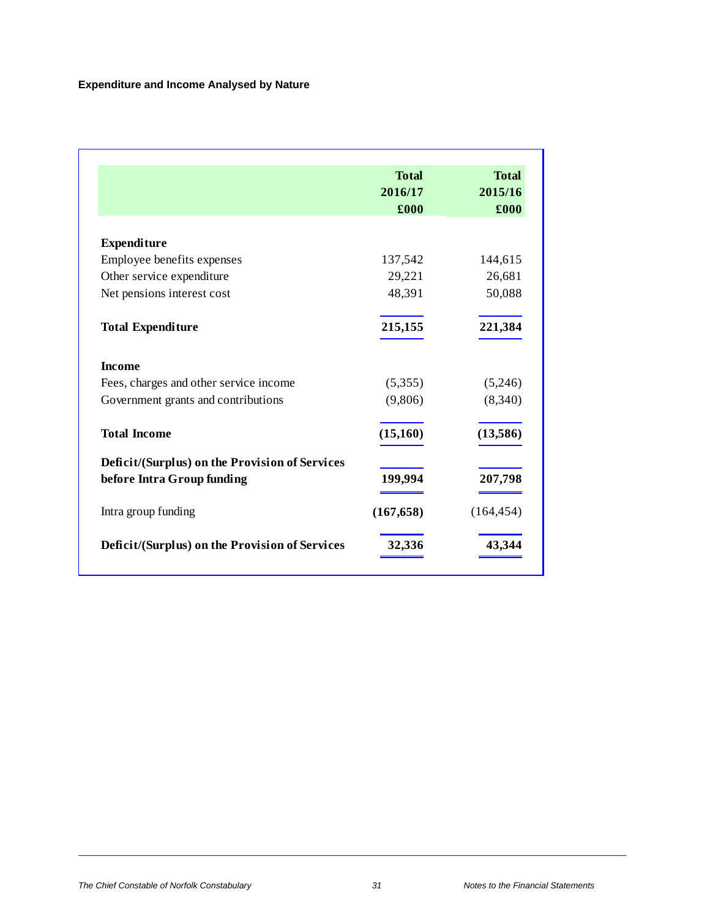### Expenditure and Income Analysed by Nature

| | Total 2016/17 £000 | Total 2015/16 £000 |
|---|---|---|
| **Expenditure** | | |
| Employee benefits expenses | 137,542 | 144,615 |
| Other service expenditure | 29,221 | 26,681 |
| Net pensions interest cost | 48,391 | 50,088 |
| **Total Expenditure** | **215,155** | **221,384** |
| **Income** | | |
| Fees, charges and other service income | (5,355) | (5,246) |
| Government grants and contributions | (9,806) | (8,340) |
| **Total Income** | **(15,160)** | **(13,586)** |
| **Deficit/(Surplus) on the Provision of Services before Intra Group funding** | **199,994** | **207,798** |
| Intra group funding | **(167,658)** | (164,454) |
| **Deficit/(Surplus) on the Provision of Services** | **32,336** | **43,344** |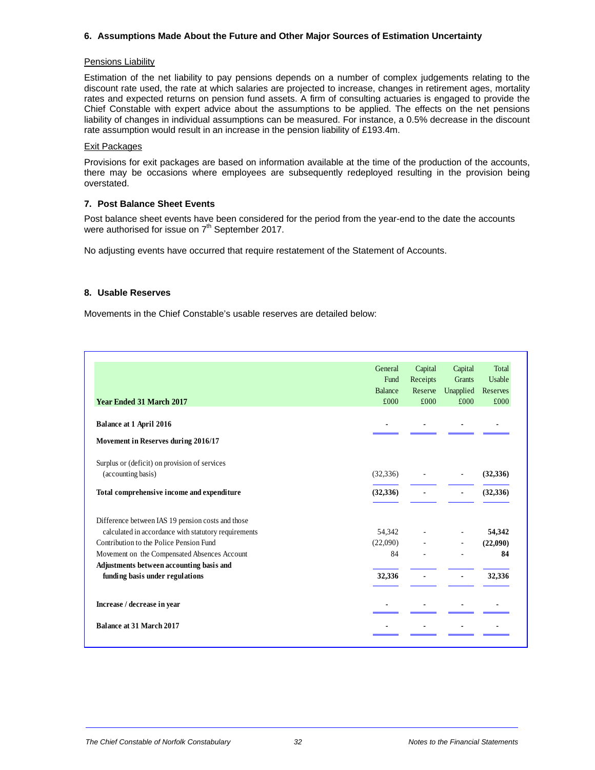## 6. Assumptions Made About the Future and Other Major Sources of Estimation Uncertainty

### Pensions Liability

Estimation of the net liability to pay pensions depends on a number of complex judgements relating to the discount rate used, the rate at which salaries are projected to increase, changes in retirement ages, mortality rates and expected returns on pension fund assets. A firm of consulting actuaries is engaged to provide the Chief Constable with expert advice about the assumptions to be applied. The effects on the net pensions liability of changes in individual assumptions can be measured. For instance, a 0.5% decrease in the discount rate assumption would result in an increase in the pension liability of £193.4m.

### Exit Packages

Provisions for exit packages are based on information available at the time of the production of the accounts, there may be occasions where employees are subsequently redeployed resulting in the provision being overstated.

## 7. Post Balance Sheet Events

Post balance sheet events have been considered for the period from the year-end to the date the accounts were authorised for issue on 7th September 2017.

No adjusting events have occurred that require restatement of the Statement of Accounts.

## 8. Usable Reserves

Movements in the Chief Constable's usable reserves are detailed below:

| Year Ended 31 March 2017 | General Fund Balance £000 | Capital Receipts Reserve £000 | Capital Grants Unapplied £000 | Total Usable Reserves £000 |
|---|---|---|---|---|
| **Balance at 1 April 2016** | - | - | - | - |
| **Movement in Reserves during 2016/17** | | | | |
| Surplus or (deficit) on provision of services (accounting basis) | (32,336) | - | - | **(32,336)** |
| **Total comprehensive income and expenditure** | **(32,336)** | **-** | **-** | **(32,336)** |
| Difference between IAS 19 pension costs and those calculated in accordance with statutory requirements | 54,342 | - | - | **54,342** |
| Contribution to the Police Pension Fund | (22,090) | - | - | **(22,090)** |
| Movement on the Compensated Absences Account | 84 | - | - | **84** |
| **Adjustments between accounting basis and funding basis under regulations** | **32,336** | **-** | **-** | **32,336** |
| **Increase / decrease in year** | **-** | **-** | **-** | **-** |
| **Balance at 31 March 2017** | **-** | **-** | **-** | **-** |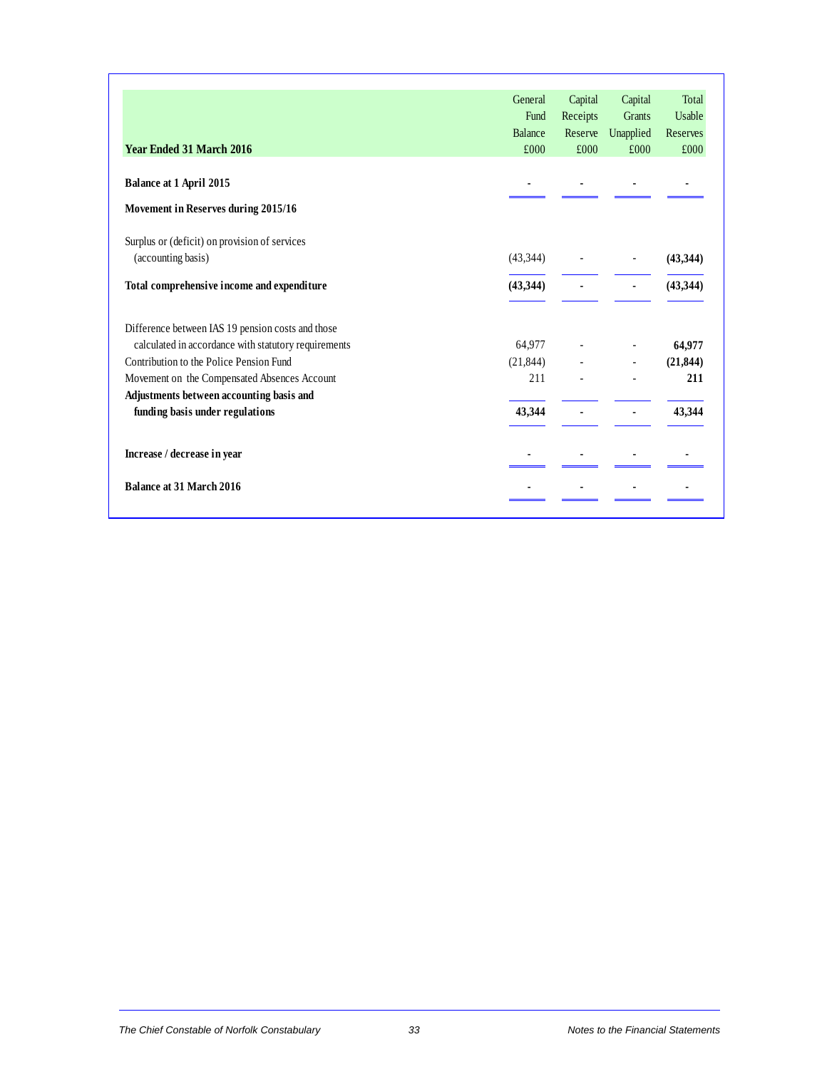| Year Ended 31 March 2016 | General Fund Balance £000 | Capital Receipts Reserve £000 | Capital Grants Unapplied £000 | Total Usable Reserves £000 |
|---|---|---|---|---|
| **Balance at 1 April 2015** | - | - | - | - |
| **Movement in Reserves during 2015/16** | | | | |
| Surplus or (deficit) on provision of services (accounting basis) | (43,344) | - | - | **(43,344)** |
| **Total comprehensive income and expenditure** | **(43,344)** | - | - | **(43,344)** |
| Difference between IAS 19 pension costs and those calculated in accordance with statutory requirements | 64,977 | - | - | **64,977** |
| Contribution to the Police Pension Fund | (21,844) | - | - | **(21,844)** |
| Movement on the Compensated Absences Account | 211 | - | - | **211** |
| **Adjustments between accounting basis and funding basis under regulations** | **43,344** | - | - | **43,344** |
| **Increase / decrease in year** | - | - | - | - |
| **Balance at 31 March 2016** | - | - | - | - |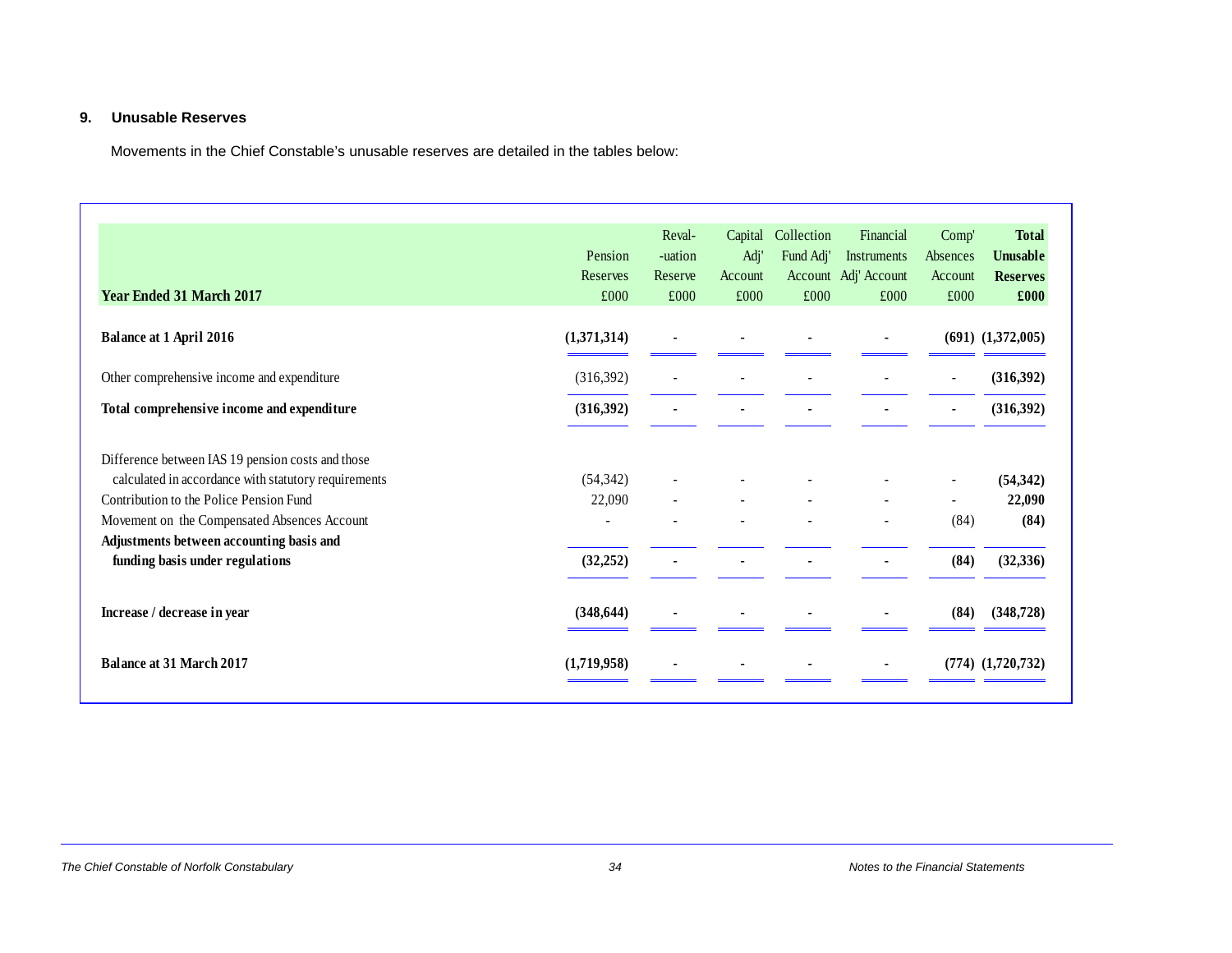## 9. Unusable Reserves

Movements in the Chief Constable's unusable reserves are detailed in the tables below:

| Year Ended 31 March 2017 | Pension Reserves £000 | Reval--uation Reserve £000 | Capital Adj' Account £000 | Collection Fund Adj' Account £000 | Financial Instruments Adj' Account £000 | Comp' Absences Account £000 | **Total Unusable Reserves £000** |
|---|---|---|---|---|---|---|---|
| **Balance at 1 April 2016** | **(1,371,314)** | **-** | **-** | **-** | **-** | **(691)** | **(1,372,005)** |
| Other comprehensive income and expenditure | (316,392) | - | - | - | - | - | **(316,392)** |
| **Total comprehensive income and expenditure** | **(316,392)** | **-** | **-** | **-** | **-** | **-** | **(316,392)** |
| Difference between IAS 19 pension costs and those calculated in accordance with statutory requirements | (54,342) | - | - | - | - | - | **(54,342)** |
| Contribution to the Police Pension Fund | 22,090 | - | - | - | - | - | **22,090** |
| Movement on the Compensated Absences Account | - | - | - | - | - | (84) | **(84)** |
| **Adjustments between accounting basis and funding basis under regulations** | **(32,252)** | **-** | **-** | **-** | **-** | **(84)** | **(32,336)** |
| **Increase / decrease in year** | **(348,644)** | **-** | **-** | **-** | **-** | **(84)** | **(348,728)** |
| **Balance at 31 March 2017** | **(1,719,958)** | **-** | **-** | **-** | **-** | **(774)** | **(1,720,732)** |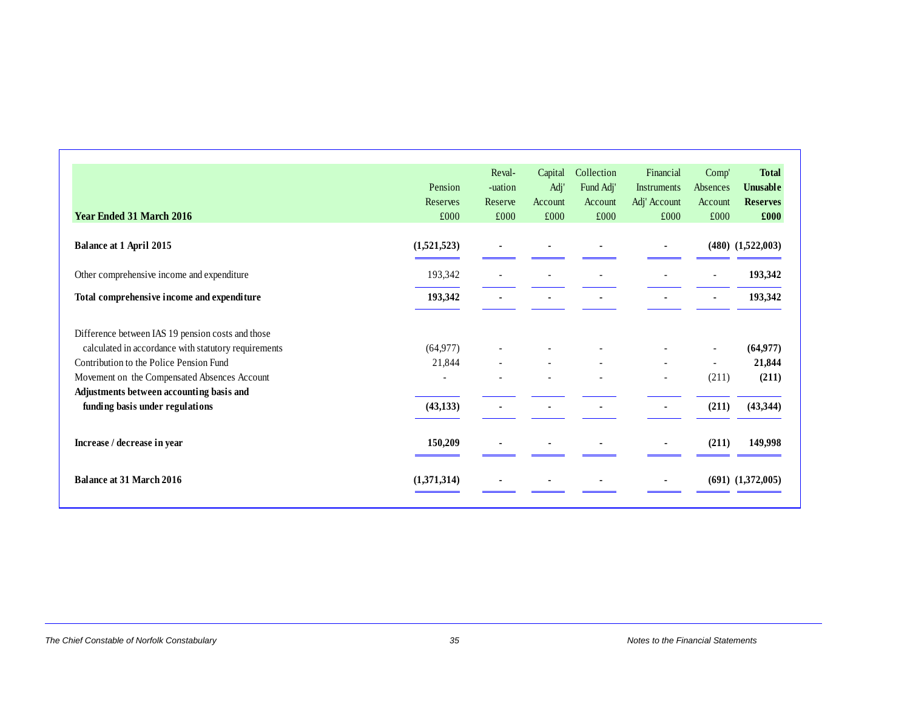| Year Ended 31 March 2016 | Pension Reserves £000 | Reval--uation Reserve £000 | Capital Adj' Account £000 | Collection Fund Adj' Account £000 | Financial Instruments Adj' Account £000 | Comp' Absences Account £000 | **Total Unusable Reserves £000** |
|---|---|---|---|---|---|---|---|
| **Balance at 1 April 2015** | **(1,521,523)** | **-** | **-** | **-** | **-** | **(480)** | **(1,522,003)** |
| Other comprehensive income and expenditure | 193,342 | - | - | - | - | - | **193,342** |
| **Total comprehensive income and expenditure** | **193,342** | **-** | **-** | **-** | **-** | **-** | **193,342** |
| Difference between IAS 19 pension costs and those calculated in accordance with statutory requirements | (64,977) | - | - | - | - | - | **(64,977)** |
| Contribution to the Police Pension Fund | 21,844 | - | - | - | - | - | **21,844** |
| Movement on the Compensated Absences Account | - | - | - | - | - | (211) | **(211)** |
| **Adjustments between accounting basis and funding basis under regulations** | **(43,133)** | **-** | **-** | **-** | **-** | **(211)** | **(43,344)** |
| **Increase / decrease in year** | **150,209** | **-** | **-** | **-** | **-** | **(211)** | **149,998** |
| **Balance at 31 March 2016** | **(1,371,314)** | **-** | **-** | **-** | **-** | **(691)** | **(1,372,005)** |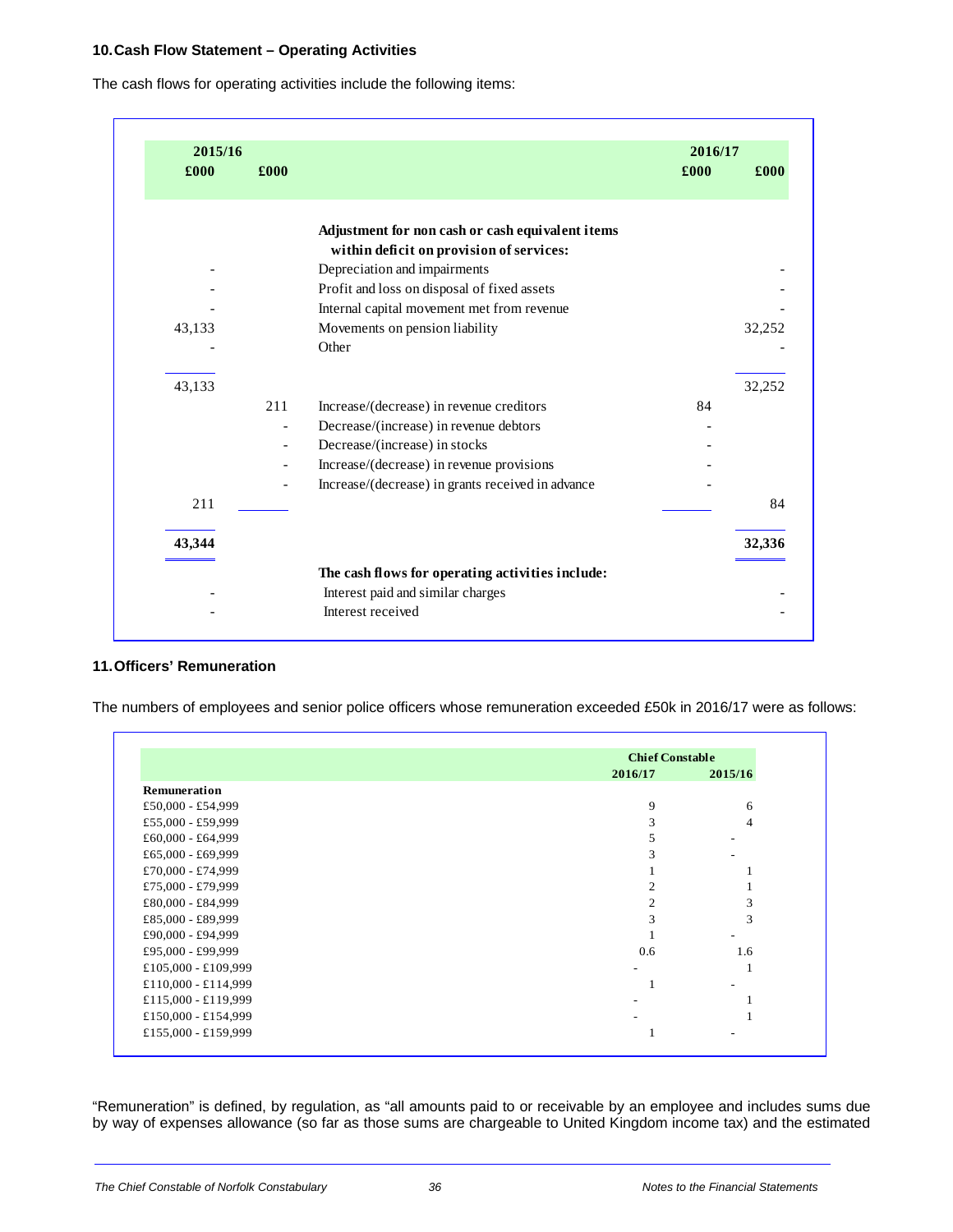### 10. Cash Flow Statement – Operating Activities

The cash flows for operating activities include the following items:

| 2015/16 £000 | 2015/16 £000 | | 2016/17 £000 | 2016/17 £000 |
|---|---|---|---|---|
| | | **Adjustment for non cash or cash equivalent items within deficit on provision of services:** | | |
| - | | Depreciation and impairments | | - |
| - | | Profit and loss on disposal of fixed assets | | - |
| - | | Internal capital movement met from revenue | | - |
| 43,133 | | Movements on pension liability | | 32,252 |
| - | | Other | | - |
| 43,133 | | | | 32,252 |
| | 211 | Increase/(decrease) in revenue creditors | 84 | |
| | - | Decrease/(increase) in revenue debtors | - | |
| | - | Decrease/(increase) in stocks | - | |
| | - | Increase/(decrease) in revenue provisions | - | |
| | - | Increase/(decrease) in grants received in advance | - | |
| 211 | | | | 84 |
| **43,344** | | | | **32,336** |
| | | **The cash flows for operating activities include:** | | |
| - | | Interest paid and similar charges | | - |
| - | | Interest received | | - |

### 11. Officers' Remuneration

The numbers of employees and senior police officers whose remuneration exceeded £50k in 2016/17 were as follows:

| | Chief Constable | |
|---|---|---|
| | 2016/17 | 2015/16 |
| **Remuneration** | | |
| £50,000 - £54,999 | 9 | 6 |
| £55,000 - £59,999 | 3 | 4 |
| £60,000 - £64,999 | 5 | - |
| £65,000 - £69,999 | 3 | - |
| £70,000 - £74,999 | 1 | 1 |
| £75,000 - £79,999 | 2 | 1 |
| £80,000 - £84,999 | 2 | 3 |
| £85,000 - £89,999 | 3 | 3 |
| £90,000 - £94,999 | 1 | - |
| £95,000 - £99,999 | 0.6 | 1.6 |
| £105,000 - £109,999 | - | 1 |
| £110,000 - £114,999 | 1 | - |
| £115,000 - £119,999 | - | 1 |
| £150,000 - £154,999 | - | 1 |
| £155,000 - £159,999 | 1 | - |

"Remuneration" is defined, by regulation, as "all amounts paid to or receivable by an employee and includes sums due by way of expenses allowance (so far as those sums are chargeable to United Kingdom income tax) and the estimated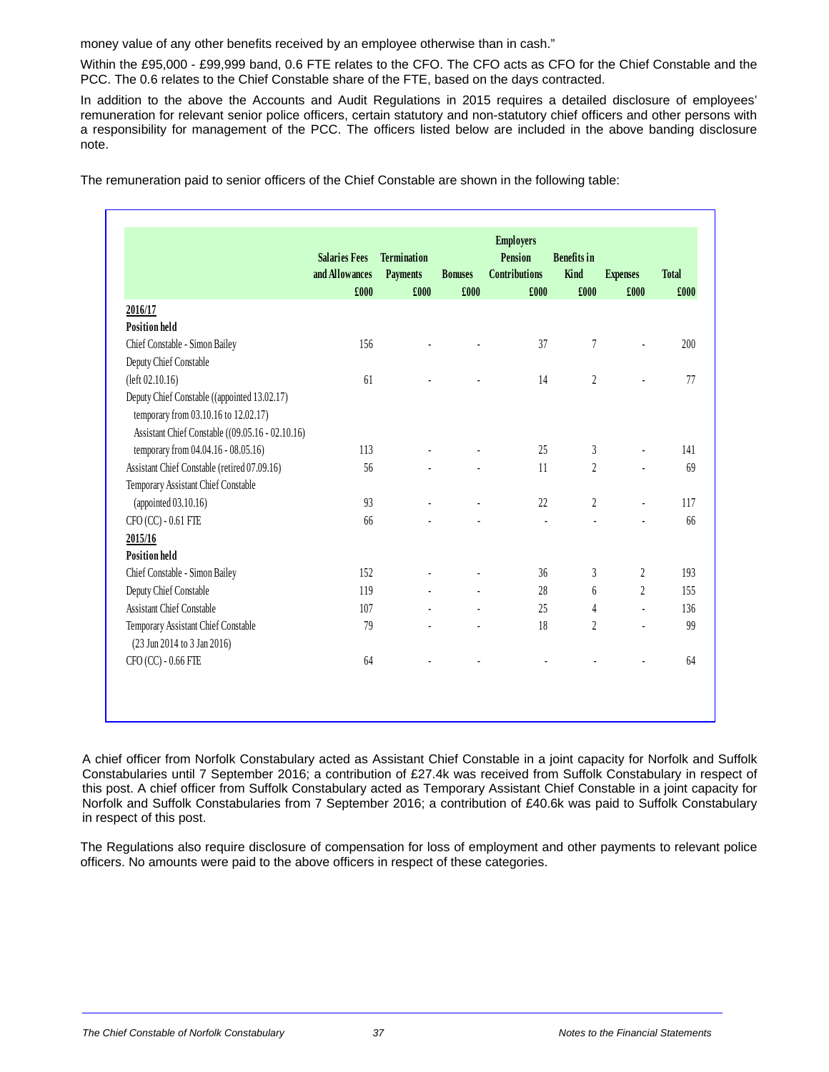money value of any other benefits received by an employee otherwise than in cash."

Within the £95,000 - £99,999 band, 0.6 FTE relates to the CFO. The CFO acts as CFO for the Chief Constable and the PCC. The 0.6 relates to the Chief Constable share of the FTE, based on the days contracted.

In addition to the above the Accounts and Audit Regulations in 2015 requires a detailed disclosure of employees' remuneration for relevant senior police officers, certain statutory and non-statutory chief officers and other persons with a responsibility for management of the PCC. The officers listed below are included in the above banding disclosure note.

The remuneration paid to senior officers of the Chief Constable are shown in the following table:

| | Salaries Fees and Allowances £000 | Termination Payments £000 | Bonuses £000 | Employers Pension Contributions £000 | Benefits in Kind £000 | Expenses £000 | Total £000 |
|---|---|---|---|---|---|---|---|
| **2016/17** | | | | | | | |
| **Position held** | | | | | | | |
| Chief Constable - Simon Bailey | 156 | - | - | 37 | 7 | - | 200 |
| Deputy Chief Constable (left 02.10.16) | 61 | - | - | 14 | 2 | - | 77 |
| Deputy Chief Constable ((appointed 13.02.17) temporary from 03.10.16 to 12.02.17) Assistant Chief Constable ((09.05.16 - 02.10.16) temporary from 04.04.16 - 08.05.16) | 113 | - | - | 25 | 3 | - | 141 |
| Assistant Chief Constable (retired 07.09.16) | 56 | - | - | 11 | 2 | - | 69 |
| Temporary Assistant Chief Constable (appointed 03.10.16) | 93 | - | - | 22 | 2 | - | 117 |
| CFO (CC) - 0.61 FTE | 66 | - | - | - | - | - | 66 |
| **2015/16** | | | | | | | |
| **Position held** | | | | | | | |
| Chief Constable - Simon Bailey | 152 | - | - | 36 | 3 | 2 | 193 |
| Deputy Chief Constable | 119 | - | - | 28 | 6 | 2 | 155 |
| Assistant Chief Constable | 107 | - | - | 25 | 4 | - | 136 |
| Temporary Assistant Chief Constable (23 Jun 2014 to 3 Jan 2016) | 79 | - | - | 18 | 2 | - | 99 |
| CFO (CC) - 0.66 FTE | 64 | - | - | - | - | - | 64 |

A chief officer from Norfolk Constabulary acted as Assistant Chief Constable in a joint capacity for Norfolk and Suffolk Constabularies until 7 September 2016; a contribution of £27.4k was received from Suffolk Constabulary in respect of this post. A chief officer from Suffolk Constabulary acted as Temporary Assistant Chief Constable in a joint capacity for Norfolk and Suffolk Constabularies from 7 September 2016; a contribution of £40.6k was paid to Suffolk Constabulary in respect of this post.

The Regulations also require disclosure of compensation for loss of employment and other payments to relevant police officers. No amounts were paid to the above officers in respect of these categories.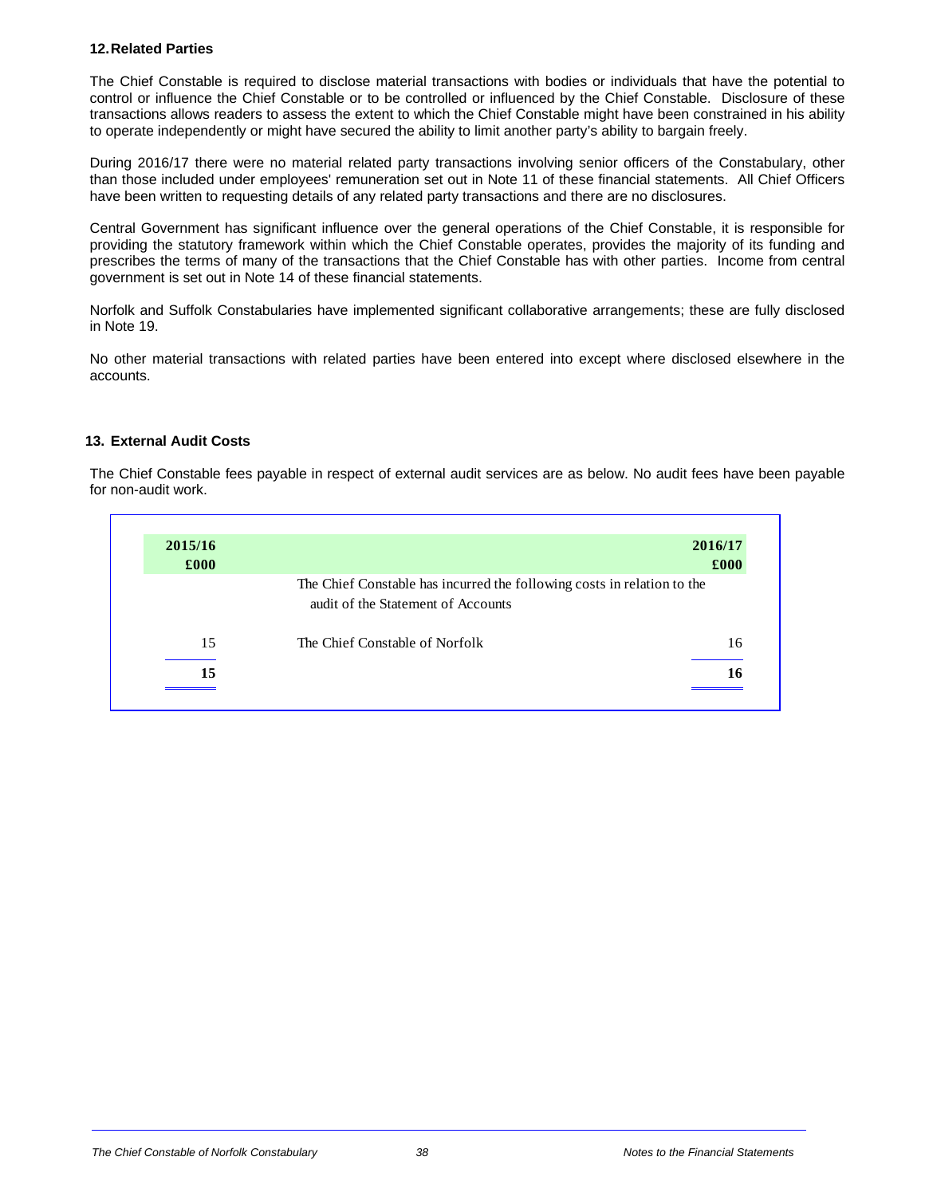## 12. Related Parties

The Chief Constable is required to disclose material transactions with bodies or individuals that have the potential to control or influence the Chief Constable or to be controlled or influenced by the Chief Constable. Disclosure of these transactions allows readers to assess the extent to which the Chief Constable might have been constrained in his ability to operate independently or might have secured the ability to limit another party's ability to bargain freely.

During 2016/17 there were no material related party transactions involving senior officers of the Constabulary, other than those included under employees' remuneration set out in Note 11 of these financial statements. All Chief Officers have been written to requesting details of any related party transactions and there are no disclosures.

Central Government has significant influence over the general operations of the Chief Constable, it is responsible for providing the statutory framework within which the Chief Constable operates, provides the majority of its funding and prescribes the terms of many of the transactions that the Chief Constable has with other parties. Income from central government is set out in Note 14 of these financial statements.

Norfolk and Suffolk Constabularies have implemented significant collaborative arrangements; these are fully disclosed in Note 19.

No other material transactions with related parties have been entered into except where disclosed elsewhere in the accounts.

## 13. External Audit Costs

The Chief Constable fees payable in respect of external audit services are as below. No audit fees have been payable for non-audit work.

| 2015/16 £000 | | 2016/17 £000 |
|---|---|---|
| | The Chief Constable has incurred the following costs in relation to the audit of the Statement of Accounts | |
| 15 | The Chief Constable of Norfolk | 16 |
| **15** | | **16** |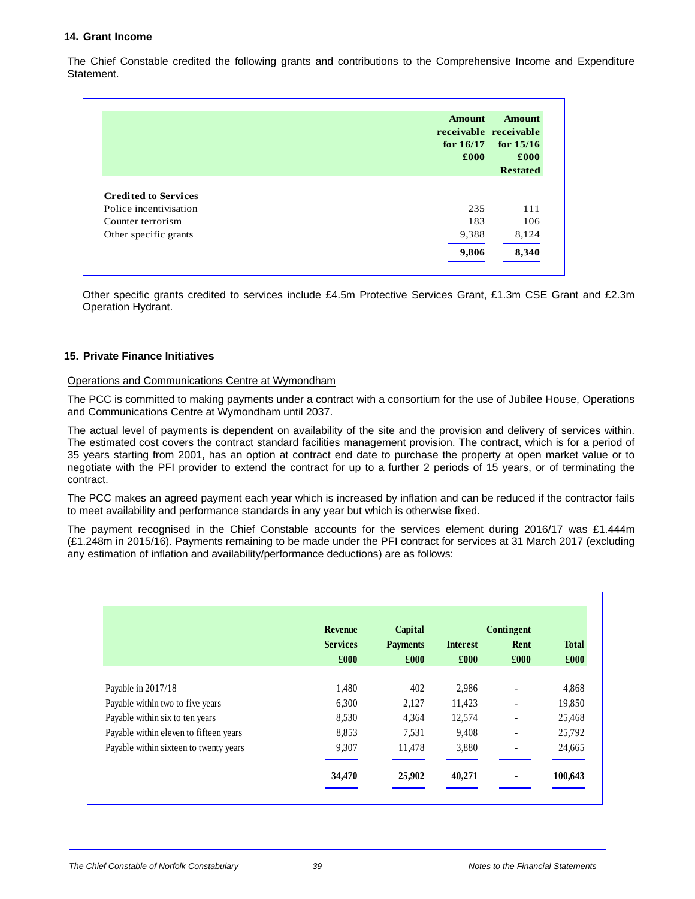### 14. Grant Income

The Chief Constable credited the following grants and contributions to the Comprehensive Income and Expenditure Statement.

| | Amount receivable for 16/17 £000 | Amount receivable for 15/16 £000 Restated |
|---|---|---|
| **Credited to Services** | | |
| Police incentivisation | 235 | 111 |
| Counter terrorism | 183 | 106 |
| Other specific grants | 9,388 | 8,124 |
| | **9,806** | **8,340** |

Other specific grants credited to services include £4.5m Protective Services Grant, £1.3m CSE Grant and £2.3m Operation Hydrant.

### 15. Private Finance Initiatives

Operations and Communications Centre at Wymondham

The PCC is committed to making payments under a contract with a consortium for the use of Jubilee House, Operations and Communications Centre at Wymondham until 2037.

The actual level of payments is dependent on availability of the site and the provision and delivery of services within. The estimated cost covers the contract standard facilities management provision. The contract, which is for a period of 35 years starting from 2001, has an option at contract end date to purchase the property at open market value or to negotiate with the PFI provider to extend the contract for up to a further 2 periods of 15 years, or of terminating the contract.

The PCC makes an agreed payment each year which is increased by inflation and can be reduced if the contractor fails to meet availability and performance standards in any year but which is otherwise fixed.

The payment recognised in the Chief Constable accounts for the services element during 2016/17 was £1.444m (£1.248m in 2015/16). Payments remaining to be made under the PFI contract for services at 31 March 2017 (excluding any estimation of inflation and availability/performance deductions) are as follows:

| | Revenue Services £000 | Capital Payments £000 | Interest £000 | Contingent Rent £000 | Total £000 |
|---|---|---|---|---|---|
| Payable in 2017/18 | 1,480 | 402 | 2,986 | - | 4,868 |
| Payable within two to five years | 6,300 | 2,127 | 11,423 | - | 19,850 |
| Payable within six to ten years | 8,530 | 4,364 | 12,574 | - | 25,468 |
| Payable within eleven to fifteen years | 8,853 | 7,531 | 9,408 | - | 25,792 |
| Payable within sixteen to twenty years | 9,307 | 11,478 | 3,880 | - | 24,665 |
| | **34,470** | **25,902** | **40,271** | **-** | **100,643** |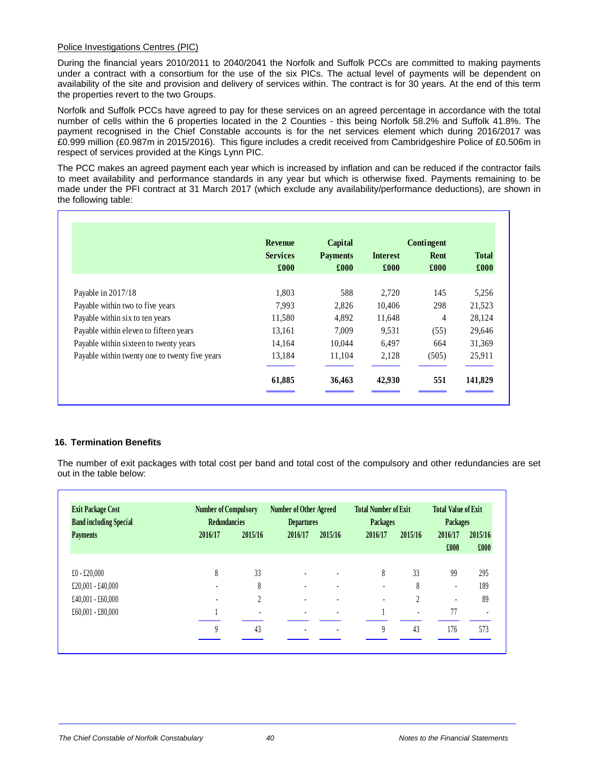Police Investigations Centres (PIC)

During the financial years 2010/2011 to 2040/2041 the Norfolk and Suffolk PCCs are committed to making payments under a contract with a consortium for the use of the six PICs. The actual level of payments will be dependent on availability of the site and provision and delivery of services within. The contract is for 30 years. At the end of this term the properties revert to the two Groups.

Norfolk and Suffolk PCCs have agreed to pay for these services on an agreed percentage in accordance with the total number of cells within the 6 properties located in the 2 Counties - this being Norfolk 58.2% and Suffolk 41.8%. The payment recognised in the Chief Constable accounts is for the net services element which during 2016/2017 was £0.999 million (£0.987m in 2015/2016). This figure includes a credit received from Cambridgeshire Police of £0.506m in respect of services provided at the Kings Lynn PIC.

The PCC makes an agreed payment each year which is increased by inflation and can be reduced if the contractor fails to meet availability and performance standards in any year but which is otherwise fixed. Payments remaining to be made under the PFI contract at 31 March 2017 (which exclude any availability/performance deductions), are shown in the following table:

| | Revenue Services £000 | Capital Payments £000 | Interest £000 | Contingent Rent £000 | Total £000 |
|---|---|---|---|---|---|
| Payable in 2017/18 | 1,803 | 588 | 2,720 | 145 | 5,256 |
| Payable within two to five years | 7,993 | 2,826 | 10,406 | 298 | 21,523 |
| Payable within six to ten years | 11,580 | 4,892 | 11,648 | 4 | 28,124 |
| Payable within eleven to fifteen years | 13,161 | 7,009 | 9,531 | (55) | 29,646 |
| Payable within sixteen to twenty years | 14,164 | 10,044 | 6,497 | 664 | 31,369 |
| Payable within twenty one to twenty five years | 13,184 | 11,104 | 2,128 | (505) | 25,911 |
| | **61,885** | **36,463** | **42,930** | **551** | **141,829** |

## 16. Termination Benefits

The number of exit packages with total cost per band and total cost of the compulsory and other redundancies are set out in the table below:

| Exit Package Cost Band including Special Payments | Number of Compulsory Redundancies | | Number of Other Agreed Departures | | Total Number of Exit Packages | | Total Value of Exit Packages | |
|---|---|---|---|---|---|---|---|---|
| | 2016/17 | 2015/16 | 2016/17 | 2015/16 | 2016/17 | 2015/16 | 2016/17 £000 | 2015/16 £000 |
| £0 - £20,000 | 8 | 33 | - | - | 8 | 33 | 99 | 295 |
| £20,001 - £40,000 | - | 8 | - | - | - | 8 | - | 189 |
| £40,001 - £60,000 | - | 2 | - | - | - | 2 | - | 89 |
| £60,001 - £80,000 | 1 | - | - | - | 1 | - | 77 | - |
| | 9 | 43 | - | - | 9 | 43 | 176 | 573 |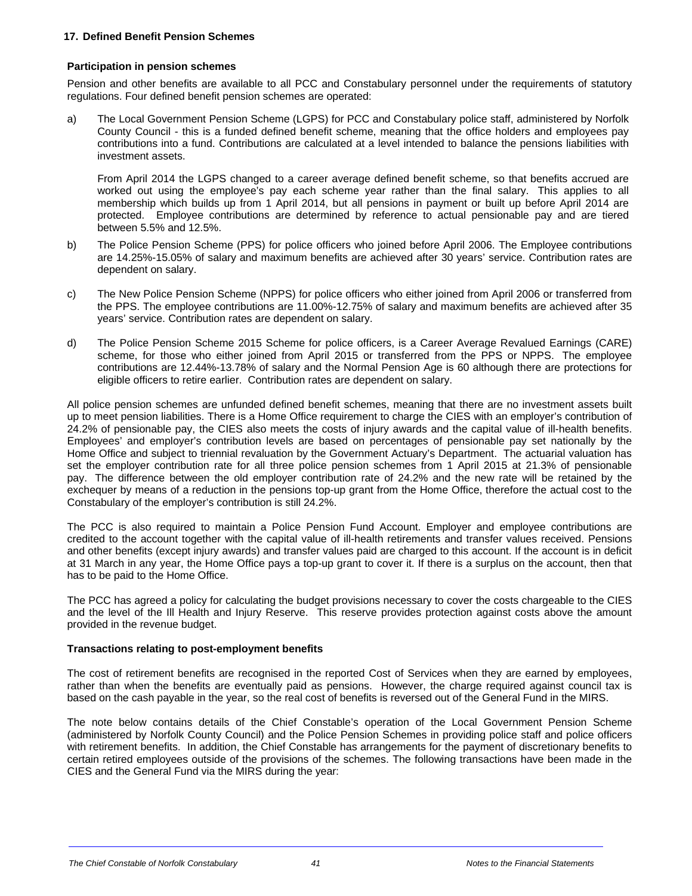## 17. Defined Benefit Pension Schemes

### Participation in pension schemes

Pension and other benefits are available to all PCC and Constabulary personnel under the requirements of statutory regulations. Four defined benefit pension schemes are operated:

a) The Local Government Pension Scheme (LGPS) for PCC and Constabulary police staff, administered by Norfolk County Council - this is a funded defined benefit scheme, meaning that the office holders and employees pay contributions into a fund. Contributions are calculated at a level intended to balance the pensions liabilities with investment assets.

   From April 2014 the LGPS changed to a career average defined benefit scheme, so that benefits accrued are worked out using the employee's pay each scheme year rather than the final salary. This applies to all membership which builds up from 1 April 2014, but all pensions in payment or built up before April 2014 are protected. Employee contributions are determined by reference to actual pensionable pay and are tiered between 5.5% and 12.5%.

b) The Police Pension Scheme (PPS) for police officers who joined before April 2006. The Employee contributions are 14.25%-15.05% of salary and maximum benefits are achieved after 30 years' service. Contribution rates are dependent on salary.

c) The New Police Pension Scheme (NPPS) for police officers who either joined from April 2006 or transferred from the PPS. The employee contributions are 11.00%-12.75% of salary and maximum benefits are achieved after 35 years' service. Contribution rates are dependent on salary.

d) The Police Pension Scheme 2015 Scheme for police officers, is a Career Average Revalued Earnings (CARE) scheme, for those who either joined from April 2015 or transferred from the PPS or NPPS. The employee contributions are 12.44%-13.78% of salary and the Normal Pension Age is 60 although there are protections for eligible officers to retire earlier. Contribution rates are dependent on salary.

All police pension schemes are unfunded defined benefit schemes, meaning that there are no investment assets built up to meet pension liabilities. There is a Home Office requirement to charge the CIES with an employer's contribution of 24.2% of pensionable pay, the CIES also meets the costs of injury awards and the capital value of ill-health benefits. Employees' and employer's contribution levels are based on percentages of pensionable pay set nationally by the Home Office and subject to triennial revaluation by the Government Actuary's Department. The actuarial valuation has set the employer contribution rate for all three police pension schemes from 1 April 2015 at 21.3% of pensionable pay. The difference between the old employer contribution rate of 24.2% and the new rate will be retained by the exchequer by means of a reduction in the pensions top-up grant from the Home Office, therefore the actual cost to the Constabulary of the employer's contribution is still 24.2%.

The PCC is also required to maintain a Police Pension Fund Account. Employer and employee contributions are credited to the account together with the capital value of ill-health retirements and transfer values received. Pensions and other benefits (except injury awards) and transfer values paid are charged to this account. If the account is in deficit at 31 March in any year, the Home Office pays a top-up grant to cover it. If there is a surplus on the account, then that has to be paid to the Home Office.

The PCC has agreed a policy for calculating the budget provisions necessary to cover the costs chargeable to the CIES and the level of the Ill Health and Injury Reserve. This reserve provides protection against costs above the amount provided in the revenue budget.

### Transactions relating to post-employment benefits

The cost of retirement benefits are recognised in the reported Cost of Services when they are earned by employees, rather than when the benefits are eventually paid as pensions. However, the charge required against council tax is based on the cash payable in the year, so the real cost of benefits is reversed out of the General Fund in the MIRS.

The note below contains details of the Chief Constable's operation of the Local Government Pension Scheme (administered by Norfolk County Council) and the Police Pension Schemes in providing police staff and police officers with retirement benefits. In addition, the Chief Constable has arrangements for the payment of discretionary benefits to certain retired employees outside of the provisions of the schemes. The following transactions have been made in the CIES and the General Fund via the MIRS during the year: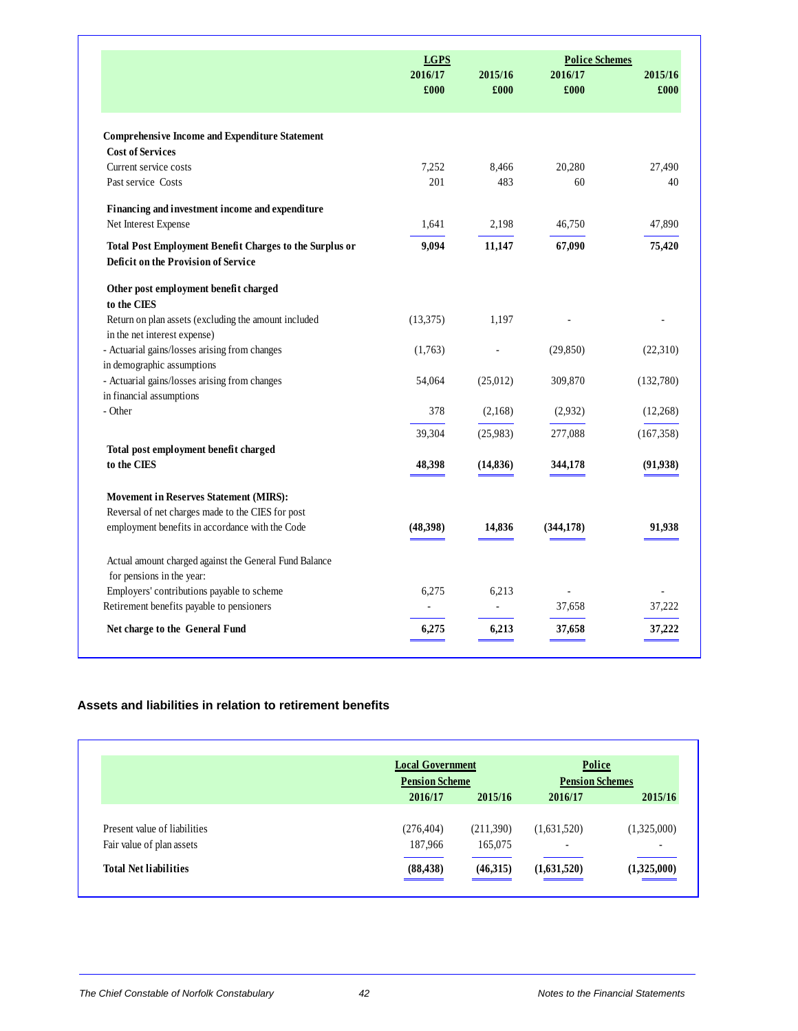| | LGPS | | Police Schemes | |
|---|---|---|---|---|
| | 2016/17 | 2015/16 | 2016/17 | 2015/16 |
| | £000 | £000 | £000 | £000 |
| **Comprehensive Income and Expenditure Statement** | | | | |
| **Cost of Services** | | | | |
| Current service costs | 7,252 | 8,466 | 20,280 | 27,490 |
| Past service Costs | 201 | 483 | 60 | 40 |
| **Financing and investment income and expenditure** | | | | |
| Net Interest Expense | 1,641 | 2,198 | 46,750 | 47,890 |
| **Total Post Employment Benefit Charges to the Surplus or Deficit on the Provision of Service** | **9,094** | **11,147** | **67,090** | **75,420** |
| **Other post employment benefit charged to the CIES** | | | | |
| Return on plan assets (excluding the amount included in the net interest expense) | (13,375) | 1,197 | - | - |
| - Actuarial gains/losses arising from changes in demographic assumptions | (1,763) | - | (29,850) | (22,310) |
| - Actuarial gains/losses arising from changes in financial assumptions | 54,064 | (25,012) | 309,870 | (132,780) |
| - Other | 378 | (2,168) | (2,932) | (12,268) |
| | 39,304 | (25,983) | 277,088 | (167,358) |
| **Total post employment benefit charged to the CIES** | **48,398** | **(14,836)** | **344,178** | **(91,938)** |
| **Movement in Reserves Statement (MIRS):** | | | | |
| Reversal of net charges made to the CIES for post employment benefits in accordance with the Code | **(48,398)** | **14,836** | **(344,178)** | **91,938** |
| Actual amount charged against the General Fund Balance for pensions in the year: | | | | |
| Employers' contributions payable to scheme | 6,275 | 6,213 | - | - |
| Retirement benefits payable to pensioners | - | - | 37,658 | 37,222 |
| **Net charge to the General Fund** | **6,275** | **6,213** | **37,658** | **37,222** |

### Assets and liabilities in relation to retirement benefits

| | Local Government Pension Scheme | | Police Pension Schemes | |
|---|---|---|---|---|
| | 2016/17 | 2015/16 | 2016/17 | 2015/16 |
| Present value of liabilities | (276,404) | (211,390) | (1,631,520) | (1,325,000) |
| Fair value of plan assets | 187,966 | 165,075 | - | - |
| **Total Net liabilities** | **(88,438)** | **(46,315)** | **(1,631,520)** | **(1,325,000)** |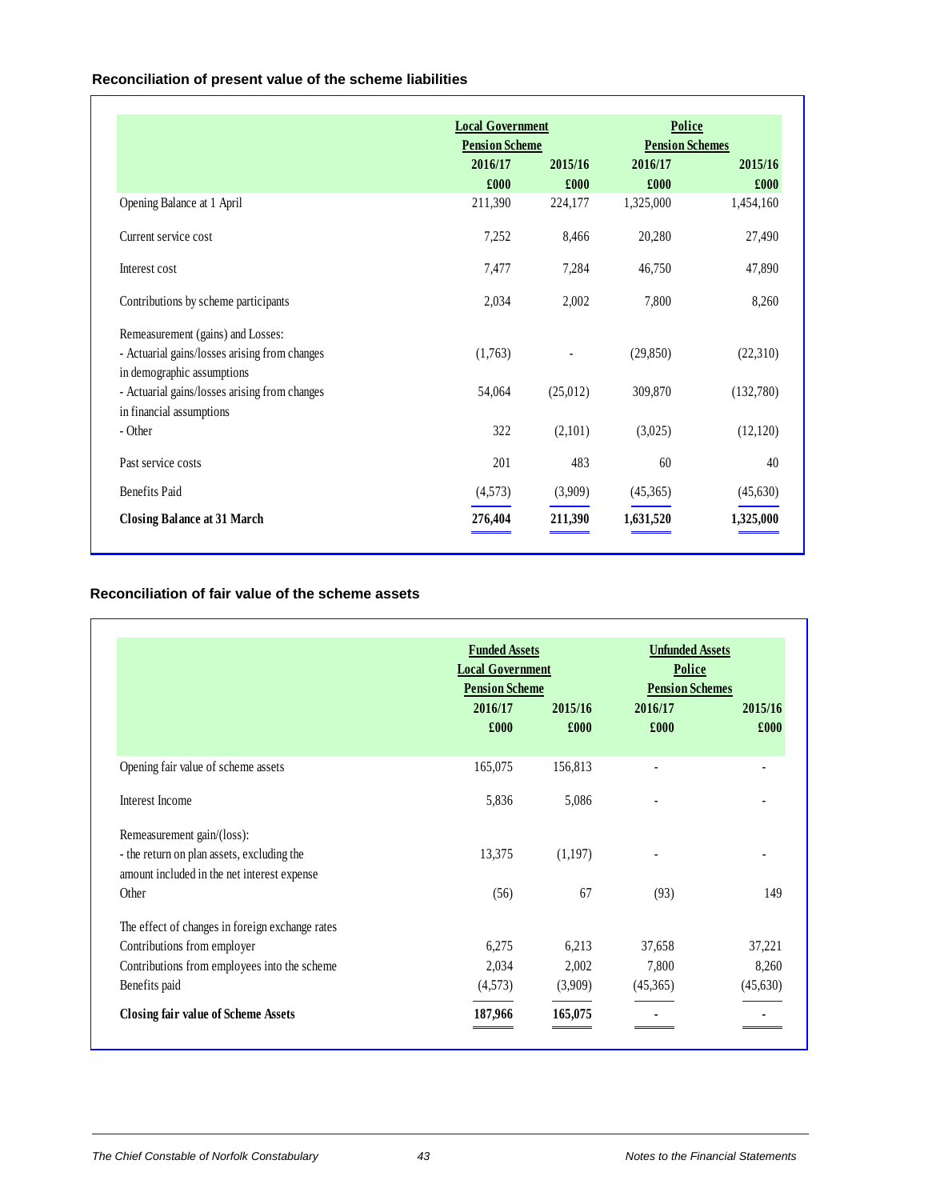## Reconciliation of present value of the scheme liabilities

| | Local Government Pension Scheme | | Police Pension Schemes | |
|---|---|---|---|---|
| | 2016/17 | 2015/16 | 2016/17 | 2015/16 |
| | £000 | £000 | £000 | £000 |
| Opening Balance at 1 April | 211,390 | 224,177 | 1,325,000 | 1,454,160 |
| Current service cost | 7,252 | 8,466 | 20,280 | 27,490 |
| Interest cost | 7,477 | 7,284 | 46,750 | 47,890 |
| Contributions by scheme participants | 2,034 | 2,002 | 7,800 | 8,260 |
| Remeasurement (gains) and Losses: | | | | |
| - Actuarial gains/losses arising from changes in demographic assumptions | (1,763) | - | (29,850) | (22,310) |
| - Actuarial gains/losses arising from changes in financial assumptions | 54,064 | (25,012) | 309,870 | (132,780) |
| - Other | 322 | (2,101) | (3,025) | (12,120) |
| Past service costs | 201 | 483 | 60 | 40 |
| Benefits Paid | (4,573) | (3,909) | (45,365) | (45,630) |
| **Closing Balance at 31 March** | **276,404** | **211,390** | **1,631,520** | **1,325,000** |

## Reconciliation of fair value of the scheme assets

| | Funded Assets Local Government Pension Scheme | | Unfunded Assets Police Pension Schemes | |
|---|---|---|---|---|
| | 2016/17 | 2015/16 | 2016/17 | 2015/16 |
| | £000 | £000 | £000 | £000 |
| Opening fair value of scheme assets | 165,075 | 156,813 | - | - |
| Interest Income | 5,836 | 5,086 | - | - |
| Remeasurement gain/(loss): | | | | |
| - the return on plan assets, excluding the amount included in the net interest expense | 13,375 | (1,197) | - | - |
| Other | (56) | 67 | (93) | 149 |
| The effect of changes in foreign exchange rates | | | | |
| Contributions from employer | 6,275 | 6,213 | 37,658 | 37,221 |
| Contributions from employees into the scheme | 2,034 | 2,002 | 7,800 | 8,260 |
| Benefits paid | (4,573) | (3,909) | (45,365) | (45,630) |
| **Closing fair value of Scheme Assets** | **187,966** | **165,075** | **-** | **-** |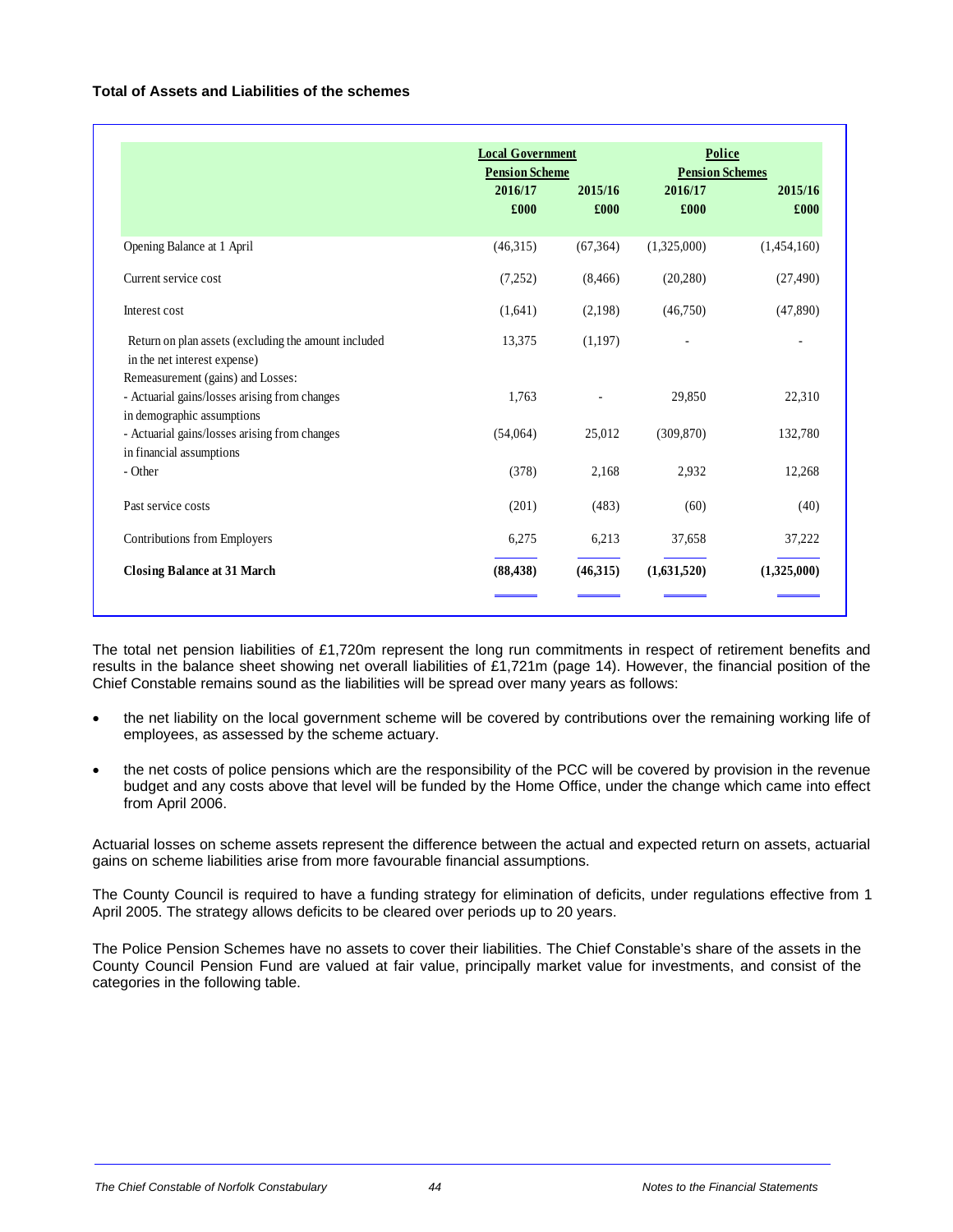**Total of Assets and Liabilities of the schemes**

| | Local Government Pension Scheme | | Police Pension Schemes | |
|---|---|---|---|---|
| | 2016/17 £000 | 2015/16 £000 | 2016/17 £000 | 2015/16 £000 |
| Opening Balance at 1 April | (46,315) | (67,364) | (1,325,000) | (1,454,160) |
| Current service cost | (7,252) | (8,466) | (20,280) | (27,490) |
| Interest cost | (1,641) | (2,198) | (46,750) | (47,890) |
| Return on plan assets (excluding the amount included in the net interest expense) | 13,375 | (1,197) | - | - |
| Remeasurement (gains) and Losses: | | | | |
| - Actuarial gains/losses arising from changes in demographic assumptions | 1,763 | - | 29,850 | 22,310 |
| - Actuarial gains/losses arising from changes in financial assumptions | (54,064) | 25,012 | (309,870) | 132,780 |
| - Other | (378) | 2,168 | 2,932 | 12,268 |
| Past service costs | (201) | (483) | (60) | (40) |
| Contributions from Employers | 6,275 | 6,213 | 37,658 | 37,222 |
| **Closing Balance at 31 March** | **(88,438)** | **(46,315)** | **(1,631,520)** | **(1,325,000)** |

The total net pension liabilities of £1,720m represent the long run commitments in respect of retirement benefits and results in the balance sheet showing net overall liabilities of £1,721m (page 14). However, the financial position of the Chief Constable remains sound as the liabilities will be spread over many years as follows:

- the net liability on the local government scheme will be covered by contributions over the remaining working life of employees, as assessed by the scheme actuary.
- the net costs of police pensions which are the responsibility of the PCC will be covered by provision in the revenue budget and any costs above that level will be funded by the Home Office, under the change which came into effect from April 2006.

Actuarial losses on scheme assets represent the difference between the actual and expected return on assets, actuarial gains on scheme liabilities arise from more favourable financial assumptions.

The County Council is required to have a funding strategy for elimination of deficits, under regulations effective from 1 April 2005. The strategy allows deficits to be cleared over periods up to 20 years.

The Police Pension Schemes have no assets to cover their liabilities. The Chief Constable's share of the assets in the County Council Pension Fund are valued at fair value, principally market value for investments, and consist of the categories in the following table.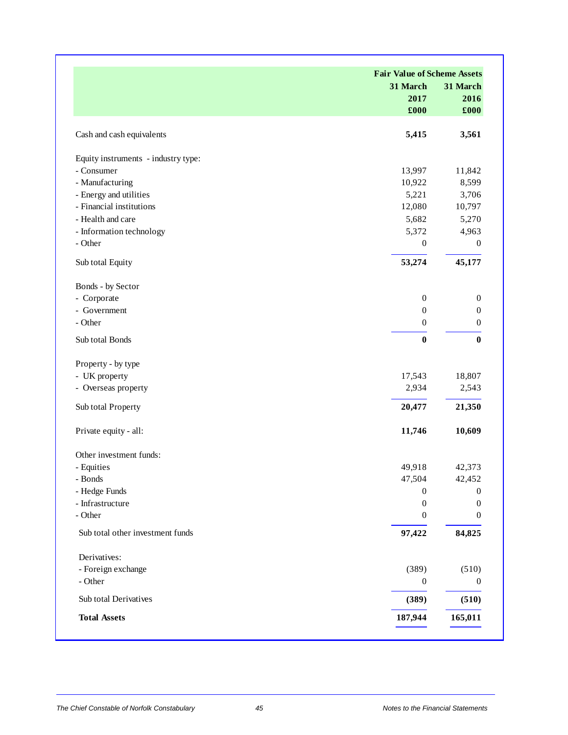| | Fair Value of Scheme Assets | |
|---|---|---|
| | 31 March 2017 £000 | 31 March 2016 £000 |
| Cash and cash equivalents | **5,415** | **3,561** |
| Equity instruments - industry type: | | |
| - Consumer | 13,997 | 11,842 |
| - Manufacturing | 10,922 | 8,599 |
| - Energy and utilities | 5,221 | 3,706 |
| - Financial institutions | 12,080 | 10,797 |
| - Health and care | 5,682 | 5,270 |
| - Information technology | 5,372 | 4,963 |
| - Other | 0 | 0 |
| Sub total Equity | **53,274** | **45,177** |
| Bonds - by Sector | | |
| - Corporate | 0 | 0 |
| - Government | 0 | 0 |
| - Other | 0 | 0 |
| Sub total Bonds | **0** | **0** |
| Property - by type | | |
| - UK property | 17,543 | 18,807 |
| - Overseas property | 2,934 | 2,543 |
| Sub total Property | **20,477** | **21,350** |
| Private equity - all: | **11,746** | **10,609** |
| Other investment funds: | | |
| - Equities | 49,918 | 42,373 |
| - Bonds | 47,504 | 42,452 |
| - Hedge Funds | 0 | 0 |
| - Infrastructure | 0 | 0 |
| - Other | 0 | 0 |
| Sub total other investment funds | **97,422** | **84,825** |
| Derivatives: | | |
| - Foreign exchange | (389) | (510) |
| - Other | 0 | 0 |
| Sub total Derivatives | **(389)** | **(510)** |
| **Total Assets** | **187,944** | **165,011** |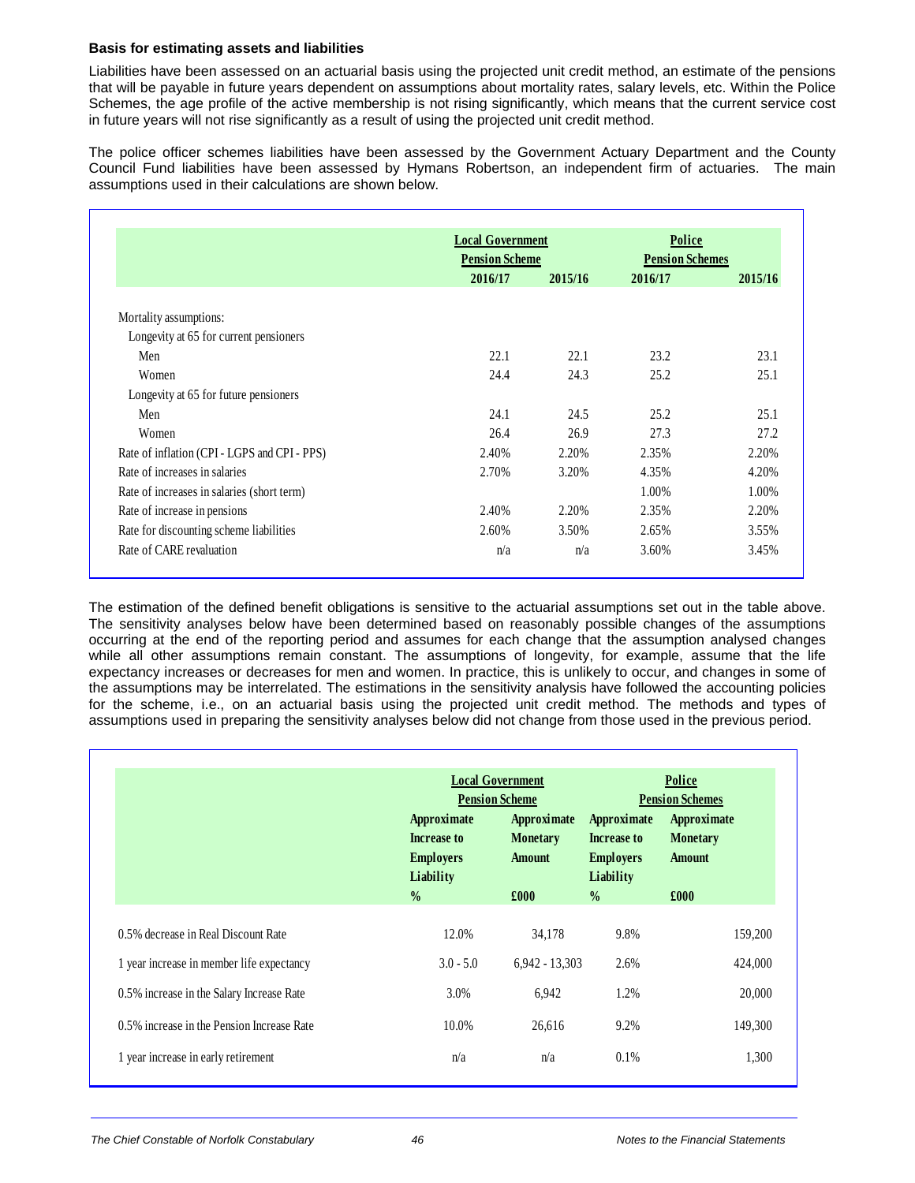**Basis for estimating assets and liabilities**

Liabilities have been assessed on an actuarial basis using the projected unit credit method, an estimate of the pensions that will be payable in future years dependent on assumptions about mortality rates, salary levels, etc. Within the Police Schemes, the age profile of the active membership is not rising significantly, which means that the current service cost in future years will not rise significantly as a result of using the projected unit credit method.

The police officer schemes liabilities have been assessed by the Government Actuary Department and the County Council Fund liabilities have been assessed by Hymans Robertson, an independent firm of actuaries. The main assumptions used in their calculations are shown below.

| | Local Government Pension Scheme | | Police Pension Schemes | |
|---|---|---|---|---|
| | 2016/17 | 2015/16 | 2016/17 | 2015/16 |
| Mortality assumptions: | | | | |
| Longevity at 65 for current pensioners | | | | |
| Men | 22.1 | 22.1 | 23.2 | 23.1 |
| Women | 24.4 | 24.3 | 25.2 | 25.1 |
| Longevity at 65 for future pensioners | | | | |
| Men | 24.1 | 24.5 | 25.2 | 25.1 |
| Women | 26.4 | 26.9 | 27.3 | 27.2 |
| Rate of inflation (CPI - LGPS and CPI - PPS) | 2.40% | 2.20% | 2.35% | 2.20% |
| Rate of increases in salaries | 2.70% | 3.20% | 4.35% | 4.20% |
| Rate of increases in salaries (short term) | | | 1.00% | 1.00% |
| Rate of increase in pensions | 2.40% | 2.20% | 2.35% | 2.20% |
| Rate for discounting scheme liabilities | 2.60% | 3.50% | 2.65% | 3.55% |
| Rate of CARE revaluation | n/a | n/a | 3.60% | 3.45% |

The estimation of the defined benefit obligations is sensitive to the actuarial assumptions set out in the table above. The sensitivity analyses below have been determined based on reasonably possible changes of the assumptions occurring at the end of the reporting period and assumes for each change that the assumption analysed changes while all other assumptions remain constant. The assumptions of longevity, for example, assume that the life expectancy increases or decreases for men and women. In practice, this is unlikely to occur, and changes in some of the assumptions may be interrelated. The estimations in the sensitivity analysis have followed the accounting policies for the scheme, i.e., on an actuarial basis using the projected unit credit method. The methods and types of assumptions used in preparing the sensitivity analyses below did not change from those used in the previous period.

| | Local Government Pension Scheme | | Police Pension Schemes | |
|---|---|---|---|---|
| | Approximate Increase to Employers Liability | Approximate Monetary Amount | Approximate Increase to Employers Liability | Approximate Monetary Amount |
| | % | £000 | % | £000 |
| 0.5% decrease in Real Discount Rate | 12.0% | 34,178 | 9.8% | 159,200 |
| 1 year increase in member life expectancy | 3.0 - 5.0 | 6,942 - 13,303 | 2.6% | 424,000 |
| 0.5% increase in the Salary Increase Rate | 3.0% | 6,942 | 1.2% | 20,000 |
| 0.5% increase in the Pension Increase Rate | 10.0% | 26,616 | 9.2% | 149,300 |
| 1 year increase in early retirement | n/a | n/a | 0.1% | 1,300 |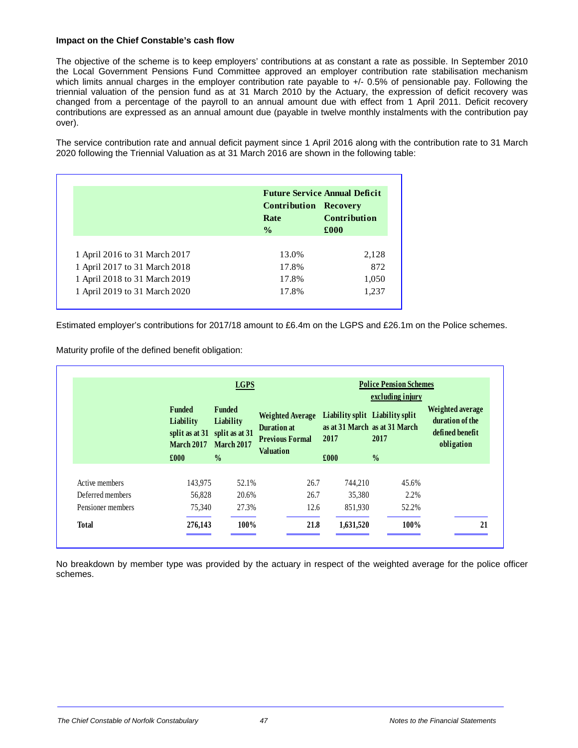**Impact on the Chief Constable's cash flow**

The objective of the scheme is to keep employers' contributions at as constant a rate as possible. In September 2010 the Local Government Pensions Fund Committee approved an employer contribution rate stabilisation mechanism which limits annual charges in the employer contribution rate payable to +/- 0.5% of pensionable pay. Following the triennial valuation of the pension fund as at 31 March 2010 by the Actuary, the expression of deficit recovery was changed from a percentage of the payroll to an annual amount due with effect from 1 April 2011. Deficit recovery contributions are expressed as an annual amount due (payable in twelve monthly instalments with the contribution pay over).

The service contribution rate and annual deficit payment since 1 April 2016 along with the contribution rate to 31 March 2020 following the Triennial Valuation as at 31 March 2016 are shown in the following table:

| | Future Service Contribution Rate % | Annual Deficit Recovery Contribution £000 |
|---|---|---|
| 1 April 2016 to 31 March 2017 | 13.0% | 2,128 |
| 1 April 2017 to 31 March 2018 | 17.8% | 872 |
| 1 April 2018 to 31 March 2019 | 17.8% | 1,050 |
| 1 April 2019 to 31 March 2020 | 17.8% | 1,237 |

Estimated employer's contributions for 2017/18 amount to £6.4m on the LGPS and £26.1m on the Police schemes.

Maturity profile of the defined benefit obligation:

| | LGPS | | | Police Pension Schemes excluding injury | | |
|---|---|---|---|---|---|---|
| | Funded Liability split as at 31 March 2017 £000 | Funded Liability split as at 31 March 2017 % | Weighted Average Duration at Previous Formal Valuation | Liability split as at 31 March 2017 £000 | Liability split as at 31 March 2017 % | Weighted average duration of the defined benefit obligation |
| Active members | 143,975 | 52.1% | 26.7 | 744,210 | 45.6% | |
| Deferred members | 56,828 | 20.6% | 26.7 | 35,380 | 2.2% | |
| Pensioner members | 75,340 | 27.3% | 12.6 | 851,930 | 52.2% | |
| **Total** | **276,143** | **100%** | **21.8** | **1,631,520** | **100%** | **21** |

No breakdown by member type was provided by the actuary in respect of the weighted average for the police officer schemes.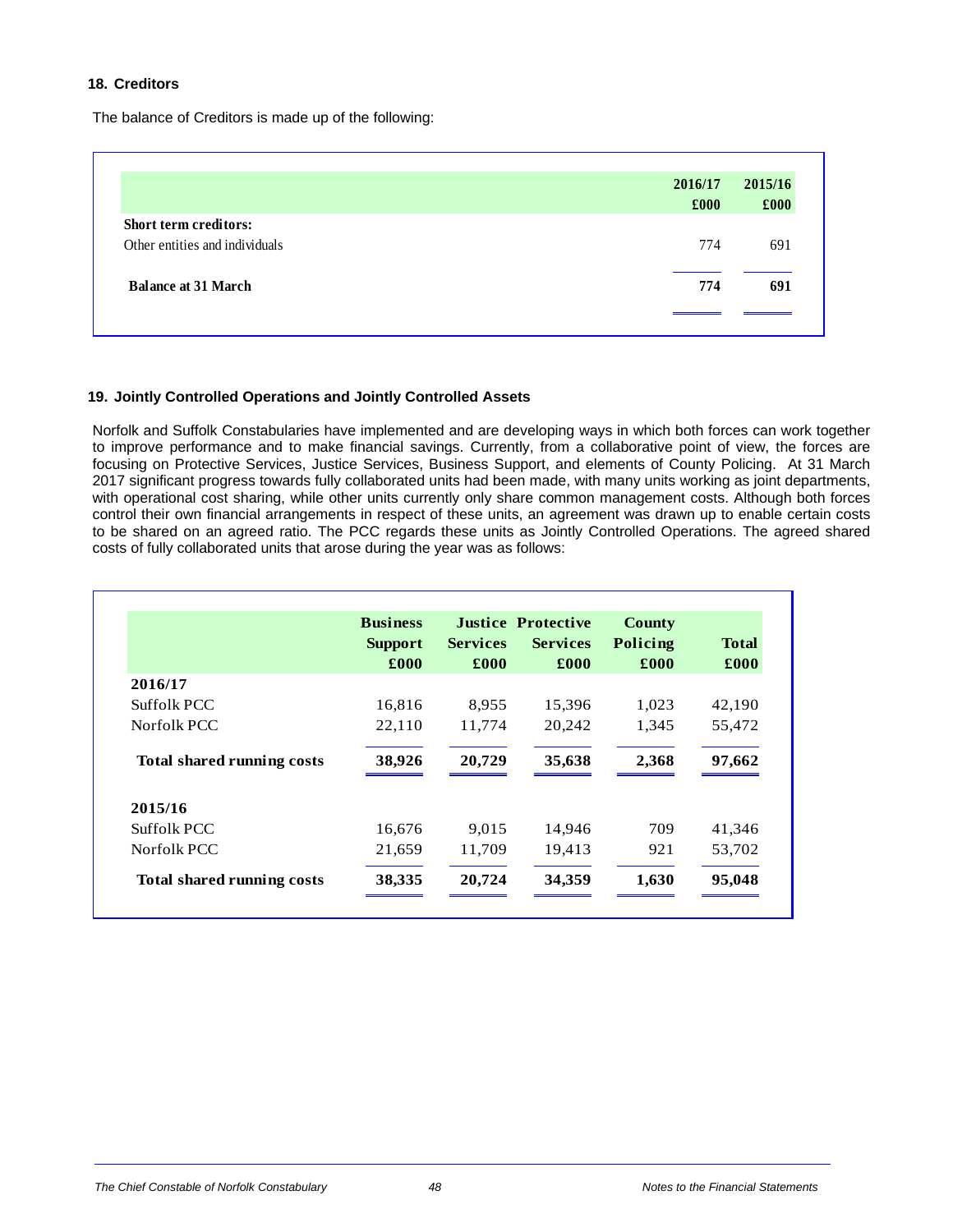## 18. Creditors

The balance of Creditors is made up of the following:

| | 2016/17 £000 | 2015/16 £000 |
|---|---|---|
| **Short term creditors:** | | |
| Other entities and individuals | 774 | 691 |
| **Balance at 31 March** | **774** | **691** |

## 19. Jointly Controlled Operations and Jointly Controlled Assets

Norfolk and Suffolk Constabularies have implemented and are developing ways in which both forces can work together to improve performance and to make financial savings. Currently, from a collaborative point of view, the forces are focusing on Protective Services, Justice Services, Business Support, and elements of County Policing. At 31 March 2017 significant progress towards fully collaborated units had been made, with many units working as joint departments, with operational cost sharing, while other units currently only share common management costs. Although both forces control their own financial arrangements in respect of these units, an agreement was drawn up to enable certain costs to be shared on an agreed ratio. The PCC regards these units as Jointly Controlled Operations. The agreed shared costs of fully collaborated units that arose during the year was as follows:

| | Business Support £000 | Justice Services £000 | Protective Services £000 | County Policing £000 | Total £000 |
|---|---|---|---|---|---|
| **2016/17** | | | | | |
| Suffolk PCC | 16,816 | 8,955 | 15,396 | 1,023 | 42,190 |
| Norfolk PCC | 22,110 | 11,774 | 20,242 | 1,345 | 55,472 |
| **Total shared running costs** | **38,926** | **20,729** | **35,638** | **2,368** | **97,662** |
| **2015/16** | | | | | |
| Suffolk PCC | 16,676 | 9,015 | 14,946 | 709 | 41,346 |
| Norfolk PCC | 21,659 | 11,709 | 19,413 | 921 | 53,702 |
| **Total shared running costs** | **38,335** | **20,724** | **34,359** | **1,630** | **95,048** |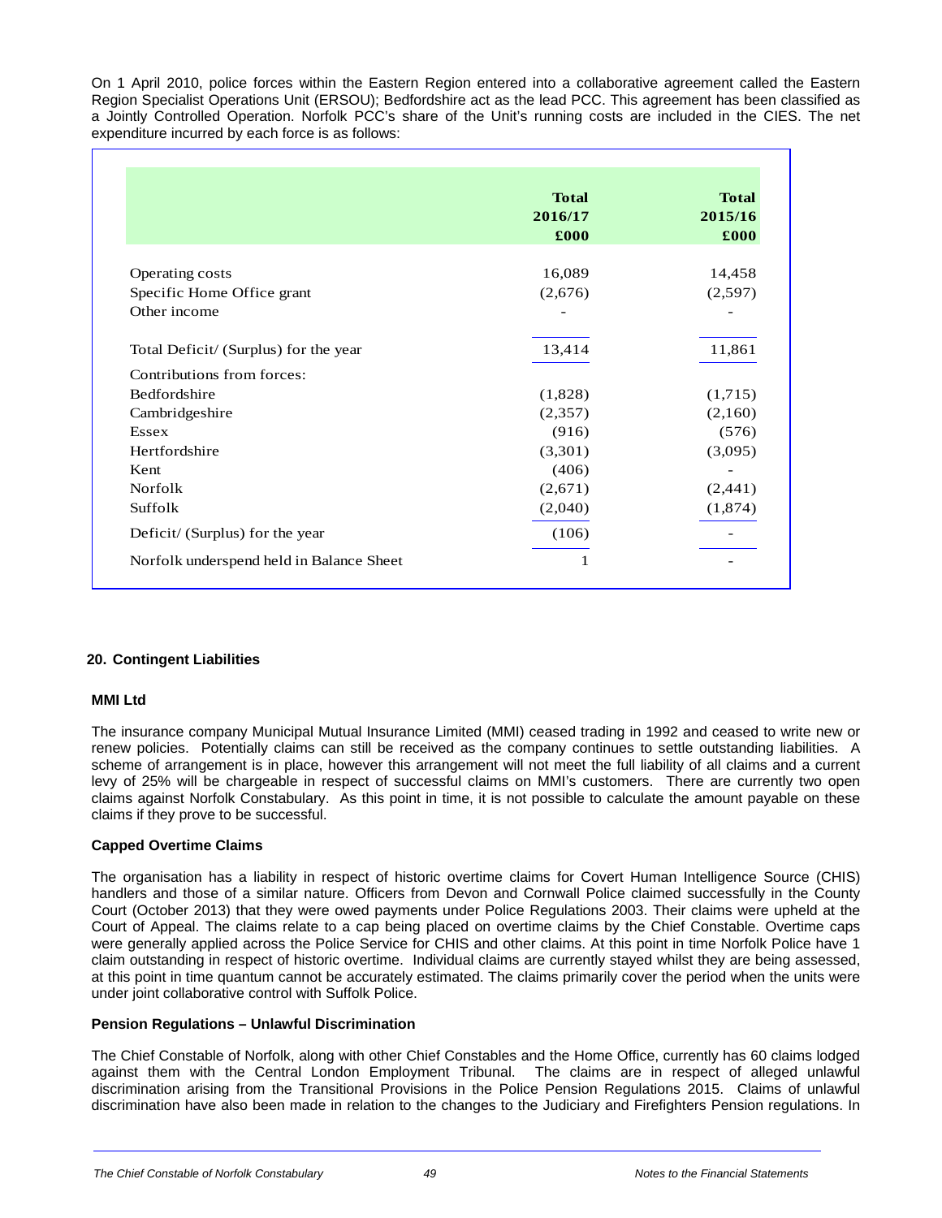On 1 April 2010, police forces within the Eastern Region entered into a collaborative agreement called the Eastern Region Specialist Operations Unit (ERSOU); Bedfordshire act as the lead PCC. This agreement has been classified as a Jointly Controlled Operation. Norfolk PCC's share of the Unit's running costs are included in the CIES. The net expenditure incurred by each force is as follows:

| | Total 2016/17 £000 | Total 2015/16 £000 |
|---|---|---|
| Operating costs | 16,089 | 14,458 |
| Specific Home Office grant | (2,676) | (2,597) |
| Other income | - | - |
| Total Deficit/ (Surplus) for the year | 13,414 | 11,861 |
| Contributions from forces: | | |
| Bedfordshire | (1,828) | (1,715) |
| Cambridgeshire | (2,357) | (2,160) |
| Essex | (916) | (576) |
| Hertfordshire | (3,301) | (3,095) |
| Kent | (406) | - |
| Norfolk | (2,671) | (2,441) |
| Suffolk | (2,040) | (1,874) |
| Deficit/ (Surplus) for the year | (106) | - |
| Norfolk underspend held in Balance Sheet | 1 | - |

## 20. Contingent Liabilities

### MMI Ltd

The insurance company Municipal Mutual Insurance Limited (MMI) ceased trading in 1992 and ceased to write new or renew policies. Potentially claims can still be received as the company continues to settle outstanding liabilities. A scheme of arrangement is in place, however this arrangement will not meet the full liability of all claims and a current levy of 25% will be chargeable in respect of successful claims on MMI's customers. There are currently two open claims against Norfolk Constabulary. As this point in time, it is not possible to calculate the amount payable on these claims if they prove to be successful.

### Capped Overtime Claims

The organisation has a liability in respect of historic overtime claims for Covert Human Intelligence Source (CHIS) handlers and those of a similar nature. Officers from Devon and Cornwall Police claimed successfully in the County Court (October 2013) that they were owed payments under Police Regulations 2003. Their claims were upheld at the Court of Appeal. The claims relate to a cap being placed on overtime claims by the Chief Constable. Overtime caps were generally applied across the Police Service for CHIS and other claims. At this point in time Norfolk Police have 1 claim outstanding in respect of historic overtime. Individual claims are currently stayed whilst they are being assessed, at this point in time quantum cannot be accurately estimated. The claims primarily cover the period when the units were under joint collaborative control with Suffolk Police.

### Pension Regulations – Unlawful Discrimination

The Chief Constable of Norfolk, along with other Chief Constables and the Home Office, currently has 60 claims lodged against them with the Central London Employment Tribunal. The claims are in respect of alleged unlawful discrimination arising from the Transitional Provisions in the Police Pension Regulations 2015. Claims of unlawful discrimination have also been made in relation to the changes to the Judiciary and Firefighters Pension regulations. In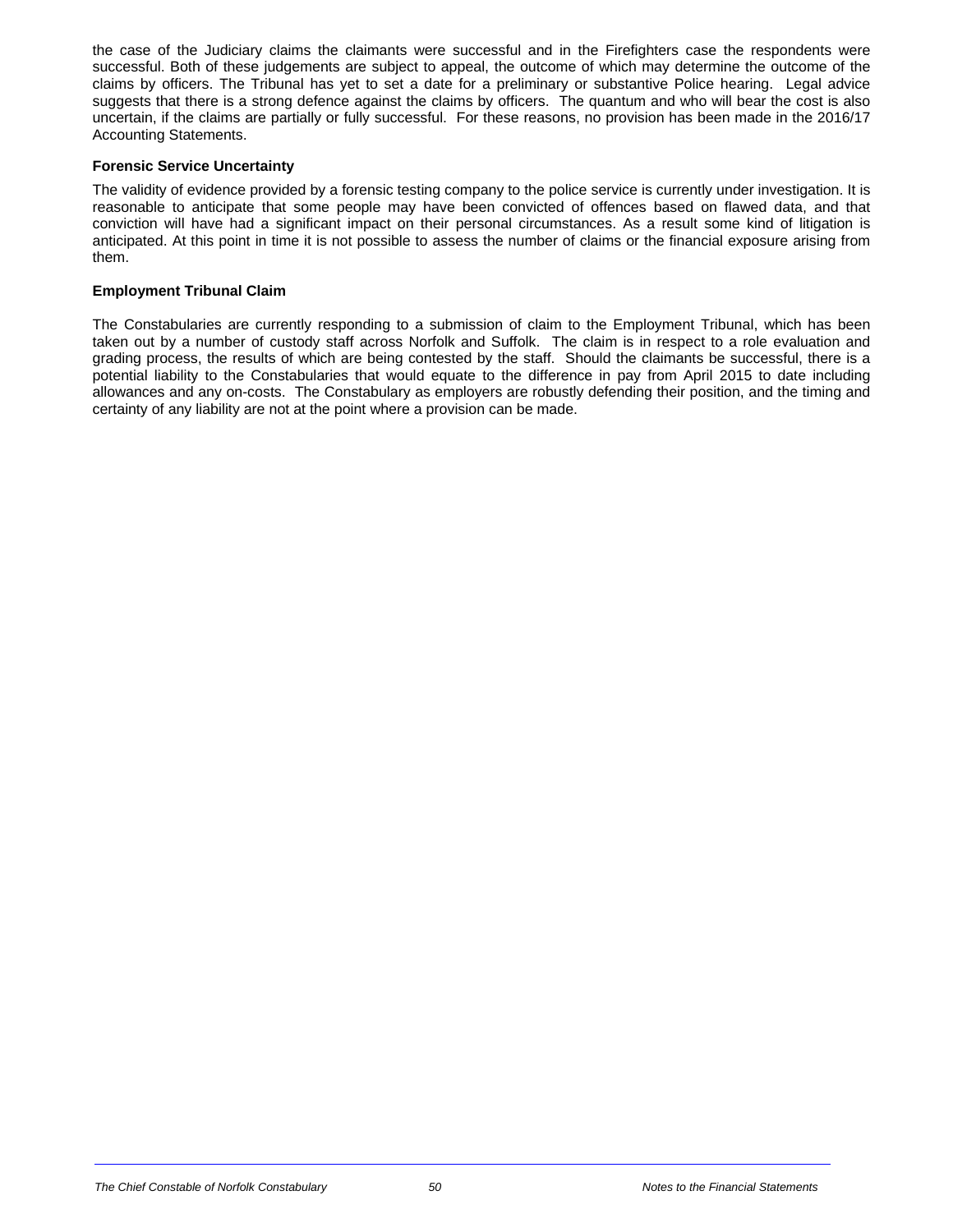the case of the Judiciary claims the claimants were successful and in the Firefighters case the respondents were successful. Both of these judgements are subject to appeal, the outcome of which may determine the outcome of the claims by officers. The Tribunal has yet to set a date for a preliminary or substantive Police hearing. Legal advice suggests that there is a strong defence against the claims by officers. The quantum and who will bear the cost is also uncertain, if the claims are partially or fully successful. For these reasons, no provision has been made in the 2016/17 Accounting Statements.

**Forensic Service Uncertainty**

The validity of evidence provided by a forensic testing company to the police service is currently under investigation. It is reasonable to anticipate that some people may have been convicted of offences based on flawed data, and that conviction will have had a significant impact on their personal circumstances. As a result some kind of litigation is anticipated. At this point in time it is not possible to assess the number of claims or the financial exposure arising from them.

**Employment Tribunal Claim**

The Constabularies are currently responding to a submission of claim to the Employment Tribunal, which has been taken out by a number of custody staff across Norfolk and Suffolk. The claim is in respect to a role evaluation and grading process, the results of which are being contested by the staff. Should the claimants be successful, there is a potential liability to the Constabularies that would equate to the difference in pay from April 2015 to date including allowances and any on-costs. The Constabulary as employers are robustly defending their position, and the timing and certainty of any liability are not at the point where a provision can be made.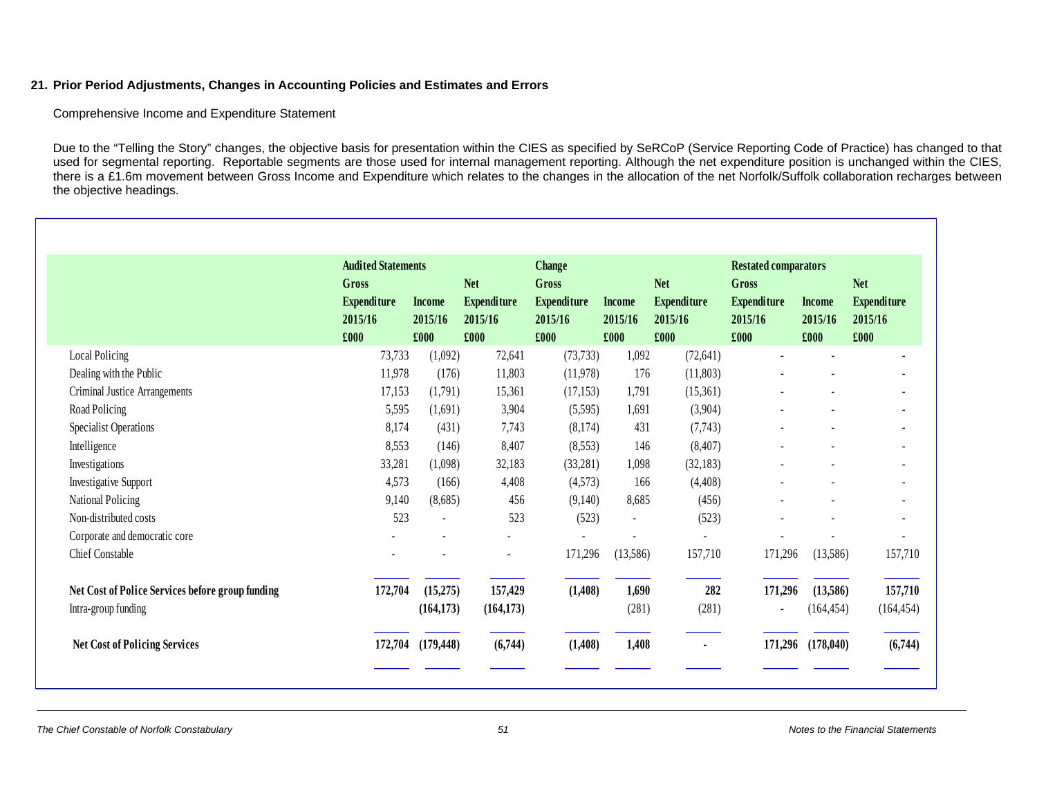## 21. Prior Period Adjustments, Changes in Accounting Policies and Estimates and Errors

Comprehensive Income and Expenditure Statement

Due to the "Telling the Story" changes, the objective basis for presentation within the CIES as specified by SeRCoP (Service Reporting Code of Practice) has changed to that used for segmental reporting. Reportable segments are those used for internal management reporting. Although the net expenditure position is unchanged within the CIES, there is a £1.6m movement between Gross Income and Expenditure which relates to the changes in the allocation of the net Norfolk/Suffolk collaboration recharges between the objective headings.

| | **Audited Statements** | | | **Change** | | | **Restated comparators** | | |
|---|---|---|---|---|---|---|---|---|---|
| | **Gross Expenditure 2015/16 £000** | **Income 2015/16 £000** | **Net Expenditure 2015/16 £000** | **Gross Expenditure 2015/16 £000** | **Income 2015/16 £000** | **Net Expenditure 2015/16 £000** | **Gross Expenditure 2015/16 £000** | **Income 2015/16 £000** | **Net Expenditure 2015/16 £000** |
| Local Policing | 73,733 | (1,092) | 72,641 | (73,733) | 1,092 | (72,641) | - | - | - |
| Dealing with the Public | 11,978 | (176) | 11,803 | (11,978) | 176 | (11,803) | - | - | - |
| Criminal Justice Arrangements | 17,153 | (1,791) | 15,361 | (17,153) | 1,791 | (15,361) | - | - | - |
| Road Policing | 5,595 | (1,691) | 3,904 | (5,595) | 1,691 | (3,904) | - | - | - |
| Specialist Operations | 8,174 | (431) | 7,743 | (8,174) | 431 | (7,743) | - | - | - |
| Intelligence | 8,553 | (146) | 8,407 | (8,553) | 146 | (8,407) | - | - | - |
| Investigations | 33,281 | (1,098) | 32,183 | (33,281) | 1,098 | (32,183) | - | - | - |
| Investigative Support | 4,573 | (166) | 4,408 | (4,573) | 166 | (4,408) | - | - | - |
| National Policing | 9,140 | (8,685) | 456 | (9,140) | 8,685 | (456) | - | - | - |
| Non-distributed costs | 523 | - | 523 | (523) | - | (523) | - | - | - |
| Corporate and democratic core | - | - | - | - | - | - | - | - | - |
| Chief Constable | - | - | - | 171,296 | (13,586) | 157,710 | 171,296 | (13,586) | 157,710 |
| **Net Cost of Police Services before group funding** | **172,704** | **(15,275)** | **157,429** | **(1,408)** | **1,690** | **282** | **171,296** | **(13,586)** | **157,710** |
| Intra-group funding | | **(164,173)** | **(164,173)** | | (281) | (281) | - | (164,454) | (164,454) |
| **Net Cost of Policing Services** | **172,704** | **(179,448)** | **(6,744)** | **(1,408)** | **1,408** | **-** | **171,296** | **(178,040)** | **(6,744)** |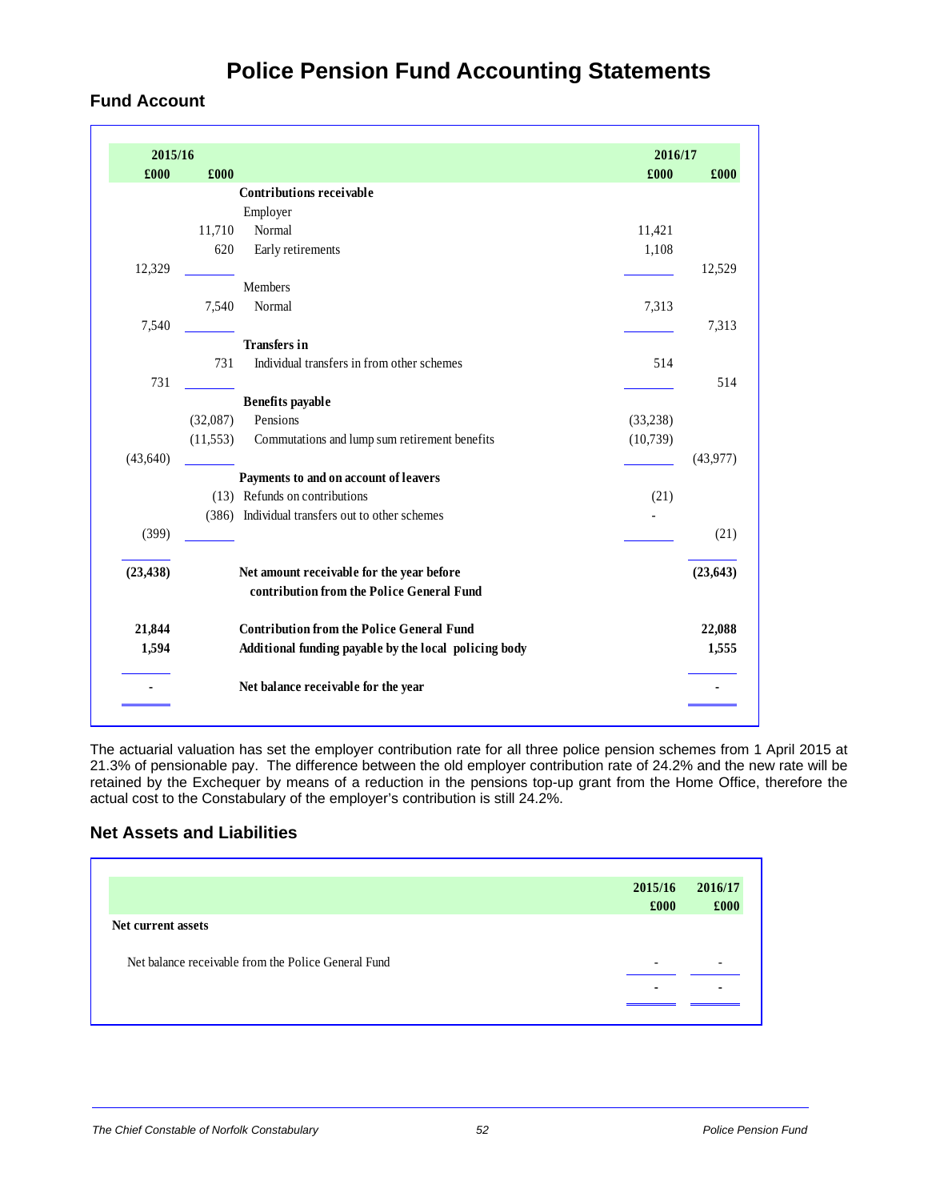# Police Pension Fund Accounting Statements

## Fund Account

| 2015/16 £000 | 2015/16 £000 | | 2016/17 £000 | 2016/17 £000 |
|---|---|---|---|---|
| | | **Contributions receivable** | | |
| | | Employer | | |
| | 11,710 | Normal | 11,421 | |
| | 620 | Early retirements | 1,108 | |
| 12,329 | | | | 12,529 |
| | | Members | | |
| | 7,540 | Normal | 7,313 | |
| 7,540 | | | | 7,313 |
| | | **Transfers in** | | |
| | 731 | Individual transfers in from other schemes | 514 | |
| 731 | | | | 514 |
| | | **Benefits payable** | | |
| | (32,087) | Pensions | (33,238) | |
| | (11,553) | Commutations and lump sum retirement benefits | (10,739) | |
| (43,640) | | | | (43,977) |
| | | **Payments to and on account of leavers** | | |
| | (13) | Refunds on contributions | (21) | |
| | (386) | Individual transfers out to other schemes | - | |
| (399) | | | | (21) |
| **(23,438)** | | **Net amount receivable for the year before contribution from the Police General Fund** | | **(23,643)** |
| **21,844** | | **Contribution from the Police General Fund** | | **22,088** |
| **1,594** | | **Additional funding payable by the local policing body** | | **1,555** |
| **-** | | **Net balance receivable for the year** | | **-** |

The actuarial valuation has set the employer contribution rate for all three police pension schemes from 1 April 2015 at 21.3% of pensionable pay. The difference between the old employer contribution rate of 24.2% and the new rate will be retained by the Exchequer by means of a reduction in the pensions top-up grant from the Home Office, therefore the actual cost to the Constabulary of the employer's contribution is still 24.2%.

## Net Assets and Liabilities

| | 2015/16 £000 | 2016/17 £000 |
|---|---|---|
| **Net current assets** | | |
| Net balance receivable from the Police General Fund | - | - |
| | - | - |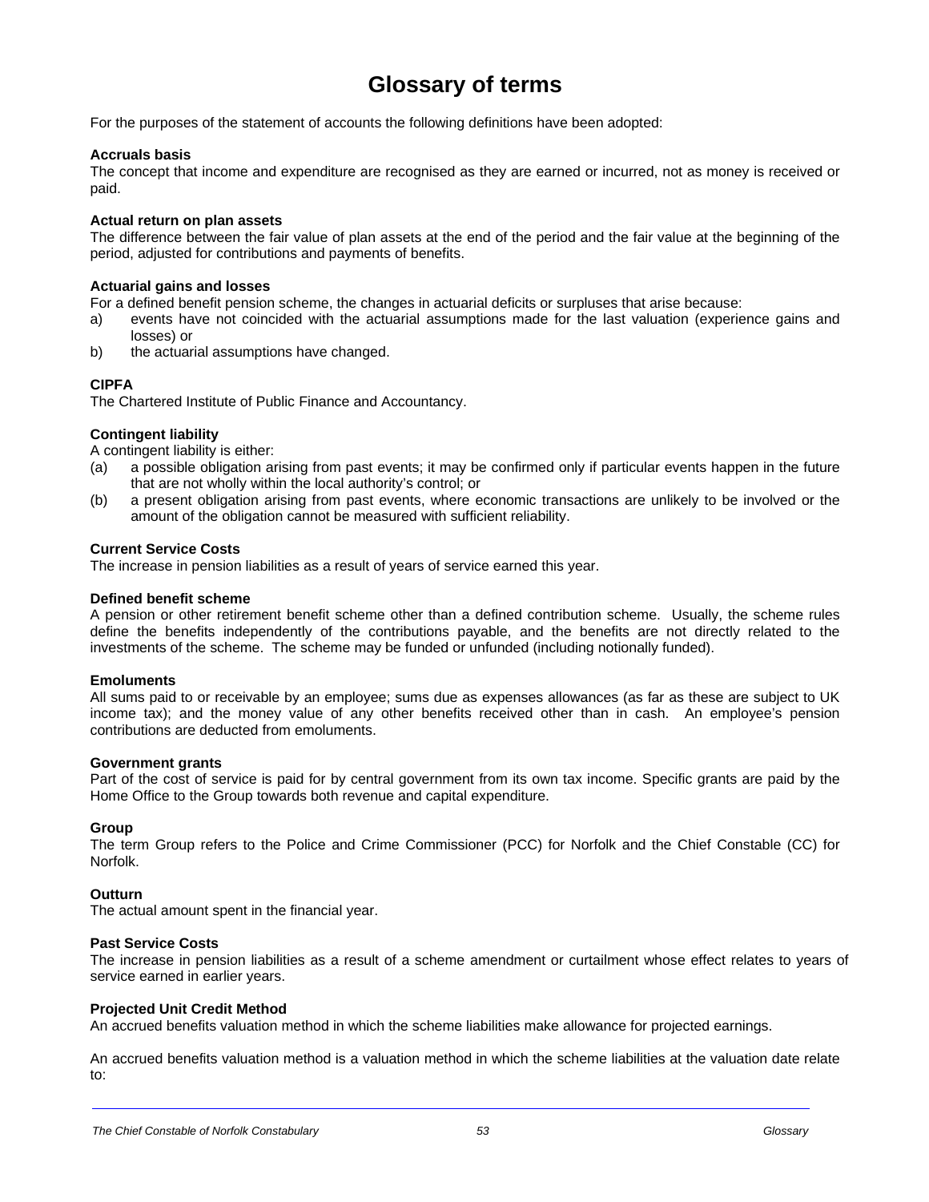# Glossary of terms

For the purposes of the statement of accounts the following definitions have been adopted:

**Accruals basis**
The concept that income and expenditure are recognised as they are earned or incurred, not as money is received or paid.

**Actual return on plan assets**
The difference between the fair value of plan assets at the end of the period and the fair value at the beginning of the period, adjusted for contributions and payments of benefits.

**Actuarial gains and losses**
For a defined benefit pension scheme, the changes in actuarial deficits or surpluses that arise because:

a) events have not coincided with the actuarial assumptions made for the last valuation (experience gains and losses) or
b) the actuarial assumptions have changed.

**CIPFA**
The Chartered Institute of Public Finance and Accountancy.

**Contingent liability**
A contingent liability is either:

(a) a possible obligation arising from past events; it may be confirmed only if particular events happen in the future that are not wholly within the local authority's control; or
(b) a present obligation arising from past events, where economic transactions are unlikely to be involved or the amount of the obligation cannot be measured with sufficient reliability.

**Current Service Costs**
The increase in pension liabilities as a result of years of service earned this year.

**Defined benefit scheme**
A pension or other retirement benefit scheme other than a defined contribution scheme. Usually, the scheme rules define the benefits independently of the contributions payable, and the benefits are not directly related to the investments of the scheme. The scheme may be funded or unfunded (including notionally funded).

**Emoluments**
All sums paid to or receivable by an employee; sums due as expenses allowances (as far as these are subject to UK income tax); and the money value of any other benefits received other than in cash. An employee's pension contributions are deducted from emoluments.

**Government grants**
Part of the cost of service is paid for by central government from its own tax income. Specific grants are paid by the Home Office to the Group towards both revenue and capital expenditure.

**Group**
The term Group refers to the Police and Crime Commissioner (PCC) for Norfolk and the Chief Constable (CC) for Norfolk.

**Outturn**
The actual amount spent in the financial year.

**Past Service Costs**
The increase in pension liabilities as a result of a scheme amendment or curtailment whose effect relates to years of service earned in earlier years.

**Projected Unit Credit Method**
An accrued benefits valuation method in which the scheme liabilities make allowance for projected earnings.

An accrued benefits valuation method is a valuation method in which the scheme liabilities at the valuation date relate to: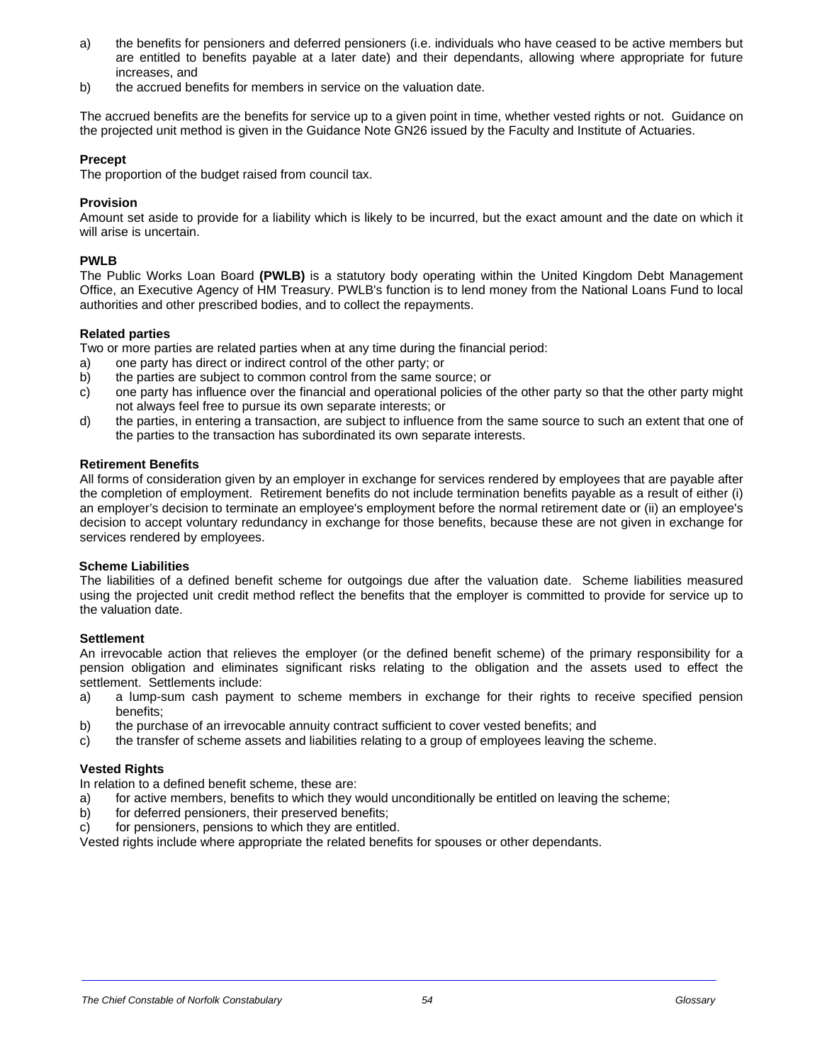a) the benefits for pensioners and deferred pensioners (i.e. individuals who have ceased to be active members but are entitled to benefits payable at a later date) and their dependants, allowing where appropriate for future increases, and
b) the accrued benefits for members in service on the valuation date.

The accrued benefits are the benefits for service up to a given point in time, whether vested rights or not. Guidance on the projected unit method is given in the Guidance Note GN26 issued by the Faculty and Institute of Actuaries.

**Precept**
The proportion of the budget raised from council tax.

**Provision**
Amount set aside to provide for a liability which is likely to be incurred, but the exact amount and the date on which it will arise is uncertain.

**PWLB**
The Public Works Loan Board **(PWLB)** is a statutory body operating within the United Kingdom Debt Management Office, an Executive Agency of HM Treasury. PWLB's function is to lend money from the National Loans Fund to local authorities and other prescribed bodies, and to collect the repayments.

**Related parties**
Two or more parties are related parties when at any time during the financial period:
a) one party has direct or indirect control of the other party; or
b) the parties are subject to common control from the same source; or
c) one party has influence over the financial and operational policies of the other party so that the other party might not always feel free to pursue its own separate interests; or
d) the parties, in entering a transaction, are subject to influence from the same source to such an extent that one of the parties to the transaction has subordinated its own separate interests.

**Retirement Benefits**
All forms of consideration given by an employer in exchange for services rendered by employees that are payable after the completion of employment. Retirement benefits do not include termination benefits payable as a result of either (i) an employer's decision to terminate an employee's employment before the normal retirement date or (ii) an employee's decision to accept voluntary redundancy in exchange for those benefits, because these are not given in exchange for services rendered by employees.

**Scheme Liabilities**
The liabilities of a defined benefit scheme for outgoings due after the valuation date. Scheme liabilities measured using the projected unit credit method reflect the benefits that the employer is committed to provide for service up to the valuation date.

**Settlement**
An irrevocable action that relieves the employer (or the defined benefit scheme) of the primary responsibility for a pension obligation and eliminates significant risks relating to the obligation and the assets used to effect the settlement. Settlements include:
a) a lump-sum cash payment to scheme members in exchange for their rights to receive specified pension benefits;
b) the purchase of an irrevocable annuity contract sufficient to cover vested benefits; and
c) the transfer of scheme assets and liabilities relating to a group of employees leaving the scheme.

**Vested Rights**
In relation to a defined benefit scheme, these are:
a) for active members, benefits to which they would unconditionally be entitled on leaving the scheme;
b) for deferred pensioners, their preserved benefits;
c) for pensioners, pensions to which they are entitled.

Vested rights include where appropriate the related benefits for spouses or other dependants.